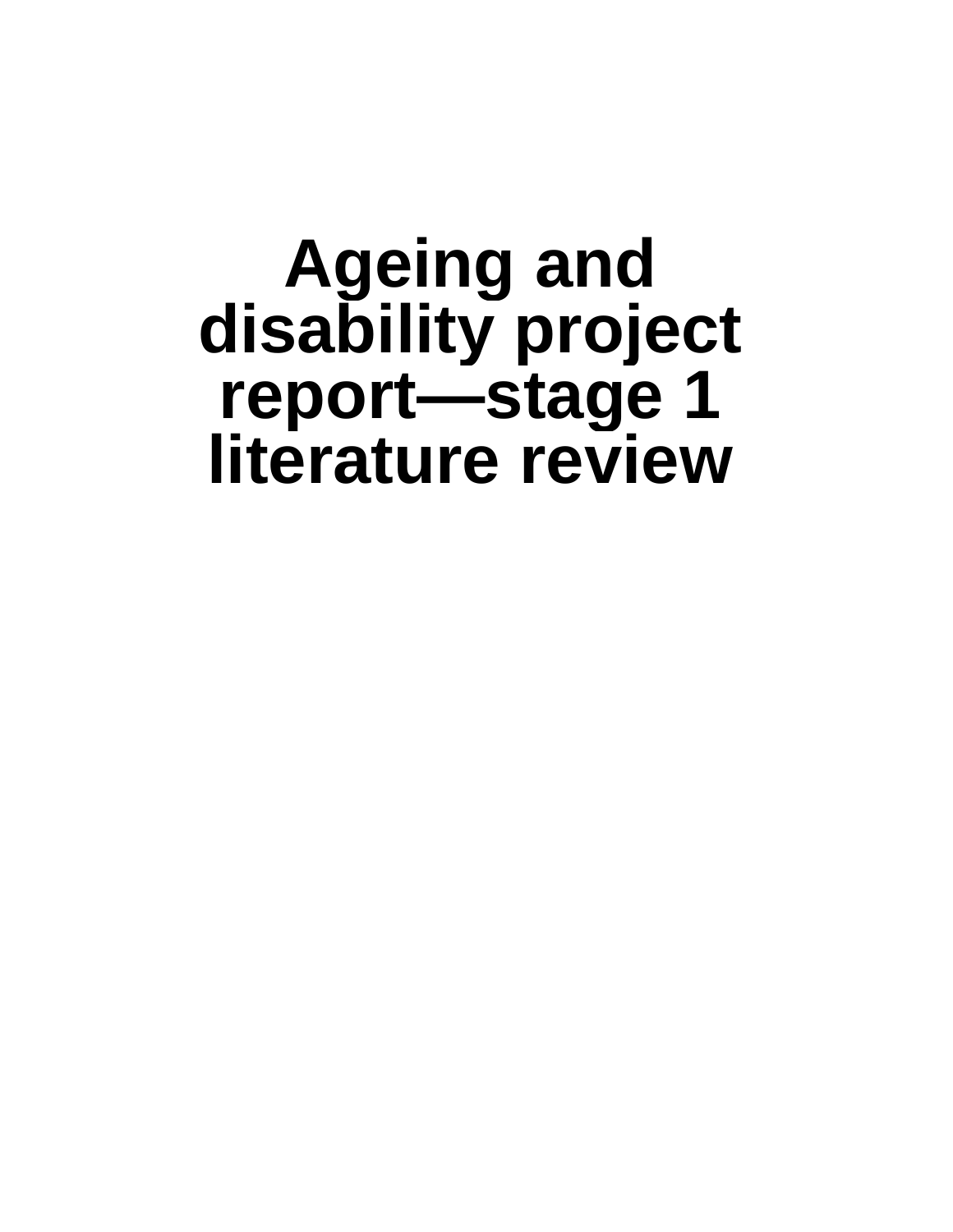# Ageing and disability project report—stage 1 literature review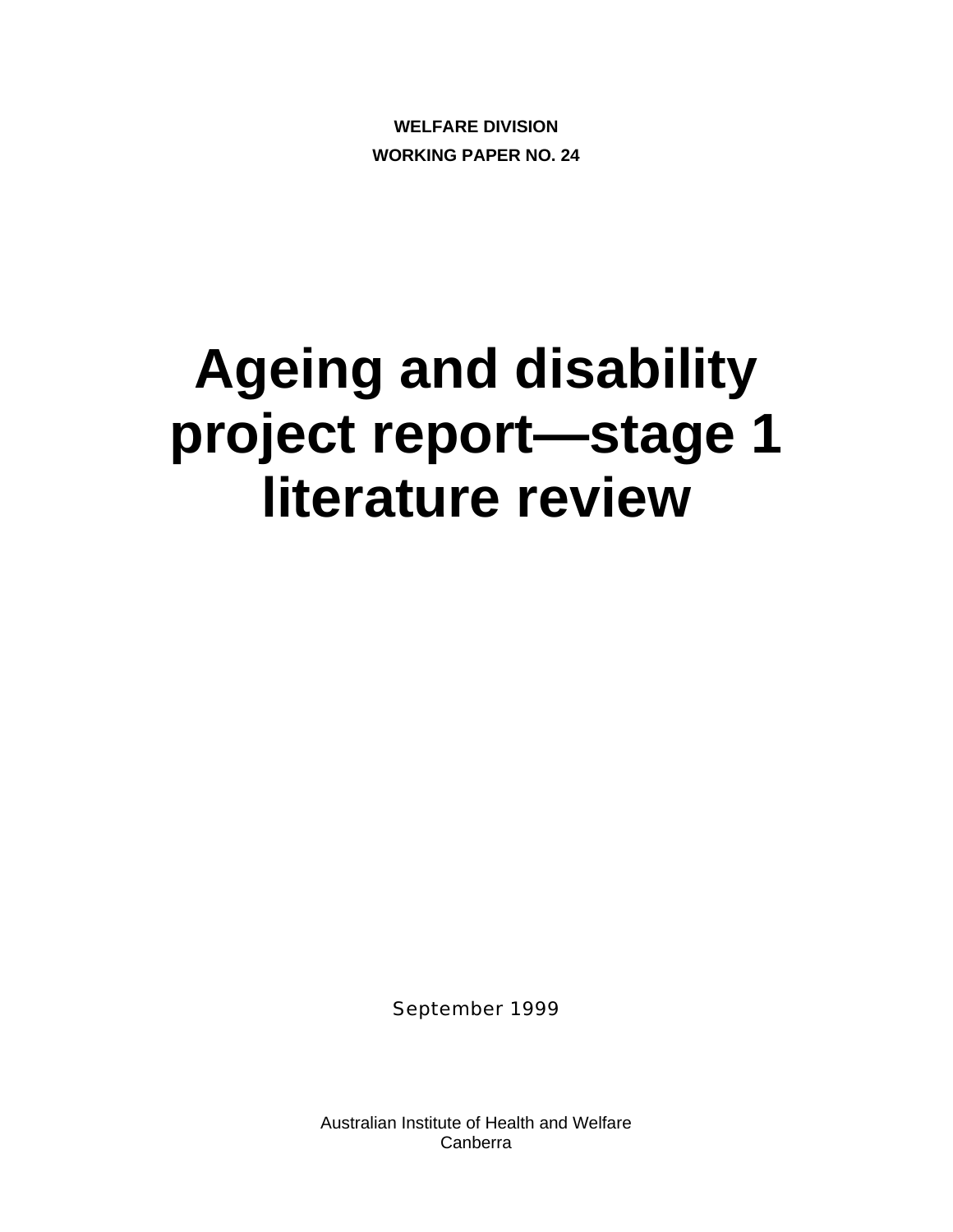**WELFARE DIVISION**

**WORKING PAPER NO. 24**

# Ageing and disability project report—stage 1 literature review

September 1999

Australian Institute of Health and Welfare
Canberra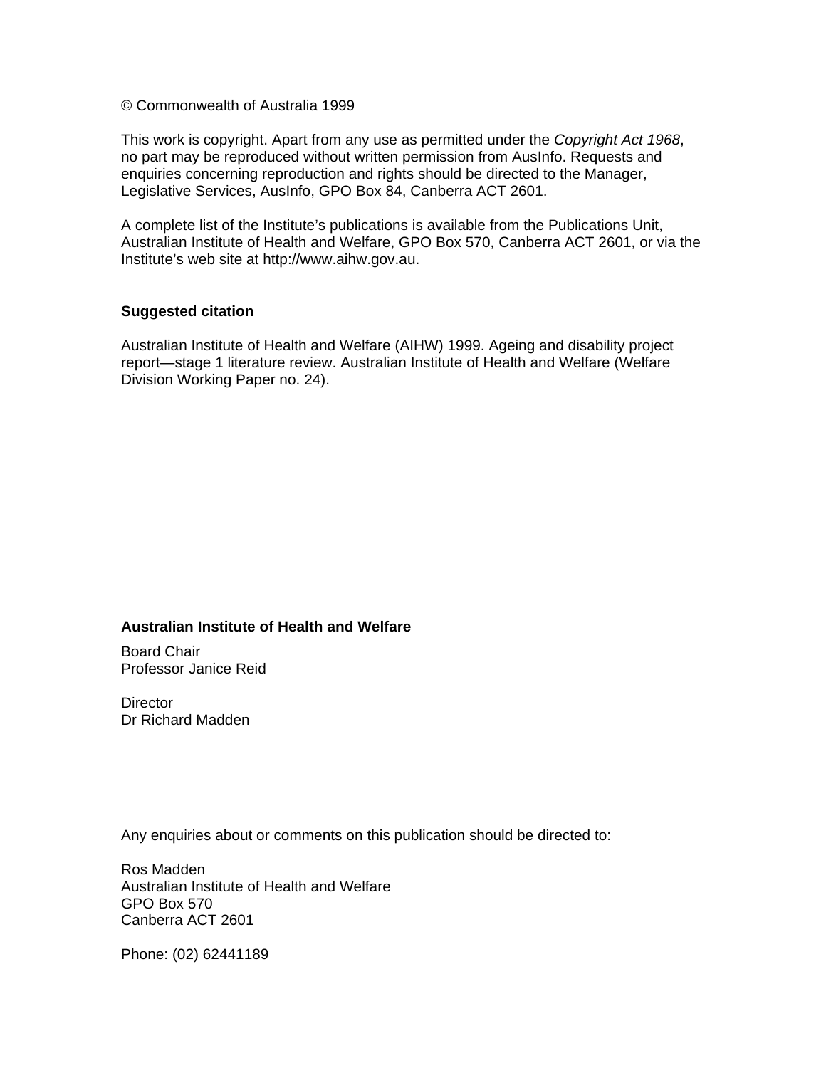© Commonwealth of Australia 1999

This work is copyright. Apart from any use as permitted under the *Copyright Act 1968*, no part may be reproduced without written permission from AusInfo. Requests and enquiries concerning reproduction and rights should be directed to the Manager, Legislative Services, AusInfo, GPO Box 84, Canberra ACT 2601.

A complete list of the Institute's publications is available from the Publications Unit, Australian Institute of Health and Welfare, GPO Box 570, Canberra ACT 2601, or via the Institute's web site at http://www.aihw.gov.au.

**Suggested citation**

Australian Institute of Health and Welfare (AIHW) 1999. Ageing and disability project report—stage 1 literature review. Australian Institute of Health and Welfare (Welfare Division Working Paper no. 24).

**Australian Institute of Health and Welfare**

Board Chair
Professor Janice Reid

Director
Dr Richard Madden

Any enquiries about or comments on this publication should be directed to:

Ros Madden
Australian Institute of Health and Welfare
GPO Box 570
Canberra ACT 2601

Phone: (02) 62441189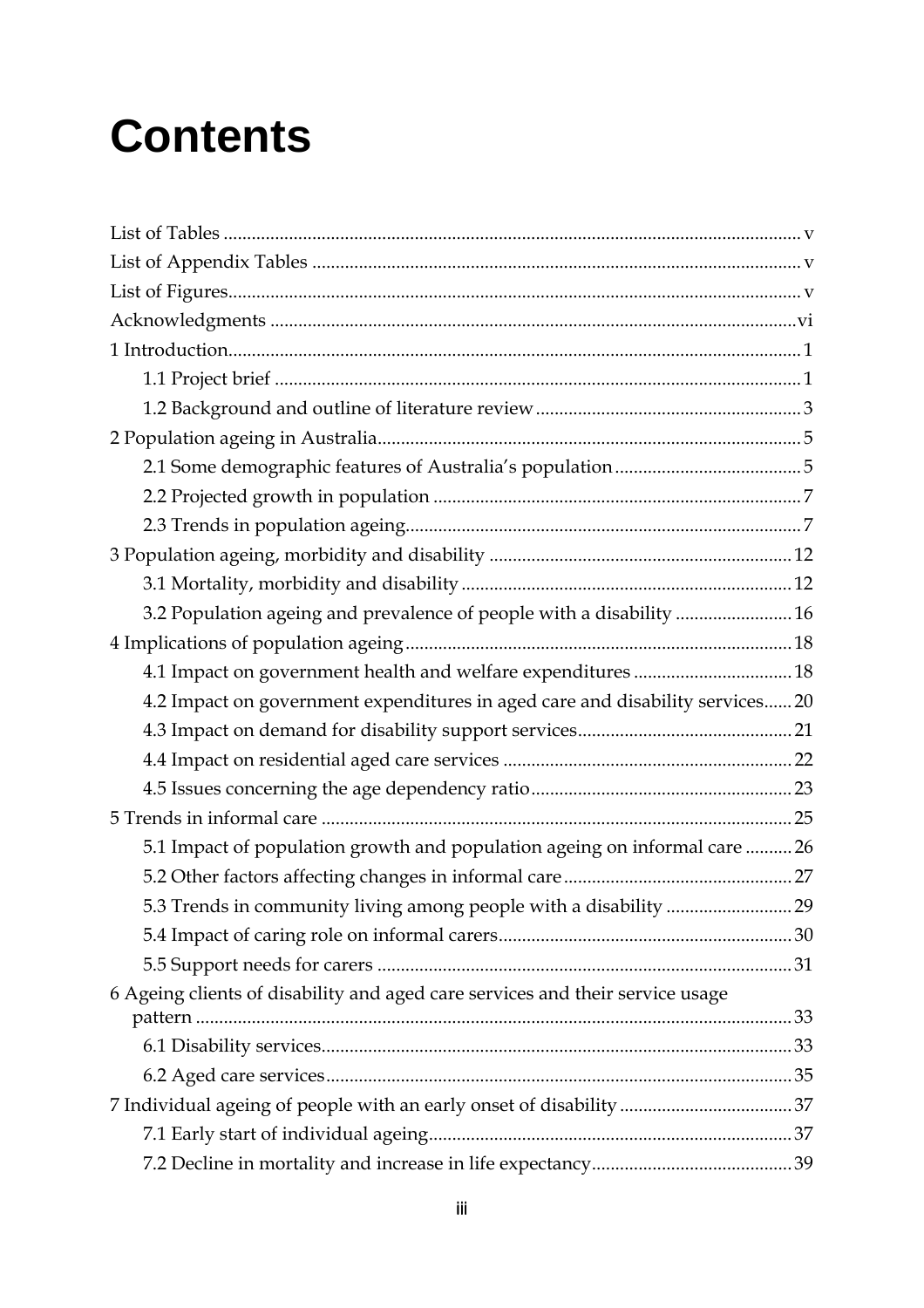# Contents

- List of Tables ..... v
- List of Appendix Tables ..... v
- List of Figures ..... v
- Acknowledgments ..... vi
- 1 Introduction ..... 1
  - 1.1 Project brief ..... 1
  - 1.2 Background and outline of literature review ..... 3
- 2 Population ageing in Australia ..... 5
  - 2.1 Some demographic features of Australia's population ..... 5
  - 2.2 Projected growth in population ..... 7
  - 2.3 Trends in population ageing ..... 7
- 3 Population ageing, morbidity and disability ..... 12
  - 3.1 Mortality, morbidity and disability ..... 12
  - 3.2 Population ageing and prevalence of people with a disability ..... 16
- 4 Implications of population ageing ..... 18
  - 4.1 Impact on government health and welfare expenditures ..... 18
  - 4.2 Impact on government expenditures in aged care and disability services ..... 20
  - 4.3 Impact on demand for disability support services ..... 21
  - 4.4 Impact on residential aged care services ..... 22
  - 4.5 Issues concerning the age dependency ratio ..... 23
- 5 Trends in informal care ..... 25
  - 5.1 Impact of population growth and population ageing on informal care ..... 26
  - 5.2 Other factors affecting changes in informal care ..... 27
  - 5.3 Trends in community living among people with a disability ..... 29
  - 5.4 Impact of caring role on informal carers ..... 30
  - 5.5 Support needs for carers ..... 31
- 6 Ageing clients of disability and aged care services and their service usage pattern ..... 33
  - 6.1 Disability services ..... 33
  - 6.2 Aged care services ..... 35
- 7 Individual ageing of people with an early onset of disability ..... 37
  - 7.1 Early start of individual ageing ..... 37
  - 7.2 Decline in mortality and increase in life expectancy ..... 39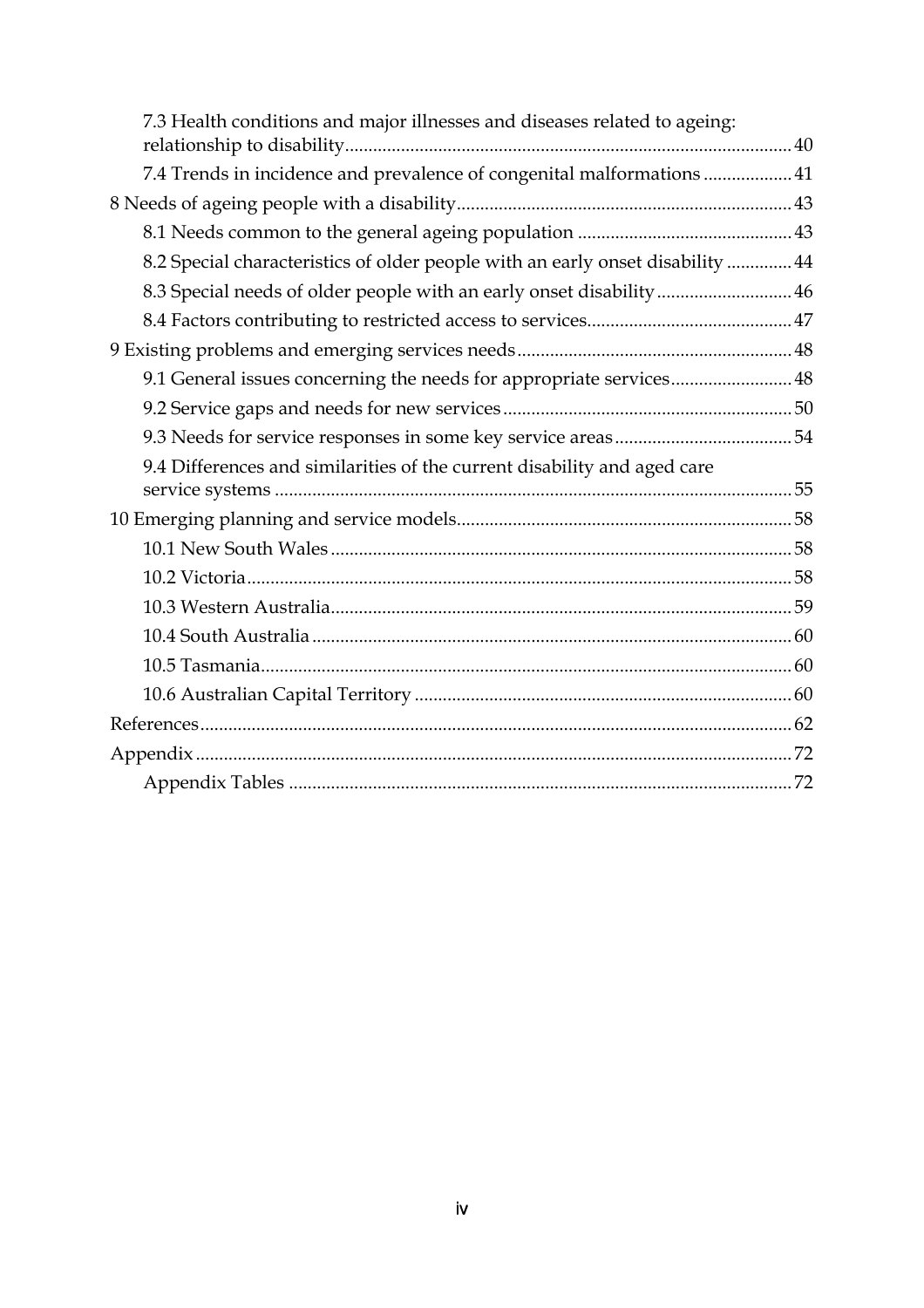7.3 Health conditions and major illnesses and diseases related to ageing: relationship to disability ............ 40

7.4 Trends in incidence and prevalence of congenital malformations ............ 41

8 Needs of ageing people with a disability ............ 43

8.1 Needs common to the general ageing population ............ 43

8.2 Special characteristics of older people with an early onset disability ............ 44

8.3 Special needs of older people with an early onset disability ............ 46

8.4 Factors contributing to restricted access to services ............ 47

9 Existing problems and emerging services needs ............ 48

9.1 General issues concerning the needs for appropriate services ............ 48

9.2 Service gaps and needs for new services ............ 50

9.3 Needs for service responses in some key service areas ............ 54

9.4 Differences and similarities of the current disability and aged care service systems ............ 55

10 Emerging planning and service models ............ 58

10.1 New South Wales ............ 58

10.2 Victoria ............ 58

10.3 Western Australia ............ 59

10.4 South Australia ............ 60

10.5 Tasmania ............ 60

10.6 Australian Capital Territory ............ 60

References ............ 62

Appendix ............ 72

Appendix Tables ............ 72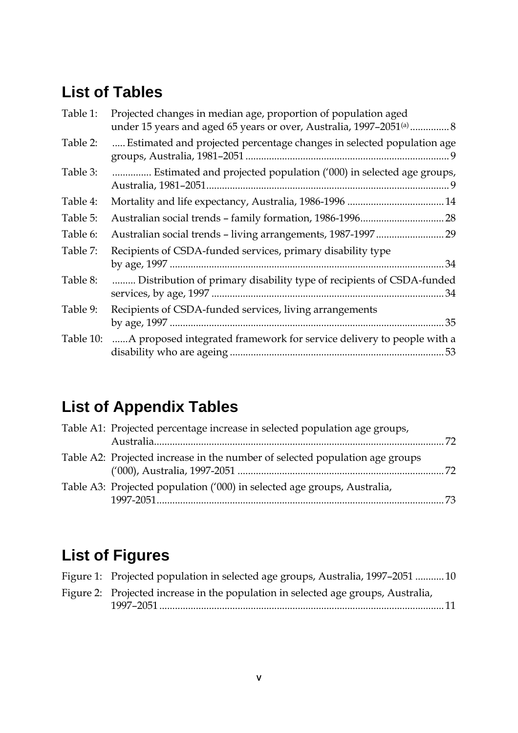## List of Tables

Table 1: Projected changes in median age, proportion of population aged under 15 years and aged 65 years or over, Australia, 1997–2051[(a)] .............. 8

Table 2: ..... Estimated and projected percentage changes in selected population age groups, Australia, 1981–2051 ............................................................................. 9

Table 3: ............... Estimated and projected population ('000) in selected age groups, Australia, 1981–2051............................................................................................ 9

Table 4: Mortality and life expectancy, Australia, 1986-1996 ..................................... 14

Table 5: Australian social trends – family formation, 1986-1996................................ 28

Table 6: Australian social trends – living arrangements, 1987-1997 .......................... 29

Table 7: Recipients of CSDA-funded services, primary disability type by age, 1997 ......................................................................................................... 34

Table 8: ......... Distribution of primary disability type of recipients of CSDA-funded services, by age, 1997 ......................................................................................... 34

Table 9: Recipients of CSDA-funded services, living arrangements by age, 1997 ......................................................................................................... 35

Table 10: ......A proposed integrated framework for service delivery to people with a disability who are ageing ................................................................................. 53

## List of Appendix Tables

Table A1: Projected percentage increase in selected population age groups, Australia............................................................................................................. 72

Table A2: Projected increase in the number of selected population age groups ('000), Australia, 1997-2051 .............................................................................. 72

Table A3: Projected population ('000) in selected age groups, Australia, 1997-2051............................................................................................................. 73

## List of Figures

Figure 1: Projected population in selected age groups, Australia, 1997–2051 ........... 10

Figure 2: Projected increase in the population in selected age groups, Australia, 1997–2051 ............................................................................................................ 11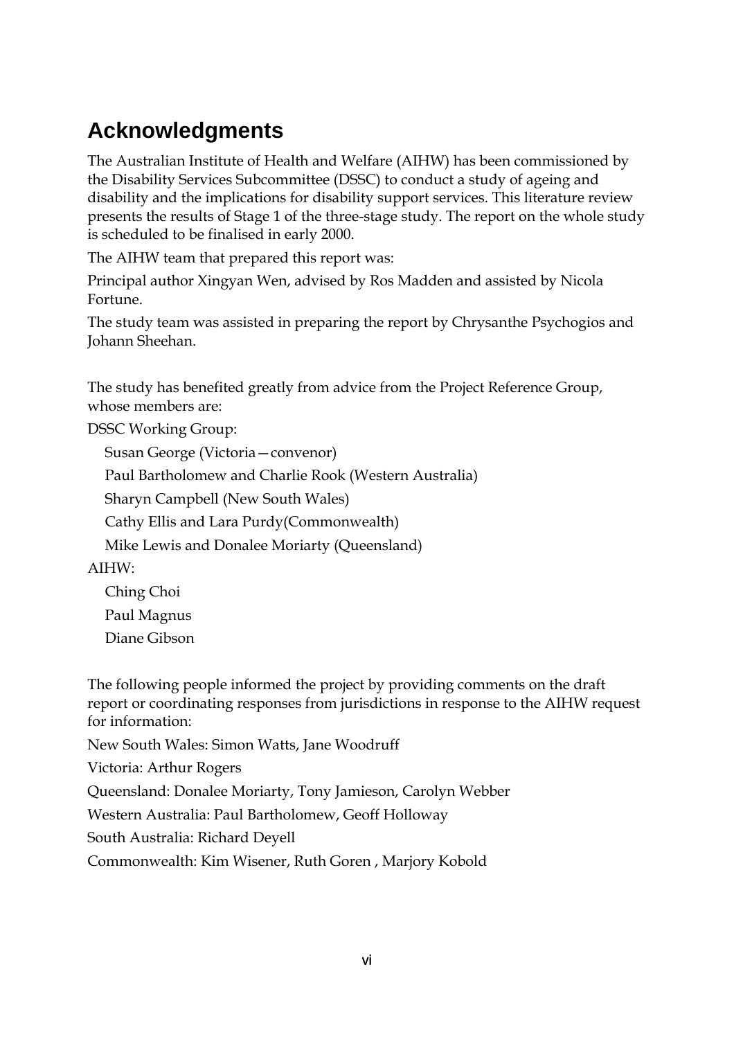# Acknowledgments

The Australian Institute of Health and Welfare (AIHW) has been commissioned by the Disability Services Subcommittee (DSSC) to conduct a study of ageing and disability and the implications for disability support services. This literature review presents the results of Stage 1 of the three-stage study. The report on the whole study is scheduled to be finalised in early 2000.

The AIHW team that prepared this report was:

Principal author Xingyan Wen, advised by Ros Madden and assisted by Nicola Fortune.

The study team was assisted in preparing the report by Chrysanthe Psychogios and Johann Sheehan.

The study has benefited greatly from advice from the Project Reference Group, whose members are:

DSSC Working Group:

- Susan George (Victoria—convenor)
- Paul Bartholomew and Charlie Rook (Western Australia)
- Sharyn Campbell (New South Wales)
- Cathy Ellis and Lara Purdy(Commonwealth)
- Mike Lewis and Donalee Moriarty (Queensland)

AIHW:

- Ching Choi
- Paul Magnus
- Diane Gibson

The following people informed the project by providing comments on the draft report or coordinating responses from jurisdictions in response to the AIHW request for information:

New South Wales: Simon Watts, Jane Woodruff

Victoria: Arthur Rogers

Queensland: Donalee Moriarty, Tony Jamieson, Carolyn Webber

Western Australia: Paul Bartholomew, Geoff Holloway

South Australia: Richard Deyell

Commonwealth: Kim Wisener, Ruth Goren , Marjory Kobold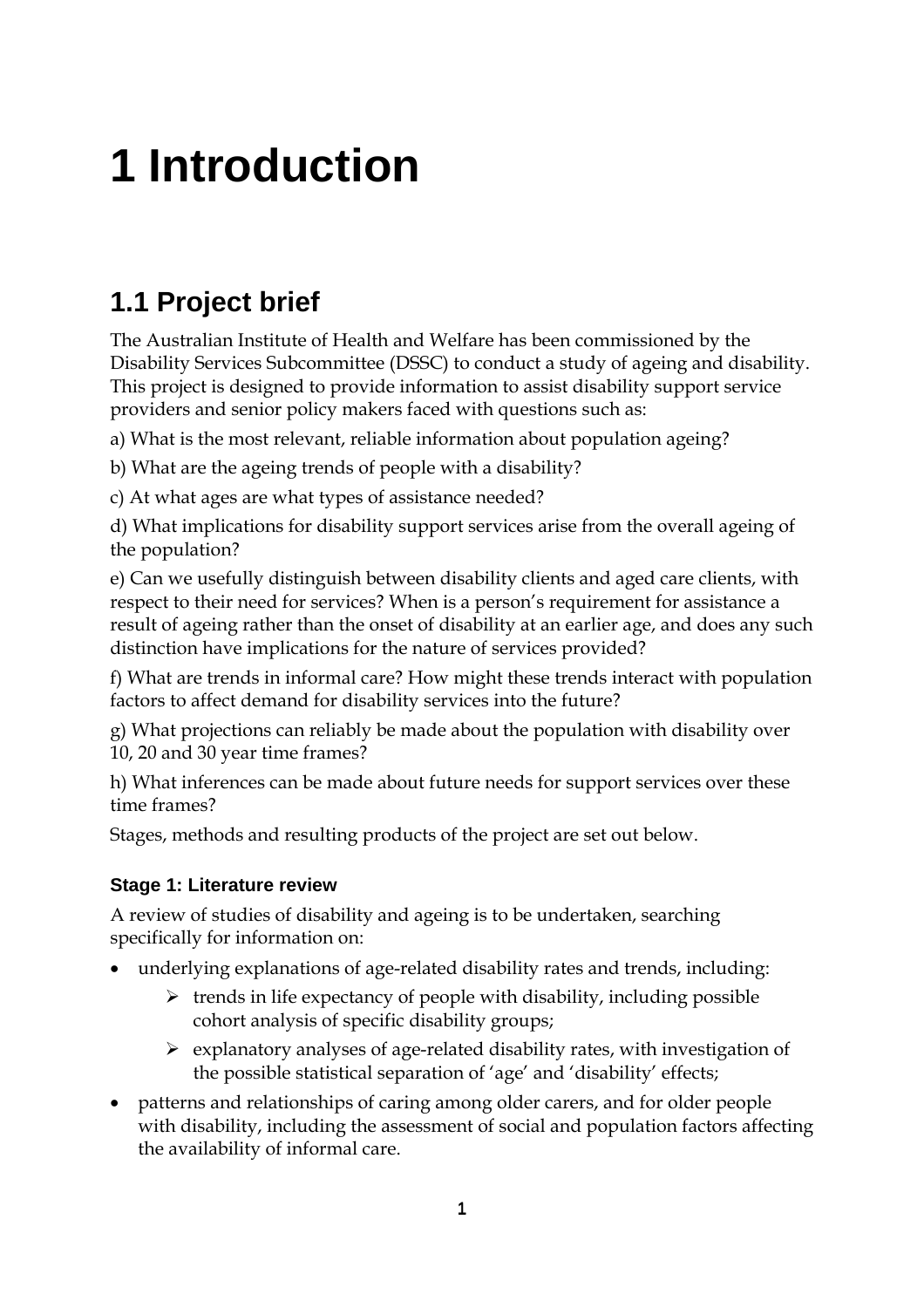# 1 Introduction

## 1.1 Project brief

The Australian Institute of Health and Welfare has been commissioned by the Disability Services Subcommittee (DSSC) to conduct a study of ageing and disability. This project is designed to provide information to assist disability support service providers and senior policy makers faced with questions such as:

a) What is the most relevant, reliable information about population ageing?

b) What are the ageing trends of people with a disability?

c) At what ages are what types of assistance needed?

d) What implications for disability support services arise from the overall ageing of the population?

e) Can we usefully distinguish between disability clients and aged care clients, with respect to their need for services? When is a person's requirement for assistance a result of ageing rather than the onset of disability at an earlier age, and does any such distinction have implications for the nature of services provided?

f) What are trends in informal care? How might these trends interact with population factors to affect demand for disability services into the future?

g) What projections can reliably be made about the population with disability over 10, 20 and 30 year time frames?

h) What inferences can be made about future needs for support services over these time frames?

Stages, methods and resulting products of the project are set out below.

#### Stage 1: Literature review

A review of studies of disability and ageing is to be undertaken, searching specifically for information on:

- underlying explanations of age-related disability rates and trends, including:
  - trends in life expectancy of people with disability, including possible cohort analysis of specific disability groups;
  - explanatory analyses of age-related disability rates, with investigation of the possible statistical separation of 'age' and 'disability' effects;
- patterns and relationships of caring among older carers, and for older people with disability, including the assessment of social and population factors affecting the availability of informal care.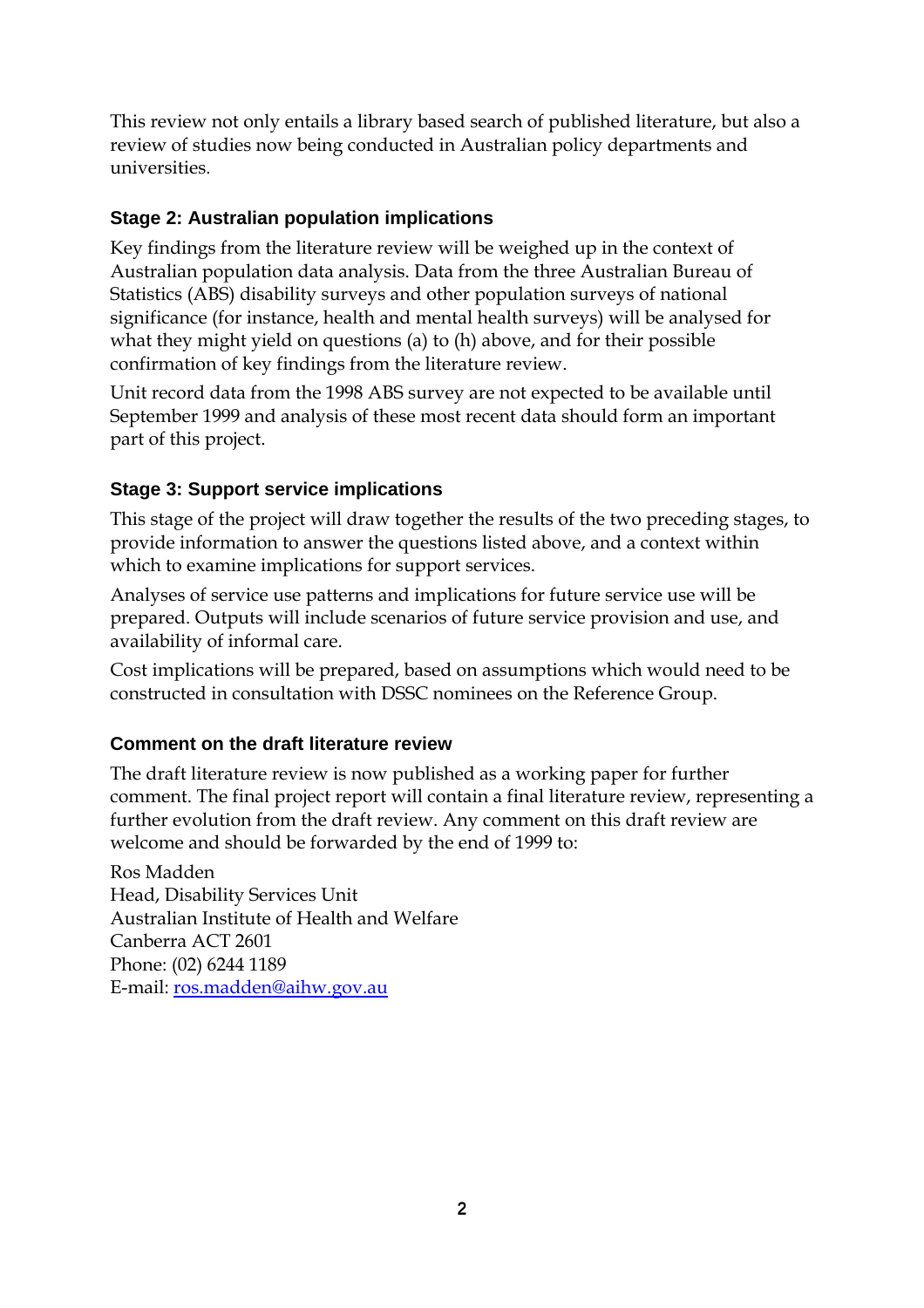This review not only entails a library based search of published literature, but also a review of studies now being conducted in Australian policy departments and universities.

### Stage 2: Australian population implications

Key findings from the literature review will be weighed up in the context of Australian population data analysis. Data from the three Australian Bureau of Statistics (ABS) disability surveys and other population surveys of national significance (for instance, health and mental health surveys) will be analysed for what they might yield on questions (a) to (h) above, and for their possible confirmation of key findings from the literature review.

Unit record data from the 1998 ABS survey are not expected to be available until September 1999 and analysis of these most recent data should form an important part of this project.

### Stage 3: Support service implications

This stage of the project will draw together the results of the two preceding stages, to provide information to answer the questions listed above, and a context within which to examine implications for support services.

Analyses of service use patterns and implications for future service use will be prepared. Outputs will include scenarios of future service provision and use, and availability of informal care.

Cost implications will be prepared, based on assumptions which would need to be constructed in consultation with DSSC nominees on the Reference Group.

### Comment on the draft literature review

The draft literature review is now published as a working paper for further comment. The final project report will contain a final literature review, representing a further evolution from the draft review. Any comment on this draft review are welcome and should be forwarded by the end of 1999 to:

Ros Madden
Head, Disability Services Unit
Australian Institute of Health and Welfare
Canberra ACT 2601
Phone: (02) 6244 1189
E-mail: ros.madden@aihw.gov.au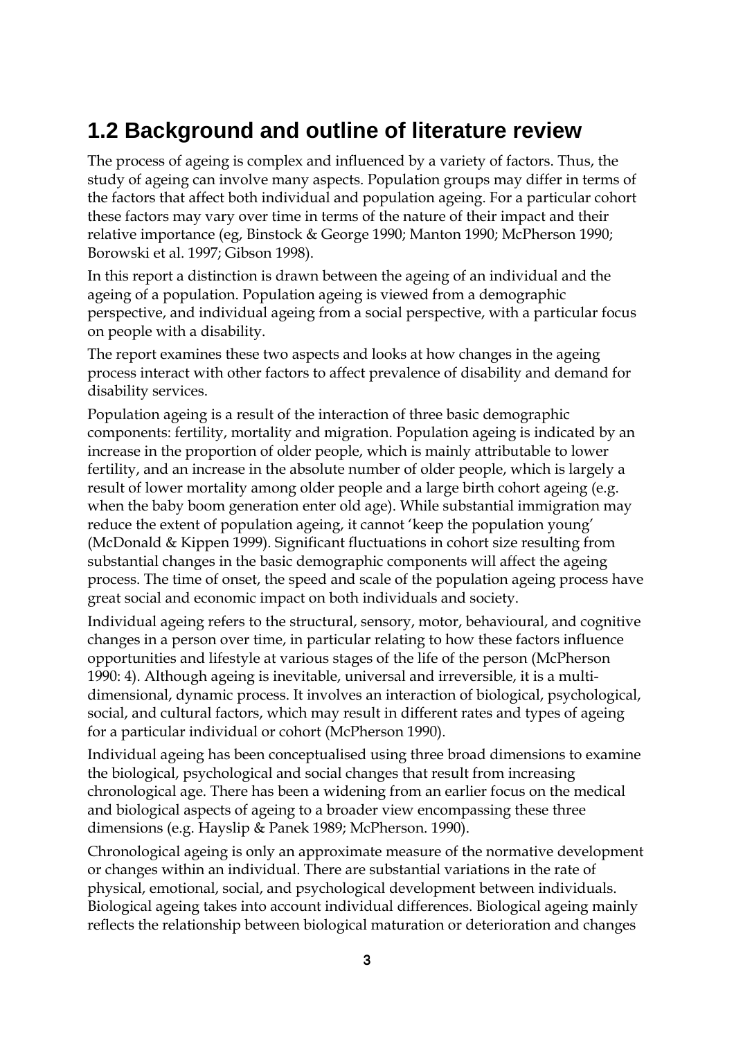## 1.2 Background and outline of literature review

The process of ageing is complex and influenced by a variety of factors. Thus, the study of ageing can involve many aspects. Population groups may differ in terms of the factors that affect both individual and population ageing. For a particular cohort these factors may vary over time in terms of the nature of their impact and their relative importance (eg, Binstock & George 1990; Manton 1990; McPherson 1990; Borowski et al. 1997; Gibson 1998).

In this report a distinction is drawn between the ageing of an individual and the ageing of a population. Population ageing is viewed from a demographic perspective, and individual ageing from a social perspective, with a particular focus on people with a disability.

The report examines these two aspects and looks at how changes in the ageing process interact with other factors to affect prevalence of disability and demand for disability services.

Population ageing is a result of the interaction of three basic demographic components: fertility, mortality and migration. Population ageing is indicated by an increase in the proportion of older people, which is mainly attributable to lower fertility, and an increase in the absolute number of older people, which is largely a result of lower mortality among older people and a large birth cohort ageing (e.g. when the baby boom generation enter old age). While substantial immigration may reduce the extent of population ageing, it cannot 'keep the population young' (McDonald & Kippen 1999). Significant fluctuations in cohort size resulting from substantial changes in the basic demographic components will affect the ageing process. The time of onset, the speed and scale of the population ageing process have great social and economic impact on both individuals and society.

Individual ageing refers to the structural, sensory, motor, behavioural, and cognitive changes in a person over time, in particular relating to how these factors influence opportunities and lifestyle at various stages of the life of the person (McPherson 1990: 4). Although ageing is inevitable, universal and irreversible, it is a multi-dimensional, dynamic process. It involves an interaction of biological, psychological, social, and cultural factors, which may result in different rates and types of ageing for a particular individual or cohort (McPherson 1990).

Individual ageing has been conceptualised using three broad dimensions to examine the biological, psychological and social changes that result from increasing chronological age. There has been a widening from an earlier focus on the medical and biological aspects of ageing to a broader view encompassing these three dimensions (e.g. Hayslip & Panek 1989; McPherson. 1990).

Chronological ageing is only an approximate measure of the normative development or changes within an individual. There are substantial variations in the rate of physical, emotional, social, and psychological development between individuals. Biological ageing takes into account individual differences. Biological ageing mainly reflects the relationship between biological maturation or deterioration and changes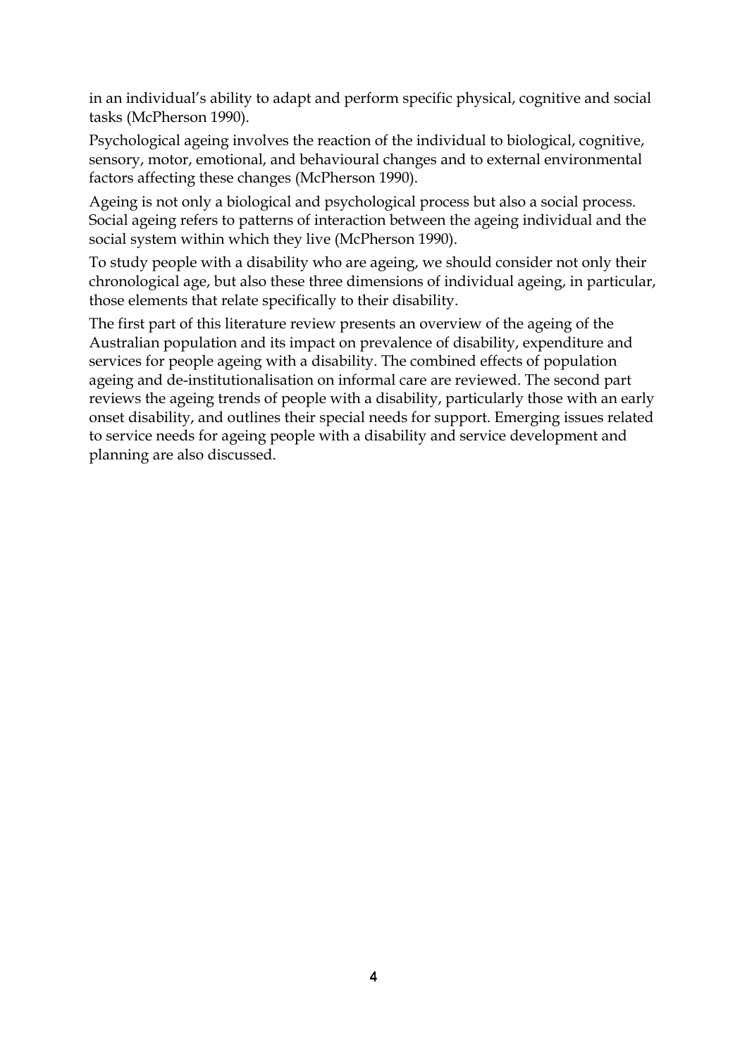in an individual's ability to adapt and perform specific physical, cognitive and social tasks (McPherson 1990).

Psychological ageing involves the reaction of the individual to biological, cognitive, sensory, motor, emotional, and behavioural changes and to external environmental factors affecting these changes (McPherson 1990).

Ageing is not only a biological and psychological process but also a social process. Social ageing refers to patterns of interaction between the ageing individual and the social system within which they live (McPherson 1990).

To study people with a disability who are ageing, we should consider not only their chronological age, but also these three dimensions of individual ageing, in particular, those elements that relate specifically to their disability.

The first part of this literature review presents an overview of the ageing of the Australian population and its impact on prevalence of disability, expenditure and services for people ageing with a disability. The combined effects of population ageing and de-institutionalisation on informal care are reviewed. The second part reviews the ageing trends of people with a disability, particularly those with an early onset disability, and outlines their special needs for support. Emerging issues related to service needs for ageing people with a disability and service development and planning are also discussed.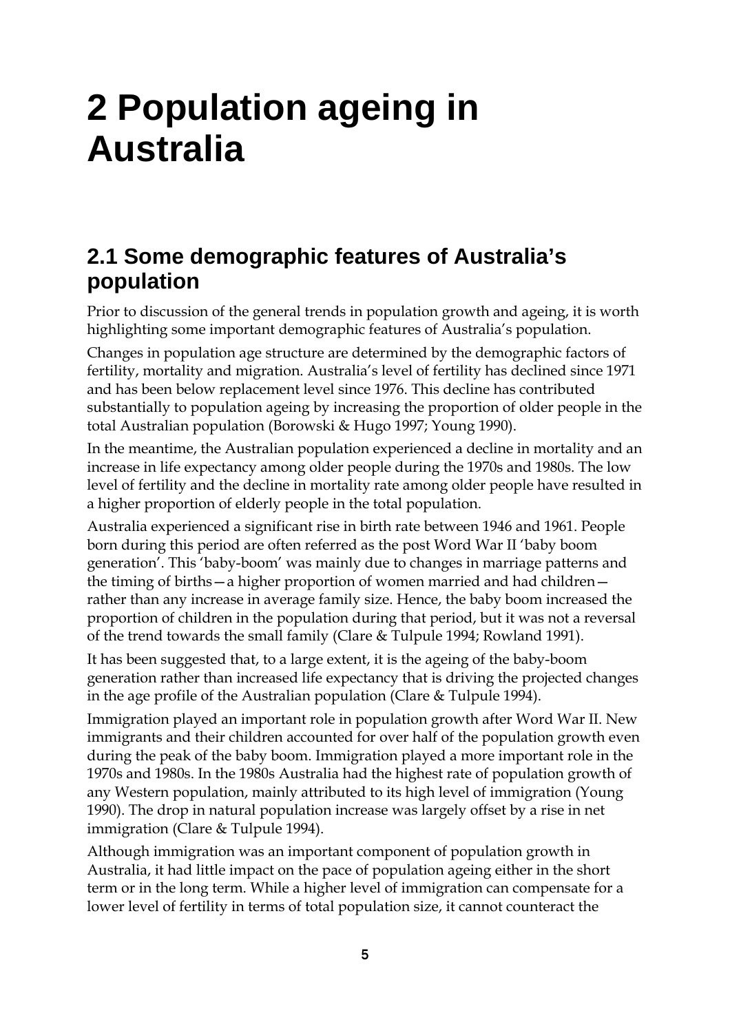# 2 Population ageing in Australia

## 2.1 Some demographic features of Australia's population

Prior to discussion of the general trends in population growth and ageing, it is worth highlighting some important demographic features of Australia's population.

Changes in population age structure are determined by the demographic factors of fertility, mortality and migration. Australia's level of fertility has declined since 1971 and has been below replacement level since 1976. This decline has contributed substantially to population ageing by increasing the proportion of older people in the total Australian population (Borowski & Hugo 1997; Young 1990).

In the meantime, the Australian population experienced a decline in mortality and an increase in life expectancy among older people during the 1970s and 1980s. The low level of fertility and the decline in mortality rate among older people have resulted in a higher proportion of elderly people in the total population.

Australia experienced a significant rise in birth rate between 1946 and 1961. People born during this period are often referred as the post Word War II 'baby boom generation'. This 'baby-boom' was mainly due to changes in marriage patterns and the timing of births—a higher proportion of women married and had children—rather than any increase in average family size. Hence, the baby boom increased the proportion of children in the population during that period, but it was not a reversal of the trend towards the small family (Clare & Tulpule 1994; Rowland 1991).

It has been suggested that, to a large extent, it is the ageing of the baby-boom generation rather than increased life expectancy that is driving the projected changes in the age profile of the Australian population (Clare & Tulpule 1994).

Immigration played an important role in population growth after Word War II. New immigrants and their children accounted for over half of the population growth even during the peak of the baby boom. Immigration played a more important role in the 1970s and 1980s. In the 1980s Australia had the highest rate of population growth of any Western population, mainly attributed to its high level of immigration (Young 1990). The drop in natural population increase was largely offset by a rise in net immigration (Clare & Tulpule 1994).

Although immigration was an important component of population growth in Australia, it had little impact on the pace of population ageing either in the short term or in the long term. While a higher level of immigration can compensate for a lower level of fertility in terms of total population size, it cannot counteract the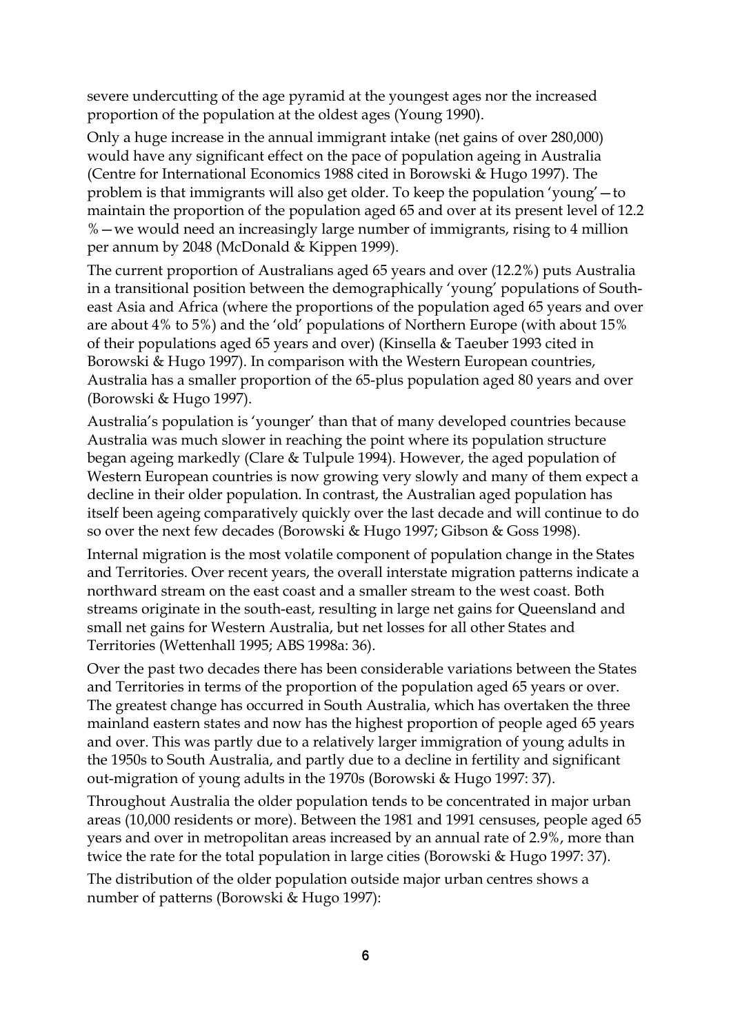severe undercutting of the age pyramid at the youngest ages nor the increased proportion of the population at the oldest ages (Young 1990).

Only a huge increase in the annual immigrant intake (net gains of over 280,000) would have any significant effect on the pace of population ageing in Australia (Centre for International Economics 1988 cited in Borowski & Hugo 1997). The problem is that immigrants will also get older. To keep the population 'young'—to maintain the proportion of the population aged 65 and over at its present level of 12.2 %—we would need an increasingly large number of immigrants, rising to 4 million per annum by 2048 (McDonald & Kippen 1999).

The current proportion of Australians aged 65 years and over (12.2%) puts Australia in a transitional position between the demographically 'young' populations of South-east Asia and Africa (where the proportions of the population aged 65 years and over are about 4% to 5%) and the 'old' populations of Northern Europe (with about 15% of their populations aged 65 years and over) (Kinsella & Taeuber 1993 cited in Borowski & Hugo 1997). In comparison with the Western European countries, Australia has a smaller proportion of the 65-plus population aged 80 years and over (Borowski & Hugo 1997).

Australia's population is 'younger' than that of many developed countries because Australia was much slower in reaching the point where its population structure began ageing markedly (Clare & Tulpule 1994). However, the aged population of Western European countries is now growing very slowly and many of them expect a decline in their older population. In contrast, the Australian aged population has itself been ageing comparatively quickly over the last decade and will continue to do so over the next few decades (Borowski & Hugo 1997; Gibson & Goss 1998).

Internal migration is the most volatile component of population change in the States and Territories. Over recent years, the overall interstate migration patterns indicate a northward stream on the east coast and a smaller stream to the west coast. Both streams originate in the south-east, resulting in large net gains for Queensland and small net gains for Western Australia, but net losses for all other States and Territories (Wettenhall 1995; ABS 1998a: 36).

Over the past two decades there has been considerable variations between the States and Territories in terms of the proportion of the population aged 65 years or over. The greatest change has occurred in South Australia, which has overtaken the three mainland eastern states and now has the highest proportion of people aged 65 years and over. This was partly due to a relatively larger immigration of young adults in the 1950s to South Australia, and partly due to a decline in fertility and significant out-migration of young adults in the 1970s (Borowski & Hugo 1997: 37).

Throughout Australia the older population tends to be concentrated in major urban areas (10,000 residents or more). Between the 1981 and 1991 censuses, people aged 65 years and over in metropolitan areas increased by an annual rate of 2.9%, more than twice the rate for the total population in large cities (Borowski & Hugo 1997: 37).

The distribution of the older population outside major urban centres shows a number of patterns (Borowski & Hugo 1997):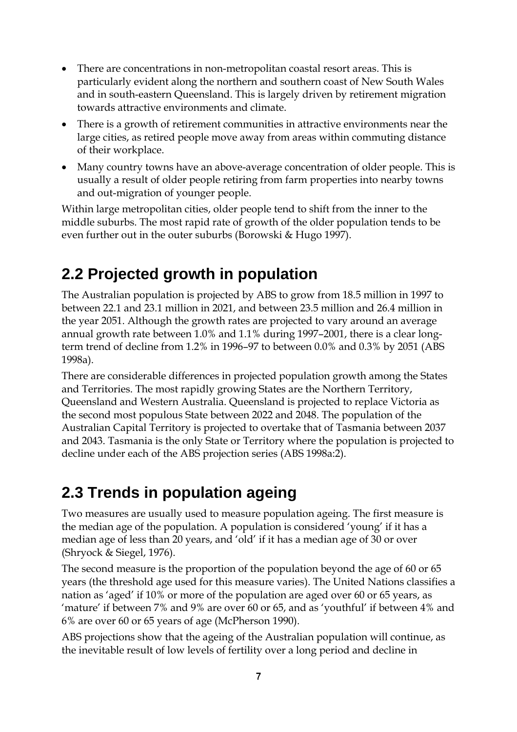- There are concentrations in non-metropolitan coastal resort areas. This is particularly evident along the northern and southern coast of New South Wales and in south-eastern Queensland. This is largely driven by retirement migration towards attractive environments and climate.
- There is a growth of retirement communities in attractive environments near the large cities, as retired people move away from areas within commuting distance of their workplace.
- Many country towns have an above-average concentration of older people. This is usually a result of older people retiring from farm properties into nearby towns and out-migration of younger people.

Within large metropolitan cities, older people tend to shift from the inner to the middle suburbs. The most rapid rate of growth of the older population tends to be even further out in the outer suburbs (Borowski & Hugo 1997).

## 2.2 Projected growth in population

The Australian population is projected by ABS to grow from 18.5 million in 1997 to between 22.1 and 23.1 million in 2021, and between 23.5 million and 26.4 million in the year 2051. Although the growth rates are projected to vary around an average annual growth rate between 1.0% and 1.1% during 1997–2001, there is a clear long-term trend of decline from 1.2% in 1996–97 to between 0.0% and 0.3% by 2051 (ABS 1998a).

There are considerable differences in projected population growth among the States and Territories. The most rapidly growing States are the Northern Territory, Queensland and Western Australia. Queensland is projected to replace Victoria as the second most populous State between 2022 and 2048. The population of the Australian Capital Territory is projected to overtake that of Tasmania between 2037 and 2043. Tasmania is the only State or Territory where the population is projected to decline under each of the ABS projection series (ABS 1998a:2).

## 2.3 Trends in population ageing

Two measures are usually used to measure population ageing. The first measure is the median age of the population. A population is considered 'young' if it has a median age of less than 20 years, and 'old' if it has a median age of 30 or over (Shryock & Siegel, 1976).

The second measure is the proportion of the population beyond the age of 60 or 65 years (the threshold age used for this measure varies). The United Nations classifies a nation as 'aged' if 10% or more of the population are aged over 60 or 65 years, as 'mature' if between 7% and 9% are over 60 or 65, and as 'youthful' if between 4% and 6% are over 60 or 65 years of age (McPherson 1990).

ABS projections show that the ageing of the Australian population will continue, as the inevitable result of low levels of fertility over a long period and decline in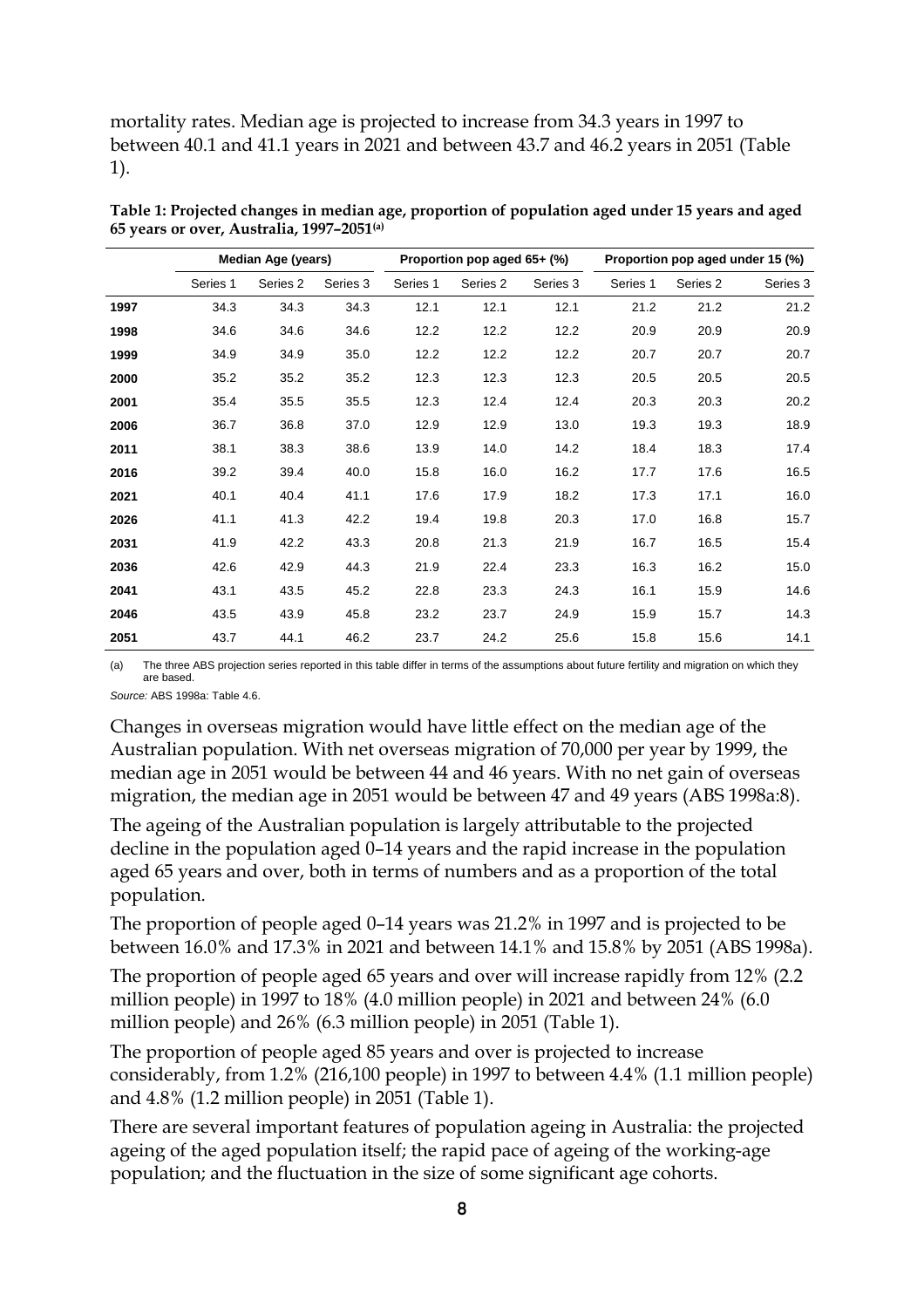mortality rates. Median age is projected to increase from 34.3 years in 1997 to between 40.1 and 41.1 years in 2021 and between 43.7 and 46.2 years in 2051 (Table 1).

**Table 1: Projected changes in median age, proportion of population aged under 15 years and aged 65 years or over, Australia, 1997–2051[(a)]**

| | Median Age (years) | | | Proportion pop aged 65+ (%) | | | Proportion pop aged under 15 (%) | | |
|---|---|---|---|---|---|---|---|---|---|
| | Series 1 | Series 2 | Series 3 | Series 1 | Series 2 | Series 3 | Series 1 | Series 2 | Series 3 |
| **1997** | 34.3 | 34.3 | 34.3 | 12.1 | 12.1 | 12.1 | 21.2 | 21.2 | 21.2 |
| **1998** | 34.6 | 34.6 | 34.6 | 12.2 | 12.2 | 12.2 | 20.9 | 20.9 | 20.9 |
| **1999** | 34.9 | 34.9 | 35.0 | 12.2 | 12.2 | 12.2 | 20.7 | 20.7 | 20.7 |
| **2000** | 35.2 | 35.2 | 35.2 | 12.3 | 12.3 | 12.3 | 20.5 | 20.5 | 20.5 |
| **2001** | 35.4 | 35.5 | 35.5 | 12.3 | 12.4 | 12.4 | 20.3 | 20.3 | 20.2 |
| **2006** | 36.7 | 36.8 | 37.0 | 12.9 | 12.9 | 13.0 | 19.3 | 19.3 | 18.9 |
| **2011** | 38.1 | 38.3 | 38.6 | 13.9 | 14.0 | 14.2 | 18.4 | 18.3 | 17.4 |
| **2016** | 39.2 | 39.4 | 40.0 | 15.8 | 16.0 | 16.2 | 17.7 | 17.6 | 16.5 |
| **2021** | 40.1 | 40.4 | 41.1 | 17.6 | 17.9 | 18.2 | 17.3 | 17.1 | 16.0 |
| **2026** | 41.1 | 41.3 | 42.2 | 19.4 | 19.8 | 20.3 | 17.0 | 16.8 | 15.7 |
| **2031** | 41.9 | 42.2 | 43.3 | 20.8 | 21.3 | 21.9 | 16.7 | 16.5 | 15.4 |
| **2036** | 42.6 | 42.9 | 44.3 | 21.9 | 22.4 | 23.3 | 16.3 | 16.2 | 15.0 |
| **2041** | 43.1 | 43.5 | 45.2 | 22.8 | 23.3 | 24.3 | 16.1 | 15.9 | 14.6 |
| **2046** | 43.5 | 43.9 | 45.8 | 23.2 | 23.7 | 24.9 | 15.9 | 15.7 | 14.3 |
| **2051** | 43.7 | 44.1 | 46.2 | 23.7 | 24.2 | 25.6 | 15.8 | 15.6 | 14.1 |

(a) The three ABS projection series reported in this table differ in terms of the assumptions about future fertility and migration on which they are based.

*Source:* ABS 1998a: Table 4.6.

Changes in overseas migration would have little effect on the median age of the Australian population. With net overseas migration of 70,000 per year by 1999, the median age in 2051 would be between 44 and 46 years. With no net gain of overseas migration, the median age in 2051 would be between 47 and 49 years (ABS 1998a:8).

The ageing of the Australian population is largely attributable to the projected decline in the population aged 0–14 years and the rapid increase in the population aged 65 years and over, both in terms of numbers and as a proportion of the total population.

The proportion of people aged 0–14 years was 21.2% in 1997 and is projected to be between 16.0% and 17.3% in 2021 and between 14.1% and 15.8% by 2051 (ABS 1998a).

The proportion of people aged 65 years and over will increase rapidly from 12% (2.2 million people) in 1997 to 18% (4.0 million people) in 2021 and between 24% (6.0 million people) and 26% (6.3 million people) in 2051 (Table 1).

The proportion of people aged 85 years and over is projected to increase considerably, from 1.2% (216,100 people) in 1997 to between 4.4% (1.1 million people) and 4.8% (1.2 million people) in 2051 (Table 1).

There are several important features of population ageing in Australia: the projected ageing of the aged population itself; the rapid pace of ageing of the working-age population; and the fluctuation in the size of some significant age cohorts.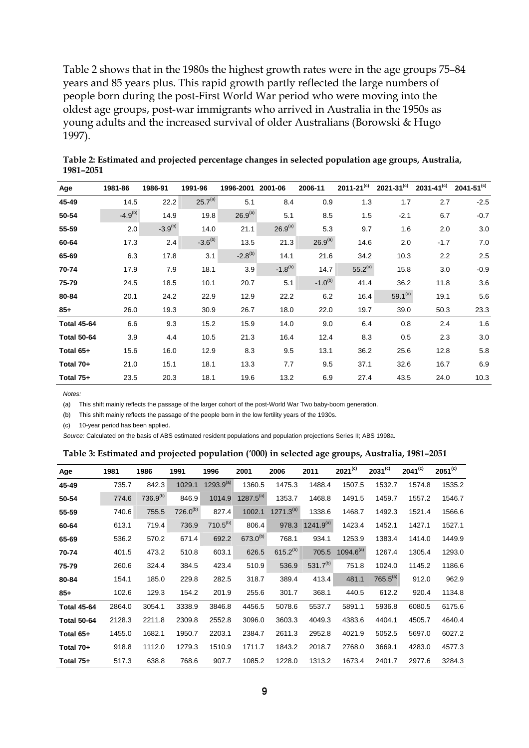Table 2 shows that in the 1980s the highest growth rates were in the age groups 75–84 years and 85 years plus. This rapid growth partly reflected the large numbers of people born during the post-First World War period who were moving into the oldest age groups, post-war immigrants who arrived in Australia in the 1950s as young adults and the increased survival of older Australians (Borowski & Hugo 1997).

**Table 2: Estimated and projected percentage changes in selected population age groups, Australia, 1981–2051**

| Age | 1981-86 | 1986-91 | 1991-96 | 1996-2001 | 2001-06 | 2006-11 | 2011-21[c] | 2021-31[c] | 2031-41[c] | 2041-51[c] |
|---|---|---|---|---|---|---|---|---|---|---|
| **45-49** | 14.5 | 22.2 | 25.7[a] | 5.1 | 8.4 | 0.9 | 1.3 | 1.7 | 2.7 | -2.5 |
| **50-54** | -4.9[b] | 14.9 | 19.8 | 26.9[a] | 5.1 | 8.5 | 1.5 | -2.1 | 6.7 | -0.7 |
| **55-59** | 2.0 | -3.9[b] | 14.0 | 21.1 | 26.9[a] | 5.3 | 9.7 | 1.6 | 2.0 | 3.0 |
| **60-64** | 17.3 | 2.4 | -3.6[b] | 13.5 | 21.3 | 26.9[a] | 14.6 | 2.0 | -1.7 | 7.0 |
| **65-69** | 6.3 | 17.8 | 3.1 | -2.8[b] | 14.1 | 21.6 | 34.2 | 10.3 | 2.2 | 2.5 |
| **70-74** | 17.9 | 7.9 | 18.1 | 3.9 | -1.8[b] | 14.7 | 55.2[a] | 15.8 | 3.0 | -0.9 |
| **75-79** | 24.5 | 18.5 | 10.1 | 20.7 | 5.1 | -1.0[b] | 41.4 | 36.2 | 11.8 | 3.6 |
| **80-84** | 20.1 | 24.2 | 22.9 | 12.9 | 22.2 | 6.2 | 16.4 | 59.1[a] | 19.1 | 5.6 |
| **85+** | 26.0 | 19.3 | 30.9 | 26.7 | 18.0 | 22.0 | 19.7 | 39.0 | 50.3 | 23.3 |
| **Total 45-64** | 6.6 | 9.3 | 15.2 | 15.9 | 14.0 | 9.0 | 6.4 | 0.8 | 2.4 | 1.6 |
| **Total 50-64** | 3.9 | 4.4 | 10.5 | 21.3 | 16.4 | 12.4 | 8.3 | 0.5 | 2.3 | 3.0 |
| **Total 65+** | 15.6 | 16.0 | 12.9 | 8.3 | 9.5 | 13.1 | 36.2 | 25.6 | 12.8 | 5.8 |
| **Total 70+** | 21.0 | 15.1 | 18.1 | 13.3 | 7.7 | 9.5 | 37.1 | 32.6 | 16.7 | 6.9 |
| **Total 75+** | 23.5 | 20.3 | 18.1 | 19.6 | 13.2 | 6.9 | 27.4 | 43.5 | 24.0 | 10.3 |

*Notes:*

(a) This shift mainly reflects the passage of the larger cohort of the post-World War Two baby-boom generation.

(b) This shift mainly reflects the passage of the people born in the low fertility years of the 1930s.

(c) 10-year period has been applied.

*Source:* Calculated on the basis of ABS estimated resident populations and population projections Series II; ABS 1998a.

**Table 3: Estimated and projected population ('000) in selected age groups, Australia, 1981–2051**

| Age | 1981 | 1986 | 1991 | 1996 | 2001 | 2006 | 2011 | 2021[c] | 2031[c] | 2041[c] | 2051[c] |
|---|---|---|---|---|---|---|---|---|---|---|---|
| **45-49** | 735.7 | 842.3 | 1029.1 | 1293.9[a] | 1360.5 | 1475.3 | 1488.4 | 1507.5 | 1532.7 | 1574.8 | 1535.2 |
| **50-54** | 774.6 | 736.9[b] | 846.9 | 1014.9 | 1287.5[a] | 1353.7 | 1468.8 | 1491.5 | 1459.7 | 1557.2 | 1546.7 |
| **55-59** | 740.6 | 755.5 | 726.0[b] | 827.4 | 1002.1 | 1271.3[a] | 1338.6 | 1468.7 | 1492.3 | 1521.4 | 1566.6 |
| **60-64** | 613.1 | 719.4 | 736.9 | 710.5[b] | 806.4 | 978.3 | 1241.9[a] | 1423.4 | 1452.1 | 1427.1 | 1527.1 |
| **65-69** | 536.2 | 570.2 | 671.4 | 692.2 | 673.0[b] | 768.1 | 934.1 | 1253.9 | 1383.4 | 1414.0 | 1449.9 |
| **70-74** | 401.5 | 473.2 | 510.8 | 603.1 | 626.5 | 615.2[b] | 705.5 | 1094.6[a] | 1267.4 | 1305.4 | 1293.0 |
| **75-79** | 260.6 | 324.4 | 384.5 | 423.4 | 510.9 | 536.9 | 531.7[b] | 751.8 | 1024.0 | 1145.2 | 1186.6 |
| **80-84** | 154.1 | 185.0 | 229.8 | 282.5 | 318.7 | 389.4 | 413.4 | 481.1 | 765.5[a] | 912.0 | 962.9 |
| **85+** | 102.6 | 129.3 | 154.2 | 201.9 | 255.6 | 301.7 | 368.1 | 440.5 | 612.2 | 920.4 | 1134.8 |
| **Total 45-64** | 2864.0 | 3054.1 | 3338.9 | 3846.8 | 4456.5 | 5078.6 | 5537.7 | 5891.1 | 5936.8 | 6080.5 | 6175.6 |
| **Total 50-64** | 2128.3 | 2211.8 | 2309.8 | 2552.8 | 3096.0 | 3603.3 | 4049.3 | 4383.6 | 4404.1 | 4505.7 | 4640.4 |
| **Total 65+** | 1455.0 | 1682.1 | 1950.7 | 2203.1 | 2384.7 | 2611.3 | 2952.8 | 4021.9 | 5052.5 | 5697.0 | 6027.2 |
| **Total 70+** | 918.8 | 1112.0 | 1279.3 | 1510.9 | 1711.7 | 1843.2 | 2018.7 | 2768.0 | 3669.1 | 4283.0 | 4577.3 |
| **Total 75+** | 517.3 | 638.8 | 768.6 | 907.7 | 1085.2 | 1228.0 | 1313.2 | 1673.4 | 2401.7 | 2977.6 | 3284.3 |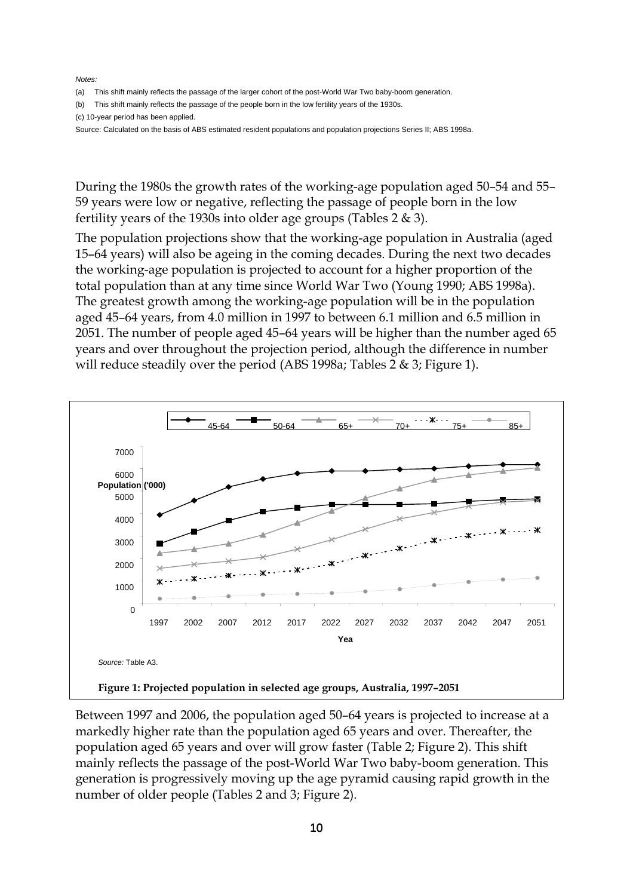*Notes:*

(a) This shift mainly reflects the passage of the larger cohort of the post-World War Two baby-boom generation.

(b) This shift mainly reflects the passage of the people born in the low fertility years of the 1930s.

(c) 10-year period has been applied.

Source: Calculated on the basis of ABS estimated resident populations and population projections Series II; ABS 1998a.

During the 1980s the growth rates of the working-age population aged 50–54 and 55–59 years were low or negative, reflecting the passage of people born in the low fertility years of the 1930s into older age groups (Tables 2 & 3).

The population projections show that the working-age population in Australia (aged 15–64 years) will also be ageing in the coming decades. During the next two decades the working-age population is projected to account for a higher proportion of the total population than at any time since World War Two (Young 1990; ABS 1998a). The greatest growth among the working-age population will be in the population aged 45–64 years, from 4.0 million in 1997 to between 6.1 million and 6.5 million in 2051. The number of people aged 45–64 years will be higher than the number aged 65 years and over throughout the projection period, although the difference in number will reduce steadily over the period (ABS 1998a; Tables 2 & 3; Figure 1).

*Source:* Table A3.

**Figure 1: Projected population in selected age groups, Australia, 1997–2051**

Between 1997 and 2006, the population aged 50–64 years is projected to increase at a markedly higher rate than the population aged 65 years and over. Thereafter, the population aged 65 years and over will grow faster (Table 2; Figure 2). This shift mainly reflects the passage of the post-World War Two baby-boom generation. This generation is progressively moving up the age pyramid causing rapid growth in the number of older people (Tables 2 and 3; Figure 2).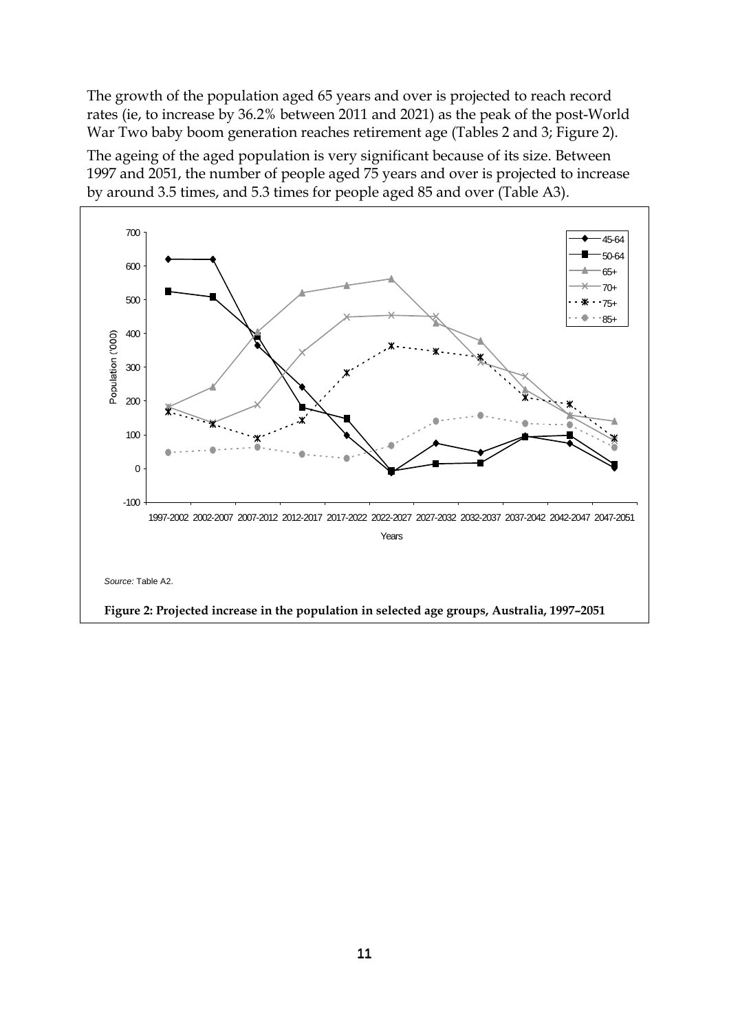The growth of the population aged 65 years and over is projected to reach record rates (ie, to increase by 36.2% between 2011 and 2021) as the peak of the post-World War Two baby boom generation reaches retirement age (Tables 2 and 3; Figure 2).

The ageing of the aged population is very significant because of its size. Between 1997 and 2051, the number of people aged 75 years and over is projected to increase by around 3.5 times, and 5.3 times for people aged 85 and over (Table A3).

*Source:* Table A2.

**Figure 2: Projected increase in the population in selected age groups, Australia, 1997–2051**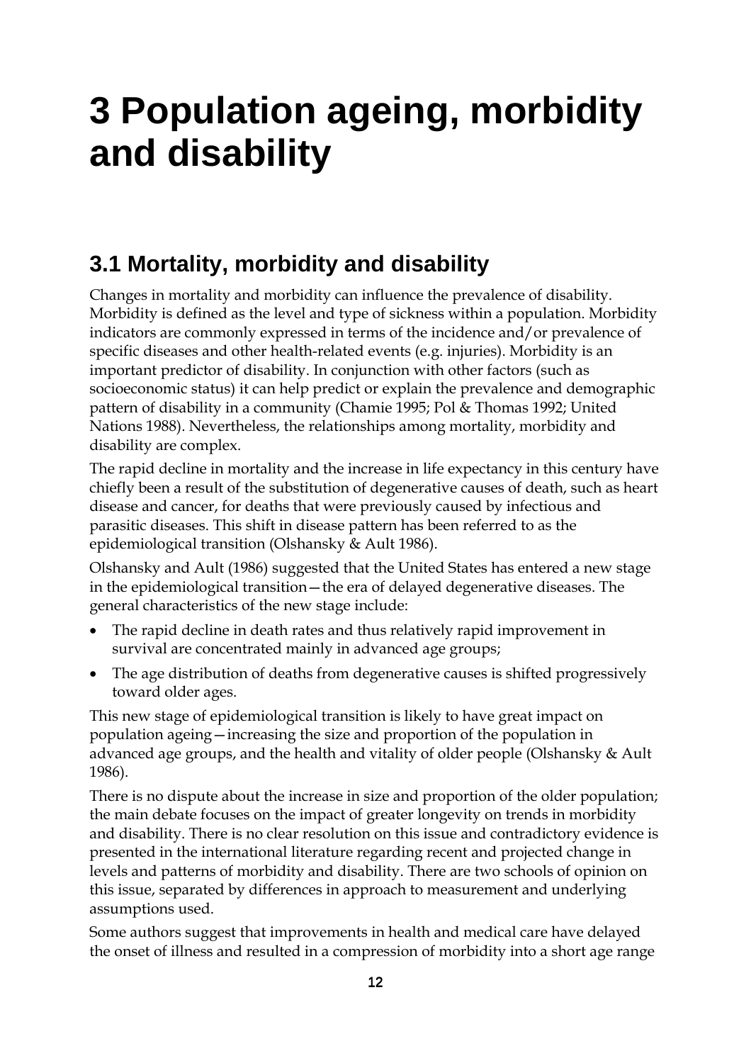# 3 Population ageing, morbidity and disability

## 3.1 Mortality, morbidity and disability

Changes in mortality and morbidity can influence the prevalence of disability. Morbidity is defined as the level and type of sickness within a population. Morbidity indicators are commonly expressed in terms of the incidence and/or prevalence of specific diseases and other health-related events (e.g. injuries). Morbidity is an important predictor of disability. In conjunction with other factors (such as socioeconomic status) it can help predict or explain the prevalence and demographic pattern of disability in a community (Chamie 1995; Pol & Thomas 1992; United Nations 1988). Nevertheless, the relationships among mortality, morbidity and disability are complex.

The rapid decline in mortality and the increase in life expectancy in this century have chiefly been a result of the substitution of degenerative causes of death, such as heart disease and cancer, for deaths that were previously caused by infectious and parasitic diseases. This shift in disease pattern has been referred to as the epidemiological transition (Olshansky & Ault 1986).

Olshansky and Ault (1986) suggested that the United States has entered a new stage in the epidemiological transition—the era of delayed degenerative diseases. The general characteristics of the new stage include:

- The rapid decline in death rates and thus relatively rapid improvement in survival are concentrated mainly in advanced age groups;
- The age distribution of deaths from degenerative causes is shifted progressively toward older ages.

This new stage of epidemiological transition is likely to have great impact on population ageing—increasing the size and proportion of the population in advanced age groups, and the health and vitality of older people (Olshansky & Ault 1986).

There is no dispute about the increase in size and proportion of the older population; the main debate focuses on the impact of greater longevity on trends in morbidity and disability. There is no clear resolution on this issue and contradictory evidence is presented in the international literature regarding recent and projected change in levels and patterns of morbidity and disability. There are two schools of opinion on this issue, separated by differences in approach to measurement and underlying assumptions used.

Some authors suggest that improvements in health and medical care have delayed the onset of illness and resulted in a compression of morbidity into a short age range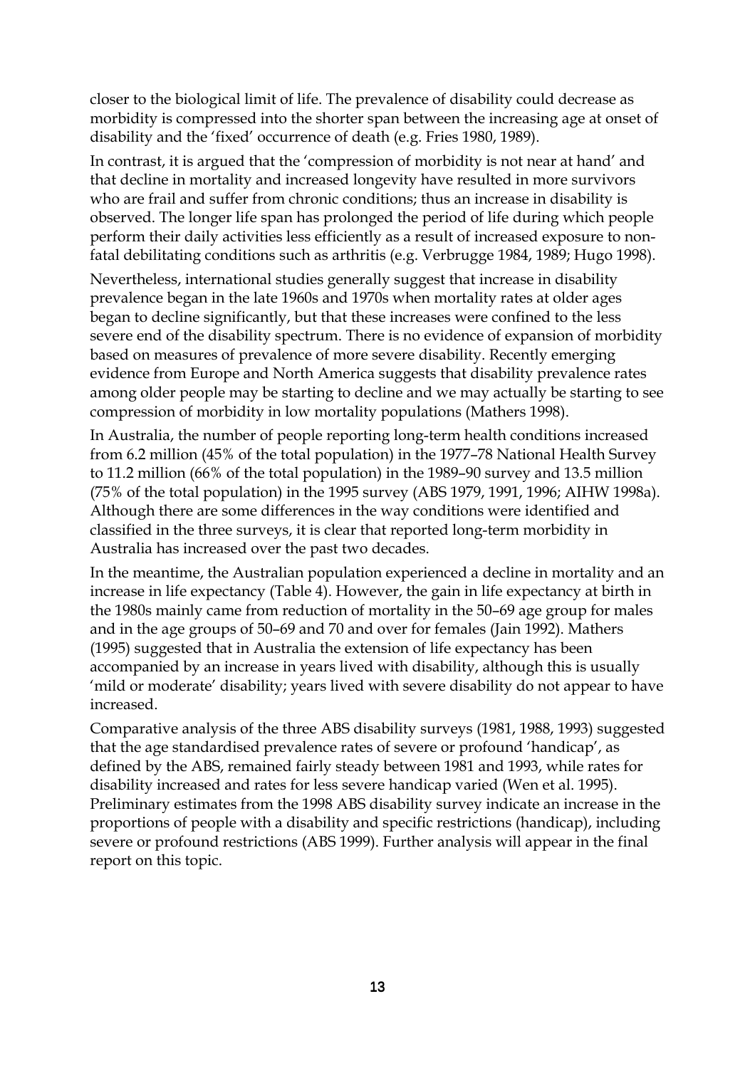closer to the biological limit of life. The prevalence of disability could decrease as morbidity is compressed into the shorter span between the increasing age at onset of disability and the 'fixed' occurrence of death (e.g. Fries 1980, 1989).

In contrast, it is argued that the 'compression of morbidity is not near at hand' and that decline in mortality and increased longevity have resulted in more survivors who are frail and suffer from chronic conditions; thus an increase in disability is observed. The longer life span has prolonged the period of life during which people perform their daily activities less efficiently as a result of increased exposure to non-fatal debilitating conditions such as arthritis (e.g. Verbrugge 1984, 1989; Hugo 1998).

Nevertheless, international studies generally suggest that increase in disability prevalence began in the late 1960s and 1970s when mortality rates at older ages began to decline significantly, but that these increases were confined to the less severe end of the disability spectrum. There is no evidence of expansion of morbidity based on measures of prevalence of more severe disability. Recently emerging evidence from Europe and North America suggests that disability prevalence rates among older people may be starting to decline and we may actually be starting to see compression of morbidity in low mortality populations (Mathers 1998).

In Australia, the number of people reporting long-term health conditions increased from 6.2 million (45% of the total population) in the 1977–78 National Health Survey to 11.2 million (66% of the total population) in the 1989–90 survey and 13.5 million (75% of the total population) in the 1995 survey (ABS 1979, 1991, 1996; AIHW 1998a). Although there are some differences in the way conditions were identified and classified in the three surveys, it is clear that reported long-term morbidity in Australia has increased over the past two decades.

In the meantime, the Australian population experienced a decline in mortality and an increase in life expectancy (Table 4). However, the gain in life expectancy at birth in the 1980s mainly came from reduction of mortality in the 50–69 age group for males and in the age groups of 50–69 and 70 and over for females (Jain 1992). Mathers (1995) suggested that in Australia the extension of life expectancy has been accompanied by an increase in years lived with disability, although this is usually 'mild or moderate' disability; years lived with severe disability do not appear to have increased.

Comparative analysis of the three ABS disability surveys (1981, 1988, 1993) suggested that the age standardised prevalence rates of severe or profound 'handicap', as defined by the ABS, remained fairly steady between 1981 and 1993, while rates for disability increased and rates for less severe handicap varied (Wen et al. 1995). Preliminary estimates from the 1998 ABS disability survey indicate an increase in the proportions of people with a disability and specific restrictions (handicap), including severe or profound restrictions (ABS 1999). Further analysis will appear in the final report on this topic.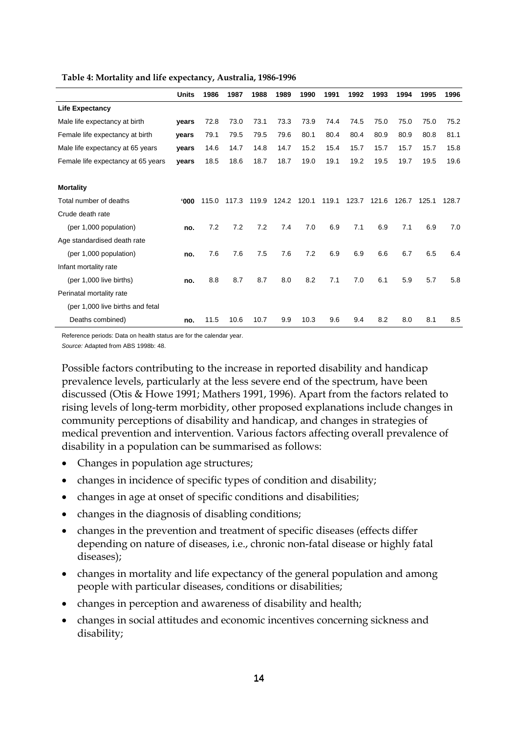**Table 4: Mortality and life expectancy, Australia, 1986-1996**

| | Units | 1986 | 1987 | 1988 | 1989 | 1990 | 1991 | 1992 | 1993 | 1994 | 1995 | 1996 |
|---|---|---|---|---|---|---|---|---|---|---|---|---|
| **Life Expectancy** | | | | | | | | | | | | |
| Male life expectancy at birth | **years** | 72.8 | 73.0 | 73.1 | 73.3 | 73.9 | 74.4 | 74.5 | 75.0 | 75.0 | 75.0 | 75.2 |
| Female life expectancy at birth | **years** | 79.1 | 79.5 | 79.5 | 79.6 | 80.1 | 80.4 | 80.4 | 80.9 | 80.9 | 80.8 | 81.1 |
| Male life expectancy at 65 years | **years** | 14.6 | 14.7 | 14.8 | 14.7 | 15.2 | 15.4 | 15.7 | 15.7 | 15.7 | 15.7 | 15.8 |
| Female life expectancy at 65 years | **years** | 18.5 | 18.6 | 18.7 | 18.7 | 19.0 | 19.1 | 19.2 | 19.5 | 19.7 | 19.5 | 19.6 |
| **Mortality** | | | | | | | | | | | | |
| Total number of deaths | **'000** | 115.0 | 117.3 | 119.9 | 124.2 | 120.1 | 119.1 | 123.7 | 121.6 | 126.7 | 125.1 | 128.7 |
| Crude death rate (per 1,000 population) | **no.** | 7.2 | 7.2 | 7.2 | 7.4 | 7.0 | 6.9 | 7.1 | 6.9 | 7.1 | 6.9 | 7.0 |
| Age standardised death rate (per 1,000 population) | **no.** | 7.6 | 7.6 | 7.5 | 7.6 | 7.2 | 6.9 | 6.9 | 6.6 | 6.7 | 6.5 | 6.4 |
| Infant mortality rate (per 1,000 live births) | **no.** | 8.8 | 8.7 | 8.7 | 8.0 | 8.2 | 7.1 | 7.0 | 6.1 | 5.9 | 5.7 | 5.8 |
| Perinatal mortality rate (per 1,000 live births and fetal Deaths combined) | **no.** | 11.5 | 10.6 | 10.7 | 9.9 | 10.3 | 9.6 | 9.4 | 8.2 | 8.0 | 8.1 | 8.5 |

Reference periods: Data on health status are for the calendar year.

*Source:* Adapted from ABS 1998b: 48.

Possible factors contributing to the increase in reported disability and handicap prevalence levels, particularly at the less severe end of the spectrum, have been discussed (Otis & Howe 1991; Mathers 1991, 1996). Apart from the factors related to rising levels of long-term morbidity, other proposed explanations include changes in community perceptions of disability and handicap, and changes in strategies of medical prevention and intervention. Various factors affecting overall prevalence of disability in a population can be summarised as follows:

- Changes in population age structures;
- changes in incidence of specific types of condition and disability;
- changes in age at onset of specific conditions and disabilities;
- changes in the diagnosis of disabling conditions;
- changes in the prevention and treatment of specific diseases (effects differ depending on nature of diseases, i.e., chronic non-fatal disease or highly fatal diseases);
- changes in mortality and life expectancy of the general population and among people with particular diseases, conditions or disabilities;
- changes in perception and awareness of disability and health;
- changes in social attitudes and economic incentives concerning sickness and disability;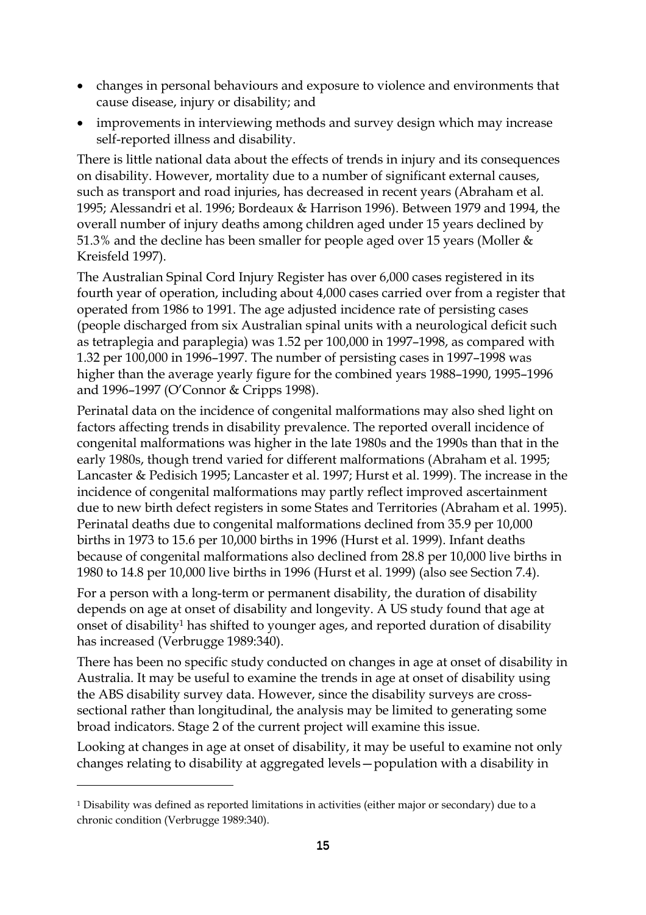- changes in personal behaviours and exposure to violence and environments that cause disease, injury or disability; and
- improvements in interviewing methods and survey design which may increase self-reported illness and disability.

There is little national data about the effects of trends in injury and its consequences on disability. However, mortality due to a number of significant external causes, such as transport and road injuries, has decreased in recent years (Abraham et al. 1995; Alessandri et al. 1996; Bordeaux & Harrison 1996). Between 1979 and 1994, the overall number of injury deaths among children aged under 15 years declined by 51.3% and the decline has been smaller for people aged over 15 years (Moller & Kreisfeld 1997).

The Australian Spinal Cord Injury Register has over 6,000 cases registered in its fourth year of operation, including about 4,000 cases carried over from a register that operated from 1986 to 1991. The age adjusted incidence rate of persisting cases (people discharged from six Australian spinal units with a neurological deficit such as tetraplegia and paraplegia) was 1.52 per 100,000 in 1997–1998, as compared with 1.32 per 100,000 in 1996–1997. The number of persisting cases in 1997–1998 was higher than the average yearly figure for the combined years 1988–1990, 1995–1996 and 1996–1997 (O'Connor & Cripps 1998).

Perinatal data on the incidence of congenital malformations may also shed light on factors affecting trends in disability prevalence. The reported overall incidence of congenital malformations was higher in the late 1980s and the 1990s than that in the early 1980s, though trend varied for different malformations (Abraham et al. 1995; Lancaster & Pedisich 1995; Lancaster et al. 1997; Hurst et al. 1999). The increase in the incidence of congenital malformations may partly reflect improved ascertainment due to new birth defect registers in some States and Territories (Abraham et al. 1995). Perinatal deaths due to congenital malformations declined from 35.9 per 10,000 births in 1973 to 15.6 per 10,000 births in 1996 (Hurst et al. 1999). Infant deaths because of congenital malformations also declined from 28.8 per 10,000 live births in 1980 to 14.8 per 10,000 live births in 1996 (Hurst et al. 1999) (also see Section 7.4).

For a person with a long-term or permanent disability, the duration of disability depends on age at onset of disability and longevity. A US study found that age at onset of disability[1] has shifted to younger ages, and reported duration of disability has increased (Verbrugge 1989:340).

There has been no specific study conducted on changes in age at onset of disability in Australia. It may be useful to examine the trends in age at onset of disability using the ABS disability survey data. However, since the disability surveys are cross-sectional rather than longitudinal, the analysis may be limited to generating some broad indicators. Stage 2 of the current project will examine this issue.

Looking at changes in age at onset of disability, it may be useful to examine not only changes relating to disability at aggregated levels—population with a disability in

---

[1] Disability was defined as reported limitations in activities (either major or secondary) due to a chronic condition (Verbrugge 1989:340).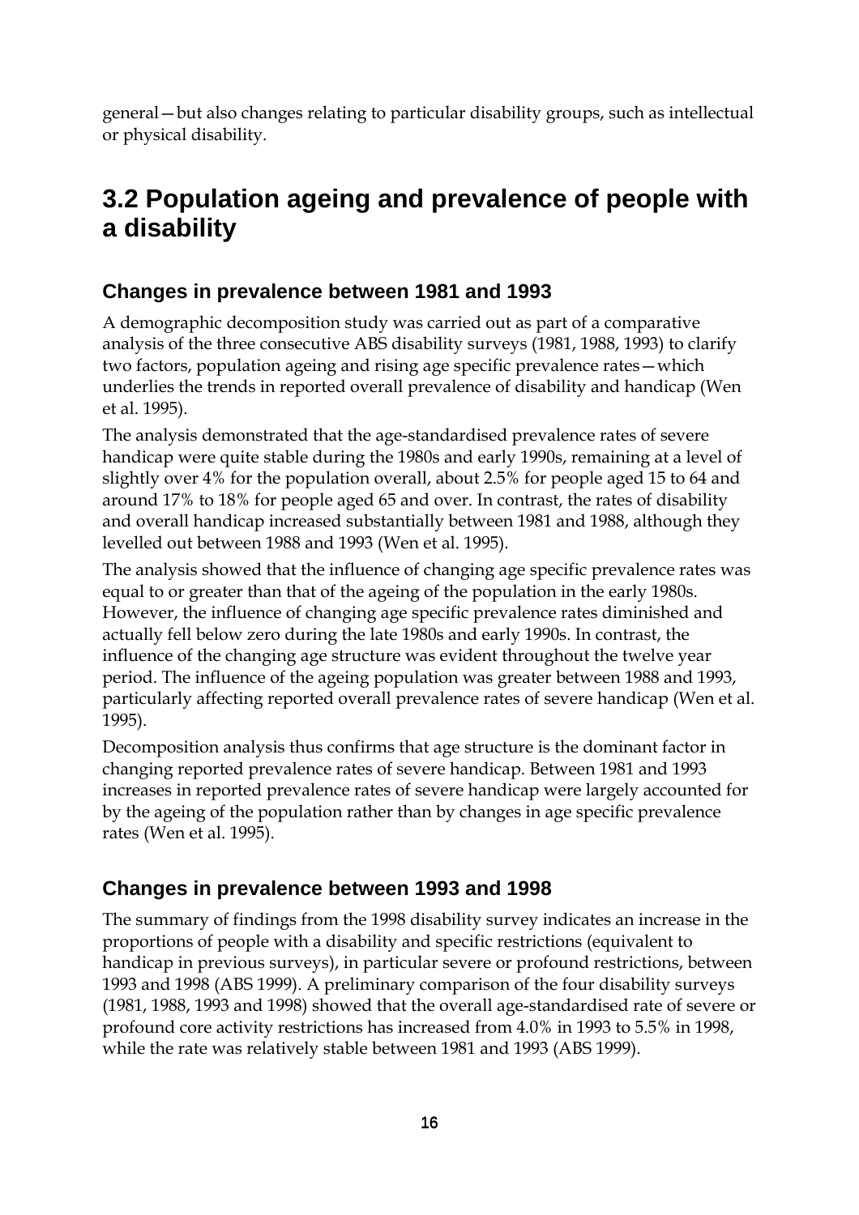general—but also changes relating to particular disability groups, such as intellectual or physical disability.

## 3.2 Population ageing and prevalence of people with a disability

### Changes in prevalence between 1981 and 1993

A demographic decomposition study was carried out as part of a comparative analysis of the three consecutive ABS disability surveys (1981, 1988, 1993) to clarify two factors, population ageing and rising age specific prevalence rates—which underlies the trends in reported overall prevalence of disability and handicap (Wen et al. 1995).

The analysis demonstrated that the age-standardised prevalence rates of severe handicap were quite stable during the 1980s and early 1990s, remaining at a level of slightly over 4% for the population overall, about 2.5% for people aged 15 to 64 and around 17% to 18% for people aged 65 and over. In contrast, the rates of disability and overall handicap increased substantially between 1981 and 1988, although they levelled out between 1988 and 1993 (Wen et al. 1995).

The analysis showed that the influence of changing age specific prevalence rates was equal to or greater than that of the ageing of the population in the early 1980s. However, the influence of changing age specific prevalence rates diminished and actually fell below zero during the late 1980s and early 1990s. In contrast, the influence of the changing age structure was evident throughout the twelve year period. The influence of the ageing population was greater between 1988 and 1993, particularly affecting reported overall prevalence rates of severe handicap (Wen et al. 1995).

Decomposition analysis thus confirms that age structure is the dominant factor in changing reported prevalence rates of severe handicap. Between 1981 and 1993 increases in reported prevalence rates of severe handicap were largely accounted for by the ageing of the population rather than by changes in age specific prevalence rates (Wen et al. 1995).

### Changes in prevalence between 1993 and 1998

The summary of findings from the 1998 disability survey indicates an increase in the proportions of people with a disability and specific restrictions (equivalent to handicap in previous surveys), in particular severe or profound restrictions, between 1993 and 1998 (ABS 1999). A preliminary comparison of the four disability surveys (1981, 1988, 1993 and 1998) showed that the overall age-standardised rate of severe or profound core activity restrictions has increased from 4.0% in 1993 to 5.5% in 1998, while the rate was relatively stable between 1981 and 1993 (ABS 1999).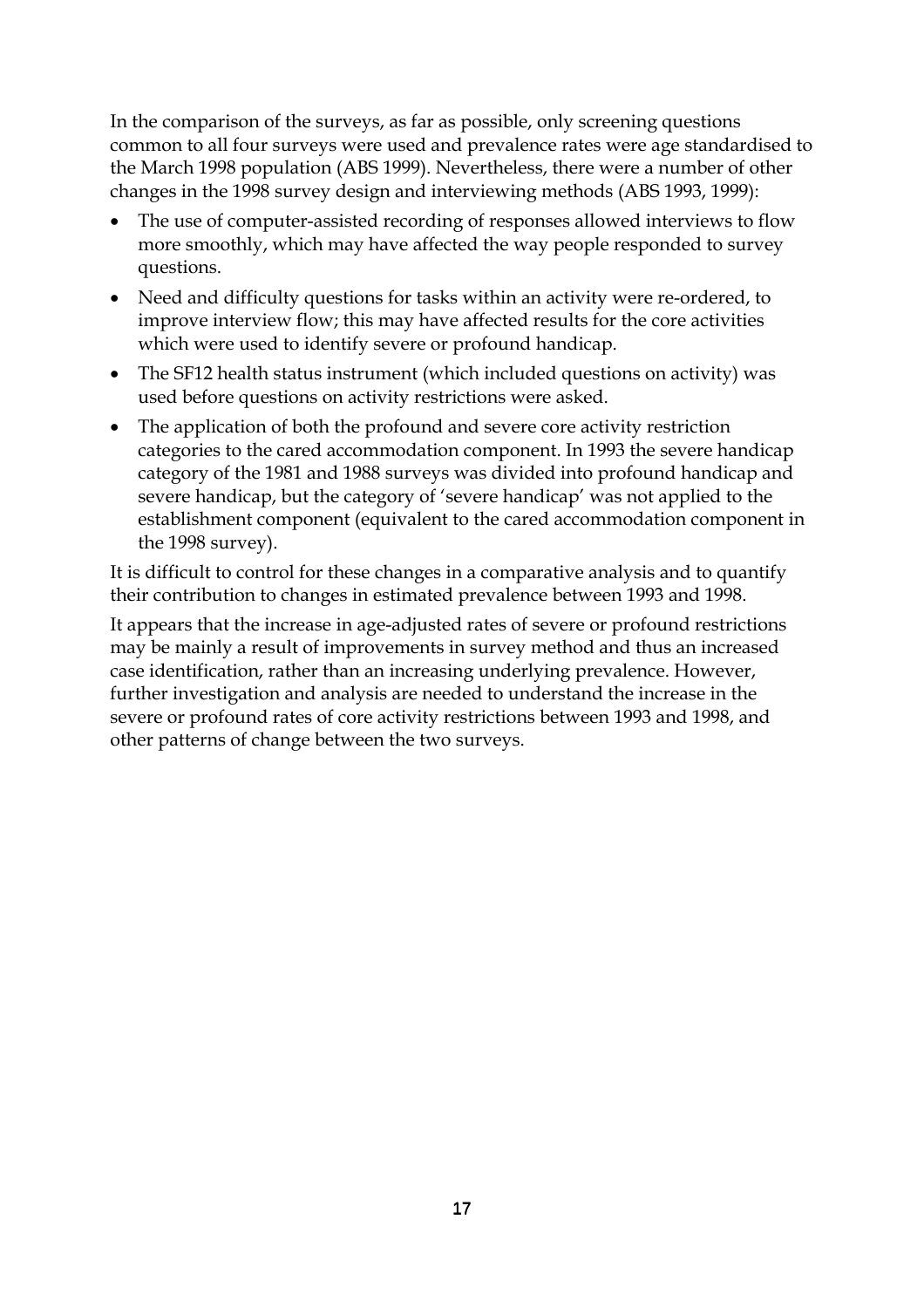In the comparison of the surveys, as far as possible, only screening questions common to all four surveys were used and prevalence rates were age standardised to the March 1998 population (ABS 1999). Nevertheless, there were a number of other changes in the 1998 survey design and interviewing methods (ABS 1993, 1999):

- The use of computer-assisted recording of responses allowed interviews to flow more smoothly, which may have affected the way people responded to survey questions.
- Need and difficulty questions for tasks within an activity were re-ordered, to improve interview flow; this may have affected results for the core activities which were used to identify severe or profound handicap.
- The SF12 health status instrument (which included questions on activity) was used before questions on activity restrictions were asked.
- The application of both the profound and severe core activity restriction categories to the cared accommodation component. In 1993 the severe handicap category of the 1981 and 1988 surveys was divided into profound handicap and severe handicap, but the category of 'severe handicap' was not applied to the establishment component (equivalent to the cared accommodation component in the 1998 survey).

It is difficult to control for these changes in a comparative analysis and to quantify their contribution to changes in estimated prevalence between 1993 and 1998.

It appears that the increase in age-adjusted rates of severe or profound restrictions may be mainly a result of improvements in survey method and thus an increased case identification, rather than an increasing underlying prevalence. However, further investigation and analysis are needed to understand the increase in the severe or profound rates of core activity restrictions between 1993 and 1998, and other patterns of change between the two surveys.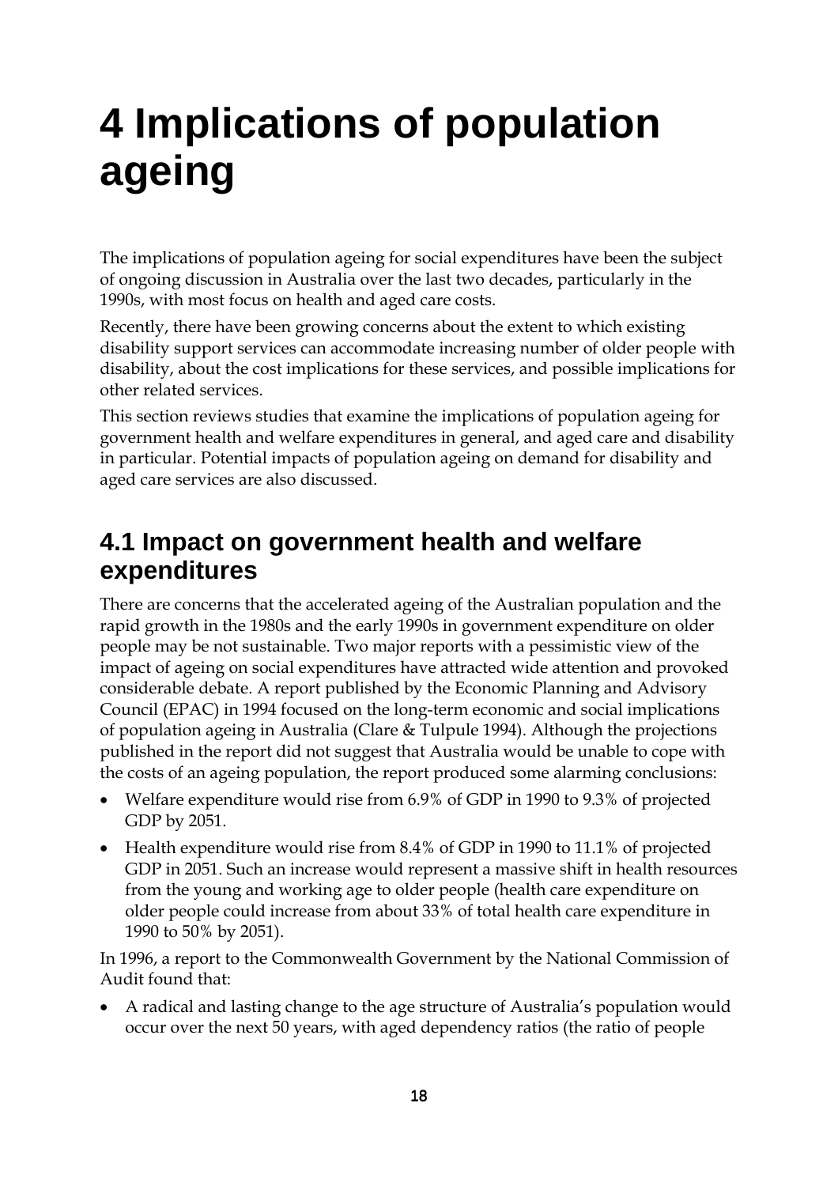# 4 Implications of population ageing

The implications of population ageing for social expenditures have been the subject of ongoing discussion in Australia over the last two decades, particularly in the 1990s, with most focus on health and aged care costs.

Recently, there have been growing concerns about the extent to which existing disability support services can accommodate increasing number of older people with disability, about the cost implications for these services, and possible implications for other related services.

This section reviews studies that examine the implications of population ageing for government health and welfare expenditures in general, and aged care and disability in particular. Potential impacts of population ageing on demand for disability and aged care services are also discussed.

## 4.1 Impact on government health and welfare expenditures

There are concerns that the accelerated ageing of the Australian population and the rapid growth in the 1980s and the early 1990s in government expenditure on older people may be not sustainable. Two major reports with a pessimistic view of the impact of ageing on social expenditures have attracted wide attention and provoked considerable debate. A report published by the Economic Planning and Advisory Council (EPAC) in 1994 focused on the long-term economic and social implications of population ageing in Australia (Clare & Tulpule 1994). Although the projections published in the report did not suggest that Australia would be unable to cope with the costs of an ageing population, the report produced some alarming conclusions:

- Welfare expenditure would rise from 6.9% of GDP in 1990 to 9.3% of projected GDP by 2051.
- Health expenditure would rise from 8.4% of GDP in 1990 to 11.1% of projected GDP in 2051. Such an increase would represent a massive shift in health resources from the young and working age to older people (health care expenditure on older people could increase from about 33% of total health care expenditure in 1990 to 50% by 2051).

In 1996, a report to the Commonwealth Government by the National Commission of Audit found that:

- A radical and lasting change to the age structure of Australia's population would occur over the next 50 years, with aged dependency ratios (the ratio of people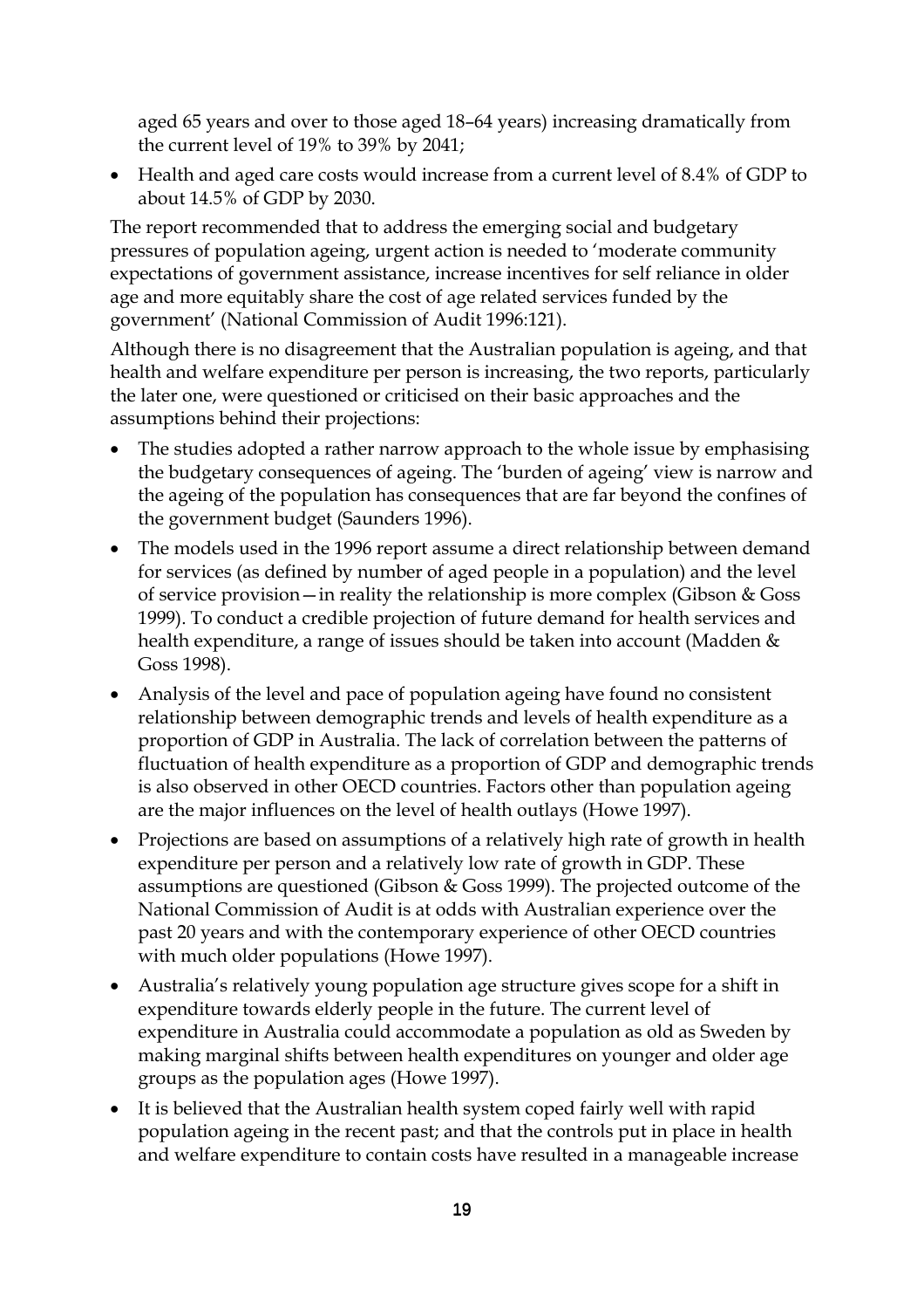aged 65 years and over to those aged 18–64 years) increasing dramatically from the current level of 19% to 39% by 2041;

- Health and aged care costs would increase from a current level of 8.4% of GDP to about 14.5% of GDP by 2030.

The report recommended that to address the emerging social and budgetary pressures of population ageing, urgent action is needed to 'moderate community expectations of government assistance, increase incentives for self reliance in older age and more equitably share the cost of age related services funded by the government' (National Commission of Audit 1996:121).

Although there is no disagreement that the Australian population is ageing, and that health and welfare expenditure per person is increasing, the two reports, particularly the later one, were questioned or criticised on their basic approaches and the assumptions behind their projections:

- The studies adopted a rather narrow approach to the whole issue by emphasising the budgetary consequences of ageing. The 'burden of ageing' view is narrow and the ageing of the population has consequences that are far beyond the confines of the government budget (Saunders 1996).
- The models used in the 1996 report assume a direct relationship between demand for services (as defined by number of aged people in a population) and the level of service provision—in reality the relationship is more complex (Gibson & Goss 1999). To conduct a credible projection of future demand for health services and health expenditure, a range of issues should be taken into account (Madden & Goss 1998).
- Analysis of the level and pace of population ageing have found no consistent relationship between demographic trends and levels of health expenditure as a proportion of GDP in Australia. The lack of correlation between the patterns of fluctuation of health expenditure as a proportion of GDP and demographic trends is also observed in other OECD countries. Factors other than population ageing are the major influences on the level of health outlays (Howe 1997).
- Projections are based on assumptions of a relatively high rate of growth in health expenditure per person and a relatively low rate of growth in GDP. These assumptions are questioned (Gibson & Goss 1999). The projected outcome of the National Commission of Audit is at odds with Australian experience over the past 20 years and with the contemporary experience of other OECD countries with much older populations (Howe 1997).
- Australia's relatively young population age structure gives scope for a shift in expenditure towards elderly people in the future. The current level of expenditure in Australia could accommodate a population as old as Sweden by making marginal shifts between health expenditures on younger and older age groups as the population ages (Howe 1997).
- It is believed that the Australian health system coped fairly well with rapid population ageing in the recent past; and that the controls put in place in health and welfare expenditure to contain costs have resulted in a manageable increase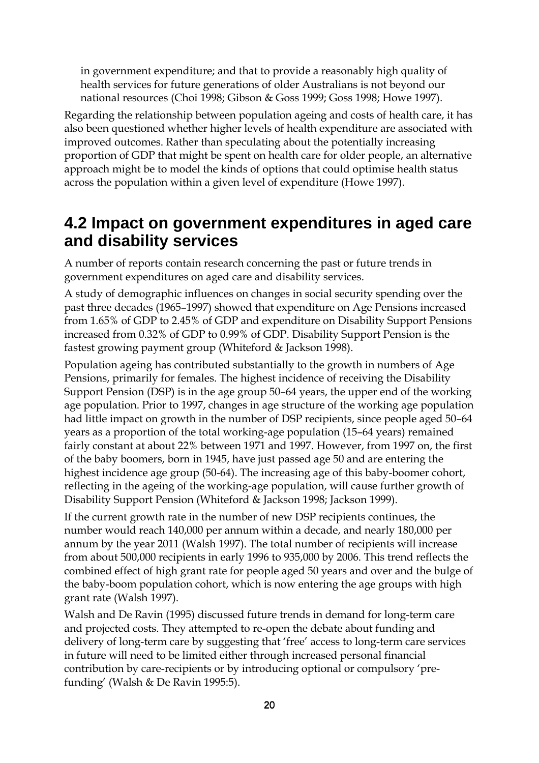in government expenditure; and that to provide a reasonably high quality of health services for future generations of older Australians is not beyond our national resources (Choi 1998; Gibson & Goss 1999; Goss 1998; Howe 1997).

Regarding the relationship between population ageing and costs of health care, it has also been questioned whether higher levels of health expenditure are associated with improved outcomes. Rather than speculating about the potentially increasing proportion of GDP that might be spent on health care for older people, an alternative approach might be to model the kinds of options that could optimise health status across the population within a given level of expenditure (Howe 1997).

## 4.2 Impact on government expenditures in aged care and disability services

A number of reports contain research concerning the past or future trends in government expenditures on aged care and disability services.

A study of demographic influences on changes in social security spending over the past three decades (1965–1997) showed that expenditure on Age Pensions increased from 1.65% of GDP to 2.45% of GDP and expenditure on Disability Support Pensions increased from 0.32% of GDP to 0.99% of GDP. Disability Support Pension is the fastest growing payment group (Whiteford & Jackson 1998).

Population ageing has contributed substantially to the growth in numbers of Age Pensions, primarily for females. The highest incidence of receiving the Disability Support Pension (DSP) is in the age group 50–64 years, the upper end of the working age population. Prior to 1997, changes in age structure of the working age population had little impact on growth in the number of DSP recipients, since people aged 50–64 years as a proportion of the total working-age population (15–64 years) remained fairly constant at about 22% between 1971 and 1997. However, from 1997 on, the first of the baby boomers, born in 1945, have just passed age 50 and are entering the highest incidence age group (50-64). The increasing age of this baby-boomer cohort, reflecting in the ageing of the working-age population, will cause further growth of Disability Support Pension (Whiteford & Jackson 1998; Jackson 1999).

If the current growth rate in the number of new DSP recipients continues, the number would reach 140,000 per annum within a decade, and nearly 180,000 per annum by the year 2011 (Walsh 1997). The total number of recipients will increase from about 500,000 recipients in early 1996 to 935,000 by 2006. This trend reflects the combined effect of high grant rate for people aged 50 years and over and the bulge of the baby-boom population cohort, which is now entering the age groups with high grant rate (Walsh 1997).

Walsh and De Ravin (1995) discussed future trends in demand for long-term care and projected costs. They attempted to re-open the debate about funding and delivery of long-term care by suggesting that 'free' access to long-term care services in future will need to be limited either through increased personal financial contribution by care-recipients or by introducing optional or compulsory 'pre-funding' (Walsh & De Ravin 1995:5).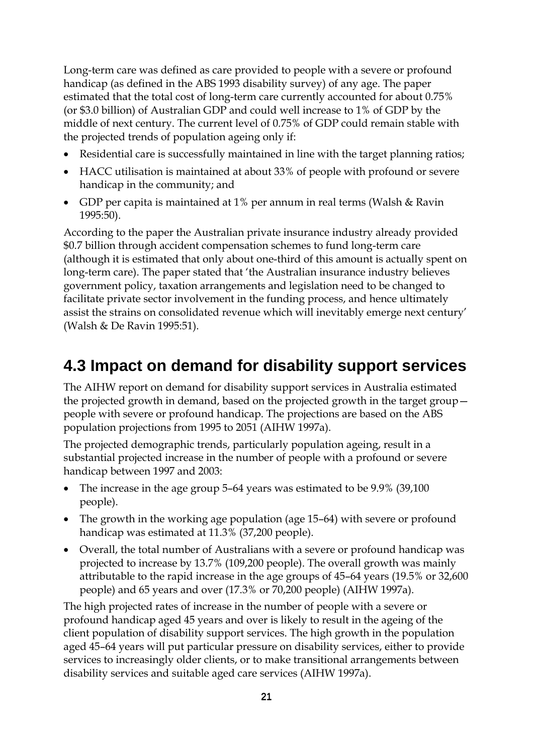Long-term care was defined as care provided to people with a severe or profound handicap (as defined in the ABS 1993 disability survey) of any age. The paper estimated that the total cost of long-term care currently accounted for about 0.75% (or $3.0 billion) of Australian GDP and could well increase to 1% of GDP by the middle of next century. The current level of 0.75% of GDP could remain stable with the projected trends of population ageing only if:

- Residential care is successfully maintained in line with the target planning ratios;
- HACC utilisation is maintained at about 33% of people with profound or severe handicap in the community; and
- GDP per capita is maintained at 1% per annum in real terms (Walsh & Ravin 1995:50).

According to the paper the Australian private insurance industry already provided $0.7 billion through accident compensation schemes to fund long-term care (although it is estimated that only about one-third of this amount is actually spent on long-term care). The paper stated that 'the Australian insurance industry believes government policy, taxation arrangements and legislation need to be changed to facilitate private sector involvement in the funding process, and hence ultimately assist the strains on consolidated revenue which will inevitably emerge next century' (Walsh & De Ravin 1995:51).

## 4.3 Impact on demand for disability support services

The AIHW report on demand for disability support services in Australia estimated the projected growth in demand, based on the projected growth in the target group—people with severe or profound handicap. The projections are based on the ABS population projections from 1995 to 2051 (AIHW 1997a).

The projected demographic trends, particularly population ageing, result in a substantial projected increase in the number of people with a profound or severe handicap between 1997 and 2003:

- The increase in the age group 5–64 years was estimated to be 9.9% (39,100 people).
- The growth in the working age population (age 15–64) with severe or profound handicap was estimated at 11.3% (37,200 people).
- Overall, the total number of Australians with a severe or profound handicap was projected to increase by 13.7% (109,200 people). The overall growth was mainly attributable to the rapid increase in the age groups of 45–64 years (19.5% or 32,600 people) and 65 years and over (17.3% or 70,200 people) (AIHW 1997a).

The high projected rates of increase in the number of people with a severe or profound handicap aged 45 years and over is likely to result in the ageing of the client population of disability support services. The high growth in the population aged 45–64 years will put particular pressure on disability services, either to provide services to increasingly older clients, or to make transitional arrangements between disability services and suitable aged care services (AIHW 1997a).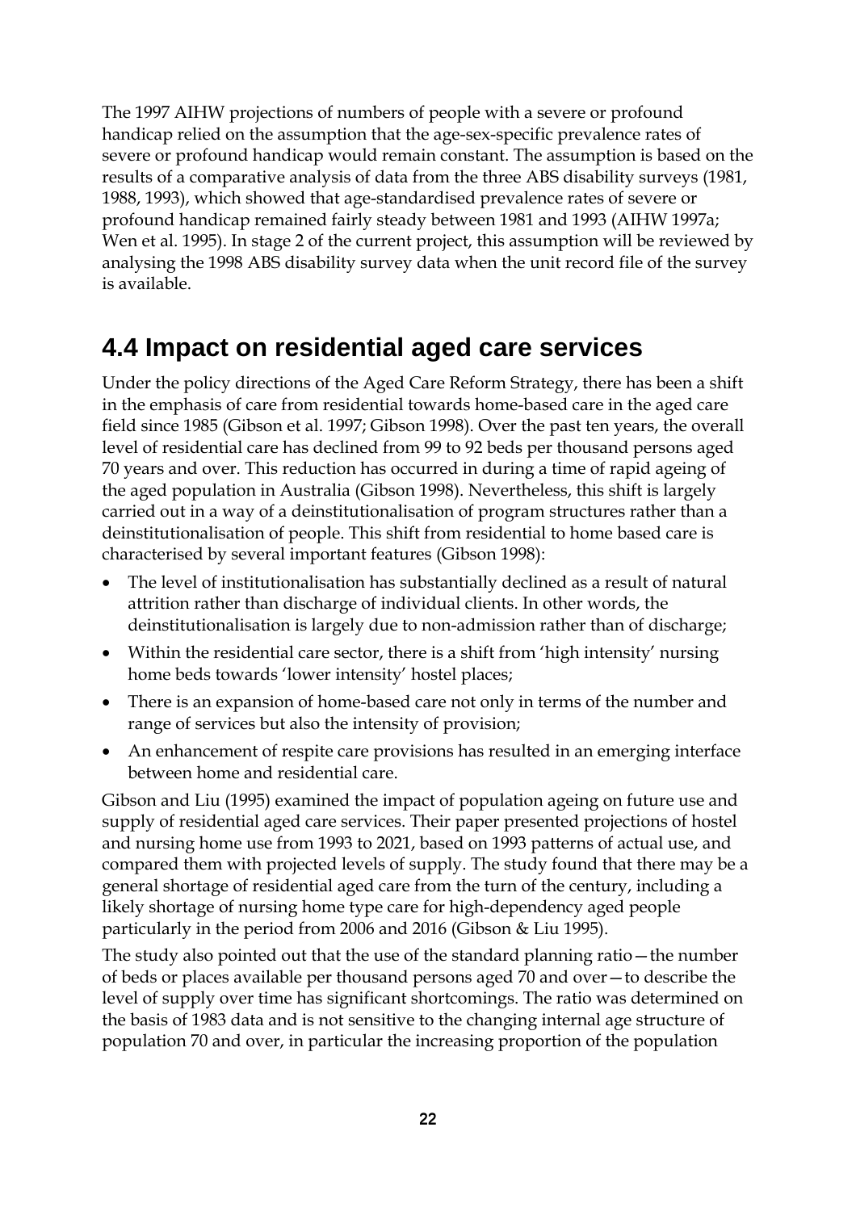The 1997 AIHW projections of numbers of people with a severe or profound handicap relied on the assumption that the age-sex-specific prevalence rates of severe or profound handicap would remain constant. The assumption is based on the results of a comparative analysis of data from the three ABS disability surveys (1981, 1988, 1993), which showed that age-standardised prevalence rates of severe or profound handicap remained fairly steady between 1981 and 1993 (AIHW 1997a; Wen et al. 1995). In stage 2 of the current project, this assumption will be reviewed by analysing the 1998 ABS disability survey data when the unit record file of the survey is available.

## 4.4 Impact on residential aged care services

Under the policy directions of the Aged Care Reform Strategy, there has been a shift in the emphasis of care from residential towards home-based care in the aged care field since 1985 (Gibson et al. 1997; Gibson 1998). Over the past ten years, the overall level of residential care has declined from 99 to 92 beds per thousand persons aged 70 years and over. This reduction has occurred in during a time of rapid ageing of the aged population in Australia (Gibson 1998). Nevertheless, this shift is largely carried out in a way of a deinstitutionalisation of program structures rather than a deinstitutionalisation of people. This shift from residential to home based care is characterised by several important features (Gibson 1998):

- The level of institutionalisation has substantially declined as a result of natural attrition rather than discharge of individual clients. In other words, the deinstitutionalisation is largely due to non-admission rather than of discharge;
- Within the residential care sector, there is a shift from 'high intensity' nursing home beds towards 'lower intensity' hostel places;
- There is an expansion of home-based care not only in terms of the number and range of services but also the intensity of provision;
- An enhancement of respite care provisions has resulted in an emerging interface between home and residential care.

Gibson and Liu (1995) examined the impact of population ageing on future use and supply of residential aged care services. Their paper presented projections of hostel and nursing home use from 1993 to 2021, based on 1993 patterns of actual use, and compared them with projected levels of supply. The study found that there may be a general shortage of residential aged care from the turn of the century, including a likely shortage of nursing home type care for high-dependency aged people particularly in the period from 2006 and 2016 (Gibson & Liu 1995).

The study also pointed out that the use of the standard planning ratio—the number of beds or places available per thousand persons aged 70 and over—to describe the level of supply over time has significant shortcomings. The ratio was determined on the basis of 1983 data and is not sensitive to the changing internal age structure of population 70 and over, in particular the increasing proportion of the population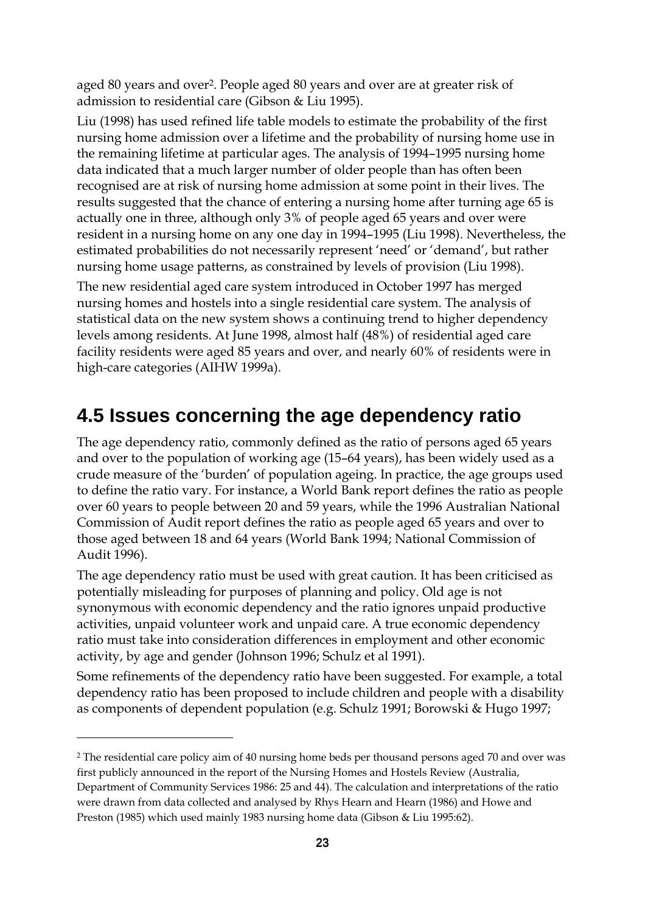aged 80 years and over[2]. People aged 80 years and over are at greater risk of admission to residential care (Gibson & Liu 1995).

Liu (1998) has used refined life table models to estimate the probability of the first nursing home admission over a lifetime and the probability of nursing home use in the remaining lifetime at particular ages. The analysis of 1994–1995 nursing home data indicated that a much larger number of older people than has often been recognised are at risk of nursing home admission at some point in their lives. The results suggested that the chance of entering a nursing home after turning age 65 is actually one in three, although only 3% of people aged 65 years and over were resident in a nursing home on any one day in 1994–1995 (Liu 1998). Nevertheless, the estimated probabilities do not necessarily represent 'need' or 'demand', but rather nursing home usage patterns, as constrained by levels of provision (Liu 1998).

The new residential aged care system introduced in October 1997 has merged nursing homes and hostels into a single residential care system. The analysis of statistical data on the new system shows a continuing trend to higher dependency levels among residents. At June 1998, almost half (48%) of residential aged care facility residents were aged 85 years and over, and nearly 60% of residents were in high-care categories (AIHW 1999a).

## 4.5 Issues concerning the age dependency ratio

The age dependency ratio, commonly defined as the ratio of persons aged 65 years and over to the population of working age (15–64 years), has been widely used as a crude measure of the 'burden' of population ageing. In practice, the age groups used to define the ratio vary. For instance, a World Bank report defines the ratio as people over 60 years to people between 20 and 59 years, while the 1996 Australian National Commission of Audit report defines the ratio as people aged 65 years and over to those aged between 18 and 64 years (World Bank 1994; National Commission of Audit 1996).

The age dependency ratio must be used with great caution. It has been criticised as potentially misleading for purposes of planning and policy. Old age is not synonymous with economic dependency and the ratio ignores unpaid productive activities, unpaid volunteer work and unpaid care. A true economic dependency ratio must take into consideration differences in employment and other economic activity, by age and gender (Johnson 1996; Schulz et al 1991).

Some refinements of the dependency ratio have been suggested. For example, a total dependency ratio has been proposed to include children and people with a disability as components of dependent population (e.g. Schulz 1991; Borowski & Hugo 1997;

---

[2] The residential care policy aim of 40 nursing home beds per thousand persons aged 70 and over was first publicly announced in the report of the Nursing Homes and Hostels Review (Australia, Department of Community Services 1986: 25 and 44). The calculation and interpretations of the ratio were drawn from data collected and analysed by Rhys Hearn and Hearn (1986) and Howe and Preston (1985) which used mainly 1983 nursing home data (Gibson & Liu 1995:62).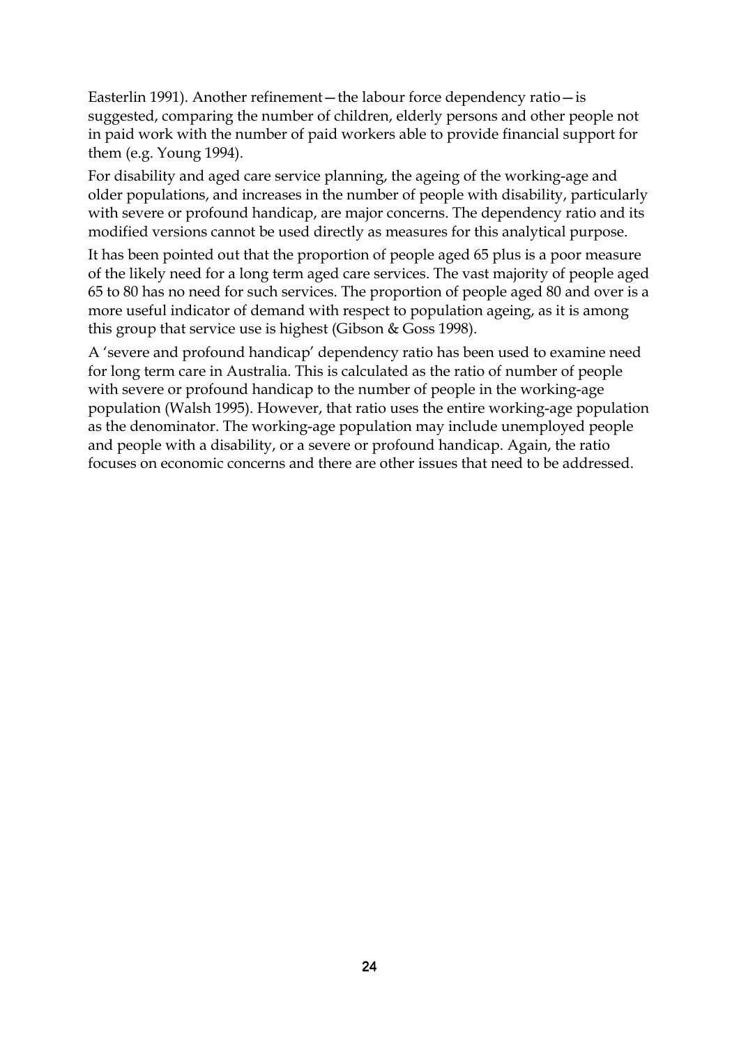Easterlin 1991). Another refinement—the labour force dependency ratio—is suggested, comparing the number of children, elderly persons and other people not in paid work with the number of paid workers able to provide financial support for them (e.g. Young 1994).

For disability and aged care service planning, the ageing of the working-age and older populations, and increases in the number of people with disability, particularly with severe or profound handicap, are major concerns. The dependency ratio and its modified versions cannot be used directly as measures for this analytical purpose.

It has been pointed out that the proportion of people aged 65 plus is a poor measure of the likely need for a long term aged care services. The vast majority of people aged 65 to 80 has no need for such services. The proportion of people aged 80 and over is a more useful indicator of demand with respect to population ageing, as it is among this group that service use is highest (Gibson & Goss 1998).

A 'severe and profound handicap' dependency ratio has been used to examine need for long term care in Australia. This is calculated as the ratio of number of people with severe or profound handicap to the number of people in the working-age population (Walsh 1995). However, that ratio uses the entire working-age population as the denominator. The working-age population may include unemployed people and people with a disability, or a severe or profound handicap. Again, the ratio focuses on economic concerns and there are other issues that need to be addressed.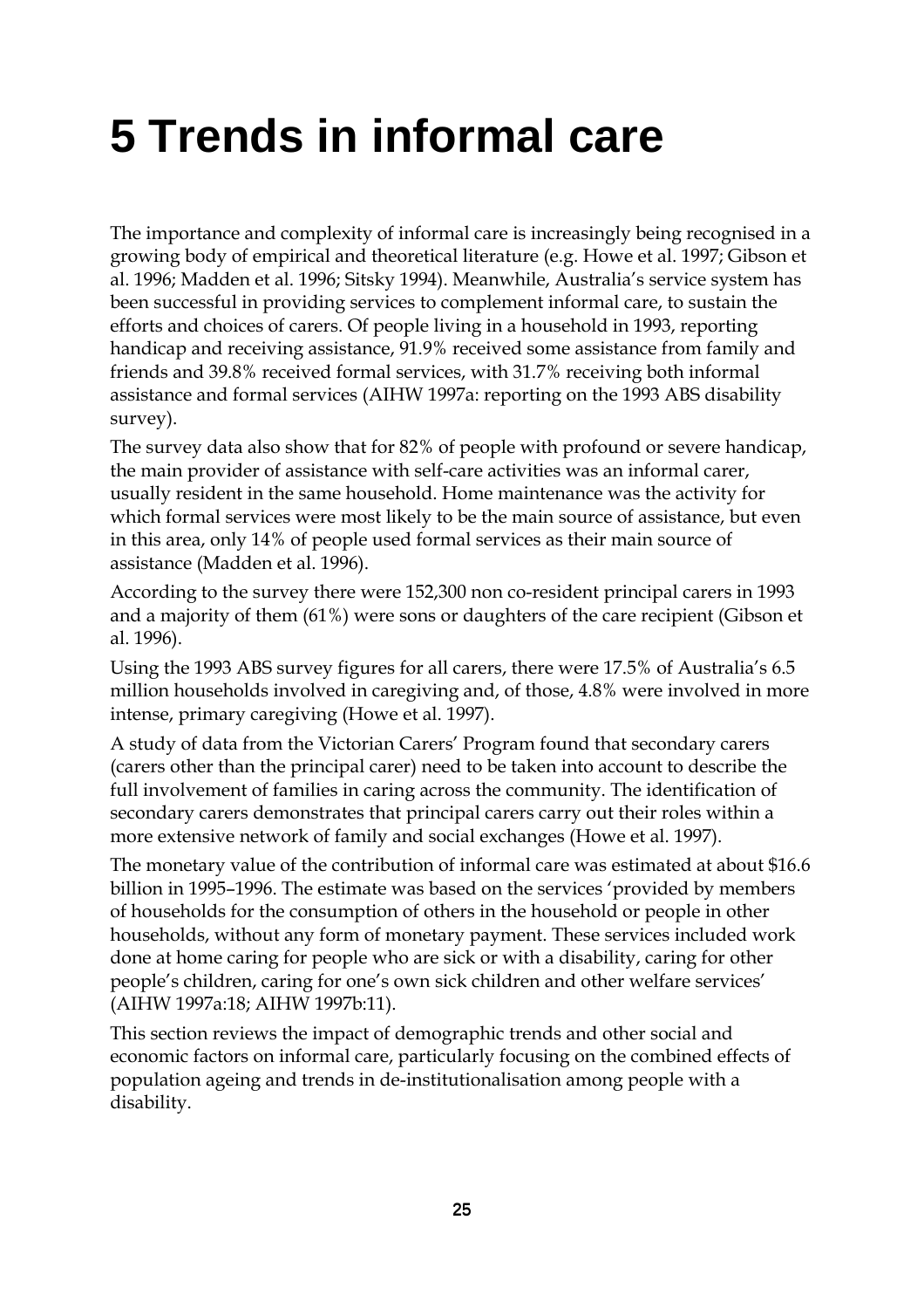# 5 Trends in informal care

The importance and complexity of informal care is increasingly being recognised in a growing body of empirical and theoretical literature (e.g. Howe et al. 1997; Gibson et al. 1996; Madden et al. 1996; Sitsky 1994). Meanwhile, Australia's service system has been successful in providing services to complement informal care, to sustain the efforts and choices of carers. Of people living in a household in 1993, reporting handicap and receiving assistance, 91.9% received some assistance from family and friends and 39.8% received formal services, with 31.7% receiving both informal assistance and formal services (AIHW 1997a: reporting on the 1993 ABS disability survey).

The survey data also show that for 82% of people with profound or severe handicap, the main provider of assistance with self-care activities was an informal carer, usually resident in the same household. Home maintenance was the activity for which formal services were most likely to be the main source of assistance, but even in this area, only 14% of people used formal services as their main source of assistance (Madden et al. 1996).

According to the survey there were 152,300 non co-resident principal carers in 1993 and a majority of them (61%) were sons or daughters of the care recipient (Gibson et al. 1996).

Using the 1993 ABS survey figures for all carers, there were 17.5% of Australia's 6.5 million households involved in caregiving and, of those, 4.8% were involved in more intense, primary caregiving (Howe et al. 1997).

A study of data from the Victorian Carers' Program found that secondary carers (carers other than the principal carer) need to be taken into account to describe the full involvement of families in caring across the community. The identification of secondary carers demonstrates that principal carers carry out their roles within a more extensive network of family and social exchanges (Howe et al. 1997).

The monetary value of the contribution of informal care was estimated at about $16.6 billion in 1995–1996. The estimate was based on the services 'provided by members of households for the consumption of others in the household or people in other households, without any form of monetary payment. These services included work done at home caring for people who are sick or with a disability, caring for other people's children, caring for one's own sick children and other welfare services' (AIHW 1997a:18; AIHW 1997b:11).

This section reviews the impact of demographic trends and other social and economic factors on informal care, particularly focusing on the combined effects of population ageing and trends in de-institutionalisation among people with a disability.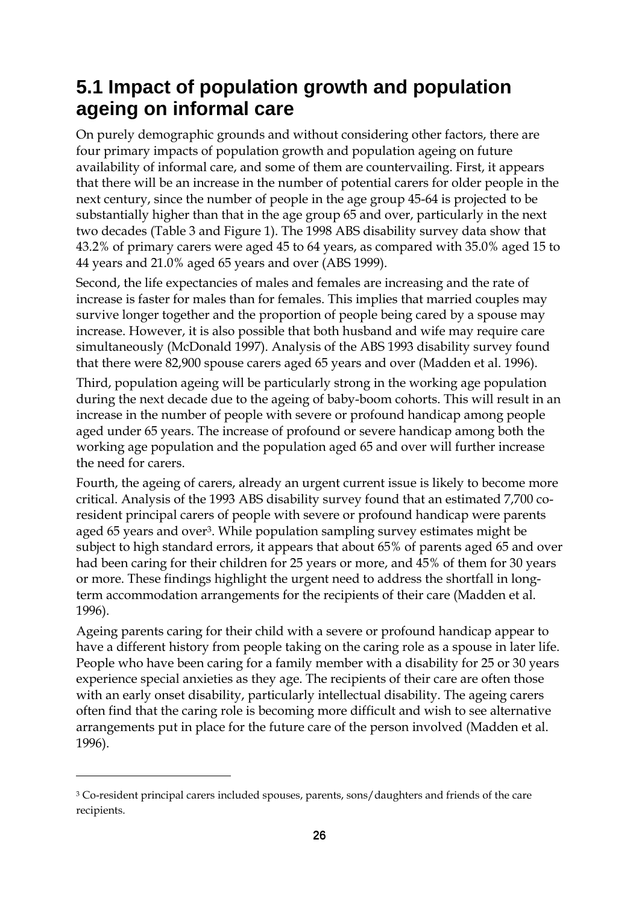## 5.1 Impact of population growth and population ageing on informal care

On purely demographic grounds and without considering other factors, there are four primary impacts of population growth and population ageing on future availability of informal care, and some of them are countervailing. First, it appears that there will be an increase in the number of potential carers for older people in the next century, since the number of people in the age group 45-64 is projected to be substantially higher than that in the age group 65 and over, particularly in the next two decades (Table 3 and Figure 1). The 1998 ABS disability survey data show that 43.2% of primary carers were aged 45 to 64 years, as compared with 35.0% aged 15 to 44 years and 21.0% aged 65 years and over (ABS 1999).

Second, the life expectancies of males and females are increasing and the rate of increase is faster for males than for females. This implies that married couples may survive longer together and the proportion of people being cared by a spouse may increase. However, it is also possible that both husband and wife may require care simultaneously (McDonald 1997). Analysis of the ABS 1993 disability survey found that there were 82,900 spouse carers aged 65 years and over (Madden et al. 1996).

Third, population ageing will be particularly strong in the working age population during the next decade due to the ageing of baby-boom cohorts. This will result in an increase in the number of people with severe or profound handicap among people aged under 65 years. The increase of profound or severe handicap among both the working age population and the population aged 65 and over will further increase the need for carers.

Fourth, the ageing of carers, already an urgent current issue is likely to become more critical. Analysis of the 1993 ABS disability survey found that an estimated 7,700 co-resident principal carers of people with severe or profound handicap were parents aged 65 years and over[3]. While population sampling survey estimates might be subject to high standard errors, it appears that about 65% of parents aged 65 and over had been caring for their children for 25 years or more, and 45% of them for 30 years or more. These findings highlight the urgent need to address the shortfall in long-term accommodation arrangements for the recipients of their care (Madden et al. 1996).

Ageing parents caring for their child with a severe or profound handicap appear to have a different history from people taking on the caring role as a spouse in later life. People who have been caring for a family member with a disability for 25 or 30 years experience special anxieties as they age. The recipients of their care are often those with an early onset disability, particularly intellectual disability. The ageing carers often find that the caring role is becoming more difficult and wish to see alternative arrangements put in place for the future care of the person involved (Madden et al. 1996).

---

[3] Co-resident principal carers included spouses, parents, sons/daughters and friends of the care recipients.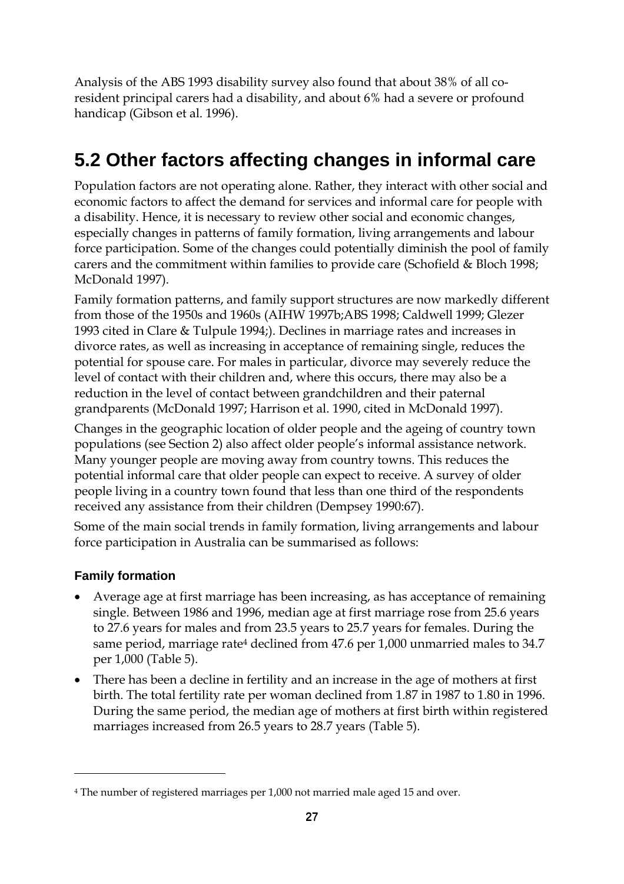Analysis of the ABS 1993 disability survey also found that about 38% of all co-resident principal carers had a disability, and about 6% had a severe or profound handicap (Gibson et al. 1996).

## 5.2 Other factors affecting changes in informal care

Population factors are not operating alone. Rather, they interact with other social and economic factors to affect the demand for services and informal care for people with a disability. Hence, it is necessary to review other social and economic changes, especially changes in patterns of family formation, living arrangements and labour force participation. Some of the changes could potentially diminish the pool of family carers and the commitment within families to provide care (Schofield & Bloch 1998; McDonald 1997).

Family formation patterns, and family support structures are now markedly different from those of the 1950s and 1960s (AIHW 1997b;ABS 1998; Caldwell 1999; Glezer 1993 cited in Clare & Tulpule 1994;). Declines in marriage rates and increases in divorce rates, as well as increasing in acceptance of remaining single, reduces the potential for spouse care. For males in particular, divorce may severely reduce the level of contact with their children and, where this occurs, there may also be a reduction in the level of contact between grandchildren and their paternal grandparents (McDonald 1997; Harrison et al. 1990, cited in McDonald 1997).

Changes in the geographic location of older people and the ageing of country town populations (see Section 2) also affect older people's informal assistance network. Many younger people are moving away from country towns. This reduces the potential informal care that older people can expect to receive. A survey of older people living in a country town found that less than one third of the respondents received any assistance from their children (Dempsey 1990:67).

Some of the main social trends in family formation, living arrangements and labour force participation in Australia can be summarised as follows:

### Family formation

- Average age at first marriage has been increasing, as has acceptance of remaining single. Between 1986 and 1996, median age at first marriage rose from 25.6 years to 27.6 years for males and from 23.5 years to 25.7 years for females. During the same period, marriage rate[4] declined from 47.6 per 1,000 unmarried males to 34.7 per 1,000 (Table 5).
- There has been a decline in fertility and an increase in the age of mothers at first birth. The total fertility rate per woman declined from 1.87 in 1987 to 1.80 in 1996. During the same period, the median age of mothers at first birth within registered marriages increased from 26.5 years to 28.7 years (Table 5).

---

[4] The number of registered marriages per 1,000 not married male aged 15 and over.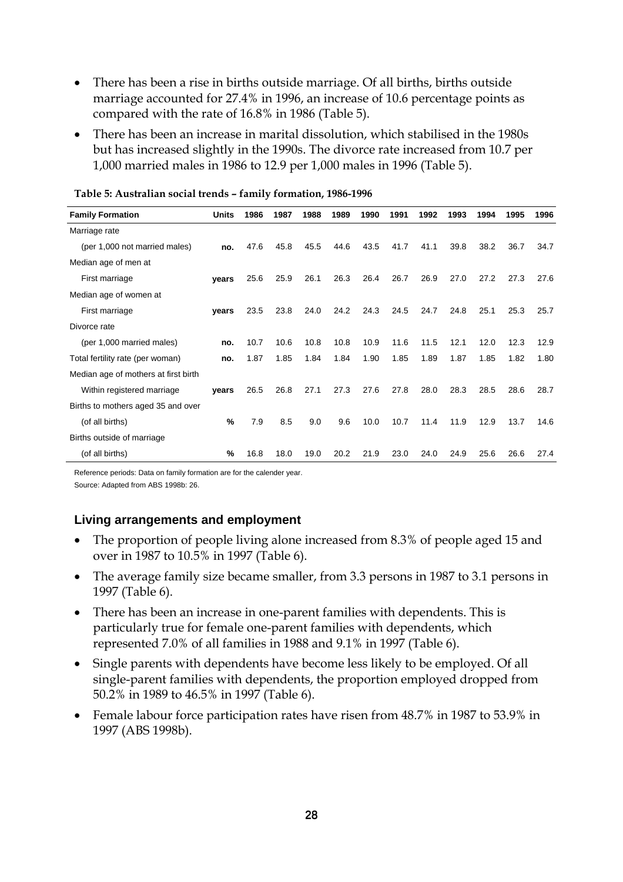- There has been a rise in births outside marriage. Of all births, births outside marriage accounted for 27.4% in 1996, an increase of 10.6 percentage points as compared with the rate of 16.8% in 1986 (Table 5).
- There has been an increase in marital dissolution, which stabilised in the 1980s but has increased slightly in the 1990s. The divorce rate increased from 10.7 per 1,000 married males in 1986 to 12.9 per 1,000 males in 1996 (Table 5).

**Table 5: Australian social trends – family formation, 1986-1996**

| Family Formation | Units | 1986 | 1987 | 1988 | 1989 | 1990 | 1991 | 1992 | 1993 | 1994 | 1995 | 1996 |
|---|---|---|---|---|---|---|---|---|---|---|---|---|
| Marriage rate | | | | | | | | | | | | |
| (per 1,000 not married males) | no. | 47.6 | 45.8 | 45.5 | 44.6 | 43.5 | 41.7 | 41.1 | 39.8 | 38.2 | 36.7 | 34.7 |
| Median age of men at | | | | | | | | | | | | |
| First marriage | years | 25.6 | 25.9 | 26.1 | 26.3 | 26.4 | 26.7 | 26.9 | 27.0 | 27.2 | 27.3 | 27.6 |
| Median age of women at | | | | | | | | | | | | |
| First marriage | years | 23.5 | 23.8 | 24.0 | 24.2 | 24.3 | 24.5 | 24.7 | 24.8 | 25.1 | 25.3 | 25.7 |
| Divorce rate | | | | | | | | | | | | |
| (per 1,000 married males) | no. | 10.7 | 10.6 | 10.8 | 10.8 | 10.9 | 11.6 | 11.5 | 12.1 | 12.0 | 12.3 | 12.9 |
| Total fertility rate (per woman) | no. | 1.87 | 1.85 | 1.84 | 1.84 | 1.90 | 1.85 | 1.89 | 1.87 | 1.85 | 1.82 | 1.80 |
| Median age of mothers at first birth | | | | | | | | | | | | |
| Within registered marriage | years | 26.5 | 26.8 | 27.1 | 27.3 | 27.6 | 27.8 | 28.0 | 28.3 | 28.5 | 28.6 | 28.7 |
| Births to mothers aged 35 and over | | | | | | | | | | | | |
| (of all births) | % | 7.9 | 8.5 | 9.0 | 9.6 | 10.0 | 10.7 | 11.4 | 11.9 | 12.9 | 13.7 | 14.6 |
| Births outside of marriage | | | | | | | | | | | | |
| (of all births) | % | 16.8 | 18.0 | 19.0 | 20.2 | 21.9 | 23.0 | 24.0 | 24.9 | 25.6 | 26.6 | 27.4 |

Reference periods: Data on family formation are for the calender year.

Source: Adapted from ABS 1998b: 26.

### Living arrangements and employment

- The proportion of people living alone increased from 8.3% of people aged 15 and over in 1987 to 10.5% in 1997 (Table 6).
- The average family size became smaller, from 3.3 persons in 1987 to 3.1 persons in 1997 (Table 6).
- There has been an increase in one-parent families with dependents. This is particularly true for female one-parent families with dependents, which represented 7.0% of all families in 1988 and 9.1% in 1997 (Table 6).
- Single parents with dependents have become less likely to be employed. Of all single-parent families with dependents, the proportion employed dropped from 50.2% in 1989 to 46.5% in 1997 (Table 6).
- Female labour force participation rates have risen from 48.7% in 1987 to 53.9% in 1997 (ABS 1998b).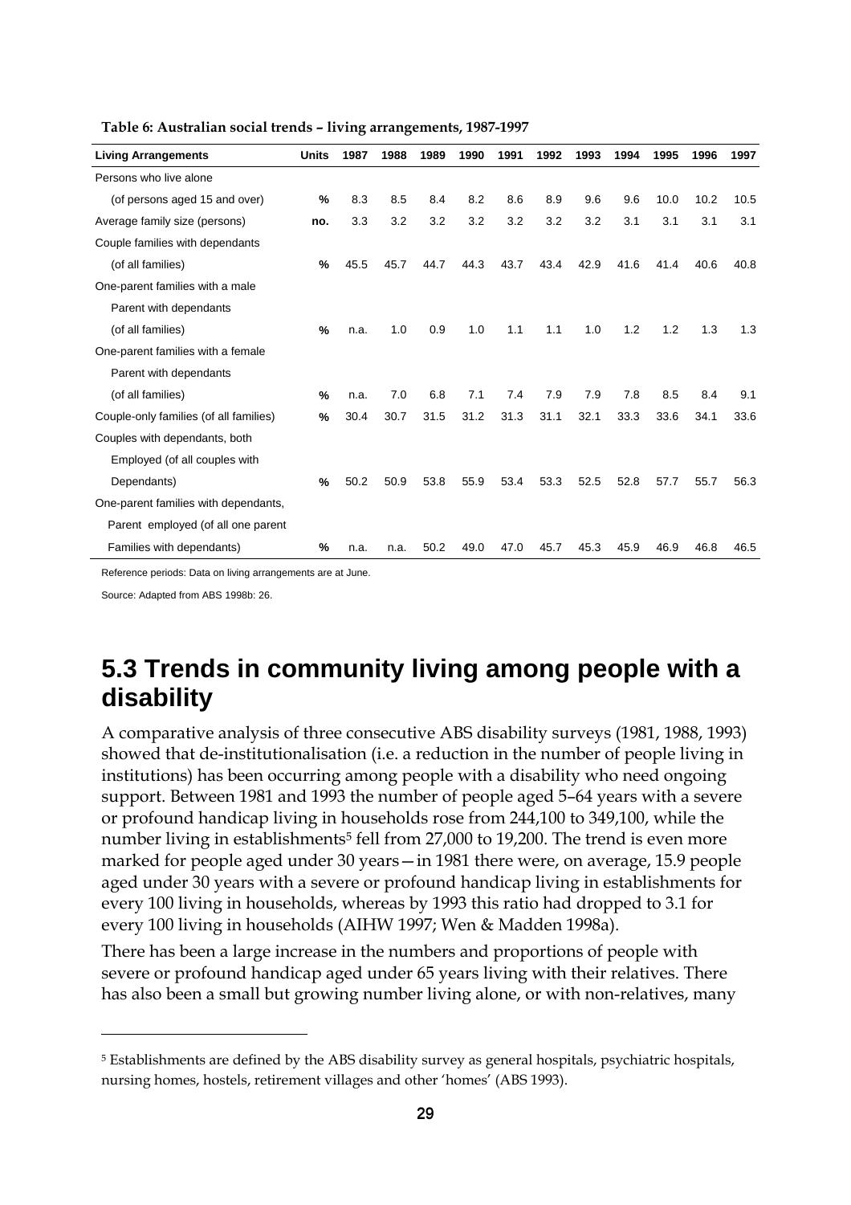**Table 6: Australian social trends – living arrangements, 1987-1997**

| Living Arrangements | Units | 1987 | 1988 | 1989 | 1990 | 1991 | 1992 | 1993 | 1994 | 1995 | 1996 | 1997 |
|---|---|---|---|---|---|---|---|---|---|---|---|---|
| Persons who live alone (of persons aged 15 and over) | % | 8.3 | 8.5 | 8.4 | 8.2 | 8.6 | 8.9 | 9.6 | 9.6 | 10.0 | 10.2 | 10.5 |
| Average family size (persons) | no. | 3.3 | 3.2 | 3.2 | 3.2 | 3.2 | 3.2 | 3.2 | 3.1 | 3.1 | 3.1 | 3.1 |
| Couple families with dependants (of all families) | % | 45.5 | 45.7 | 44.7 | 44.3 | 43.7 | 43.4 | 42.9 | 41.6 | 41.4 | 40.6 | 40.8 |
| One-parent families with a male Parent with dependants (of all families) | % | n.a. | 1.0 | 0.9 | 1.0 | 1.1 | 1.1 | 1.0 | 1.2 | 1.2 | 1.3 | 1.3 |
| One-parent families with a female Parent with dependants (of all families) | % | n.a. | 7.0 | 6.8 | 7.1 | 7.4 | 7.9 | 7.9 | 7.8 | 8.5 | 8.4 | 9.1 |
| Couple-only families (of all families) | % | 30.4 | 30.7 | 31.5 | 31.2 | 31.3 | 31.1 | 32.1 | 33.3 | 33.6 | 34.1 | 33.6 |
| Couples with dependants, both Employed (of all couples with Dependants) | % | 50.2 | 50.9 | 53.8 | 55.9 | 53.4 | 53.3 | 52.5 | 52.8 | 57.7 | 55.7 | 56.3 |
| One-parent families with dependants, Parent employed (of all one parent Families with dependants) | % | n.a. | n.a. | 50.2 | 49.0 | 47.0 | 45.7 | 45.3 | 45.9 | 46.9 | 46.8 | 46.5 |

Reference periods: Data on living arrangements are at June.

Source: Adapted from ABS 1998b: 26.

## 5.3 Trends in community living among people with a disability

A comparative analysis of three consecutive ABS disability surveys (1981, 1988, 1993) showed that de-institutionalisation (i.e. a reduction in the number of people living in institutions) has been occurring among people with a disability who need ongoing support. Between 1981 and 1993 the number of people aged 5–64 years with a severe or profound handicap living in households rose from 244,100 to 349,100, while the number living in establishments[5] fell from 27,000 to 19,200. The trend is even more marked for people aged under 30 years—in 1981 there were, on average, 15.9 people aged under 30 years with a severe or profound handicap living in establishments for every 100 living in households, whereas by 1993 this ratio had dropped to 3.1 for every 100 living in households (AIHW 1997; Wen & Madden 1998a).

There has been a large increase in the numbers and proportions of people with severe or profound handicap aged under 65 years living with their relatives. There has also been a small but growing number living alone, or with non-relatives, many

[5] Establishments are defined by the ABS disability survey as general hospitals, psychiatric hospitals, nursing homes, hostels, retirement villages and other 'homes' (ABS 1993).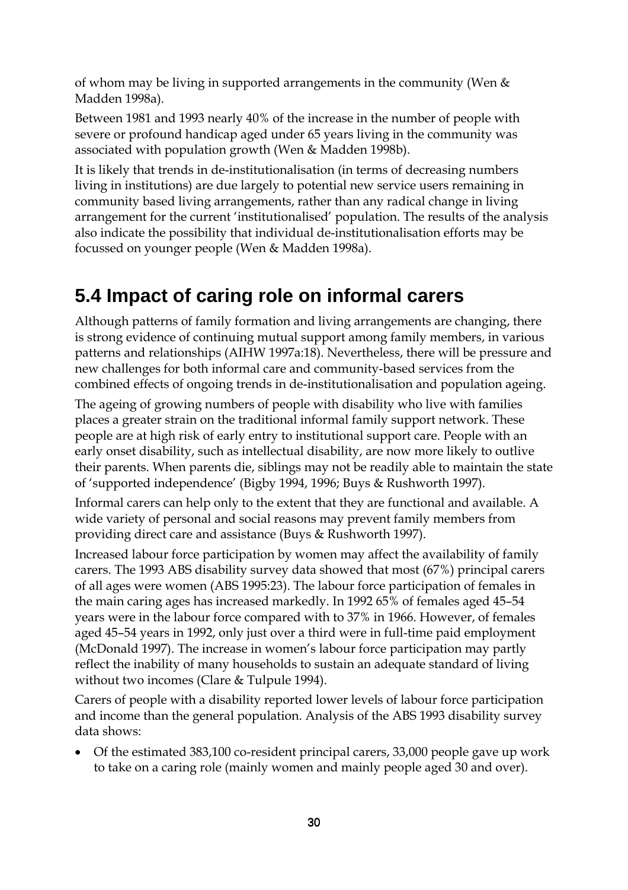of whom may be living in supported arrangements in the community (Wen & Madden 1998a).

Between 1981 and 1993 nearly 40% of the increase in the number of people with severe or profound handicap aged under 65 years living in the community was associated with population growth (Wen & Madden 1998b).

It is likely that trends in de-institutionalisation (in terms of decreasing numbers living in institutions) are due largely to potential new service users remaining in community based living arrangements, rather than any radical change in living arrangement for the current 'institutionalised' population. The results of the analysis also indicate the possibility that individual de-institutionalisation efforts may be focussed on younger people (Wen & Madden 1998a).

## 5.4 Impact of caring role on informal carers

Although patterns of family formation and living arrangements are changing, there is strong evidence of continuing mutual support among family members, in various patterns and relationships (AIHW 1997a:18). Nevertheless, there will be pressure and new challenges for both informal care and community-based services from the combined effects of ongoing trends in de-institutionalisation and population ageing.

The ageing of growing numbers of people with disability who live with families places a greater strain on the traditional informal family support network. These people are at high risk of early entry to institutional support care. People with an early onset disability, such as intellectual disability, are now more likely to outlive their parents. When parents die, siblings may not be readily able to maintain the state of 'supported independence' (Bigby 1994, 1996; Buys & Rushworth 1997).

Informal carers can help only to the extent that they are functional and available. A wide variety of personal and social reasons may prevent family members from providing direct care and assistance (Buys & Rushworth 1997).

Increased labour force participation by women may affect the availability of family carers. The 1993 ABS disability survey data showed that most (67%) principal carers of all ages were women (ABS 1995:23). The labour force participation of females in the main caring ages has increased markedly. In 1992 65% of females aged 45–54 years were in the labour force compared with to 37% in 1966. However, of females aged 45–54 years in 1992, only just over a third were in full-time paid employment (McDonald 1997). The increase in women's labour force participation may partly reflect the inability of many households to sustain an adequate standard of living without two incomes (Clare & Tulpule 1994).

Carers of people with a disability reported lower levels of labour force participation and income than the general population. Analysis of the ABS 1993 disability survey data shows:

- Of the estimated 383,100 co-resident principal carers, 33,000 people gave up work to take on a caring role (mainly women and mainly people aged 30 and over).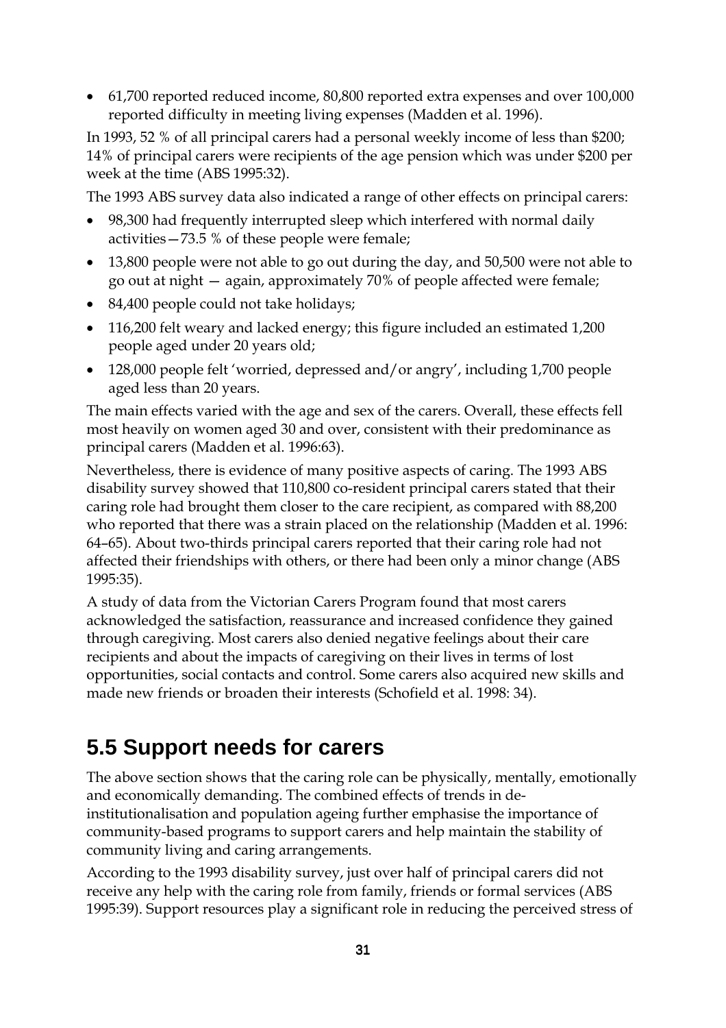- 61,700 reported reduced income, 80,800 reported extra expenses and over 100,000 reported difficulty in meeting living expenses (Madden et al. 1996).

In 1993, 52 % of all principal carers had a personal weekly income of less than $200; 14% of principal carers were recipients of the age pension which was under $200 per week at the time (ABS 1995:32).

The 1993 ABS survey data also indicated a range of other effects on principal carers:

- 98,300 had frequently interrupted sleep which interfered with normal daily activities—73.5 % of these people were female;
- 13,800 people were not able to go out during the day, and 50,500 were not able to go out at night — again, approximately 70% of people affected were female;
- 84,400 people could not take holidays;
- 116,200 felt weary and lacked energy; this figure included an estimated 1,200 people aged under 20 years old;
- 128,000 people felt 'worried, depressed and/or angry', including 1,700 people aged less than 20 years.

The main effects varied with the age and sex of the carers. Overall, these effects fell most heavily on women aged 30 and over, consistent with their predominance as principal carers (Madden et al. 1996:63).

Nevertheless, there is evidence of many positive aspects of caring. The 1993 ABS disability survey showed that 110,800 co-resident principal carers stated that their caring role had brought them closer to the care recipient, as compared with 88,200 who reported that there was a strain placed on the relationship (Madden et al. 1996: 64–65). About two-thirds principal carers reported that their caring role had not affected their friendships with others, or there had been only a minor change (ABS 1995:35).

A study of data from the Victorian Carers Program found that most carers acknowledged the satisfaction, reassurance and increased confidence they gained through caregiving. Most carers also denied negative feelings about their care recipients and about the impacts of caregiving on their lives in terms of lost opportunities, social contacts and control. Some carers also acquired new skills and made new friends or broaden their interests (Schofield et al. 1998: 34).

## 5.5 Support needs for carers

The above section shows that the caring role can be physically, mentally, emotionally and economically demanding. The combined effects of trends in de-institutionalisation and population ageing further emphasise the importance of community-based programs to support carers and help maintain the stability of community living and caring arrangements.

According to the 1993 disability survey, just over half of principal carers did not receive any help with the caring role from family, friends or formal services (ABS 1995:39). Support resources play a significant role in reducing the perceived stress of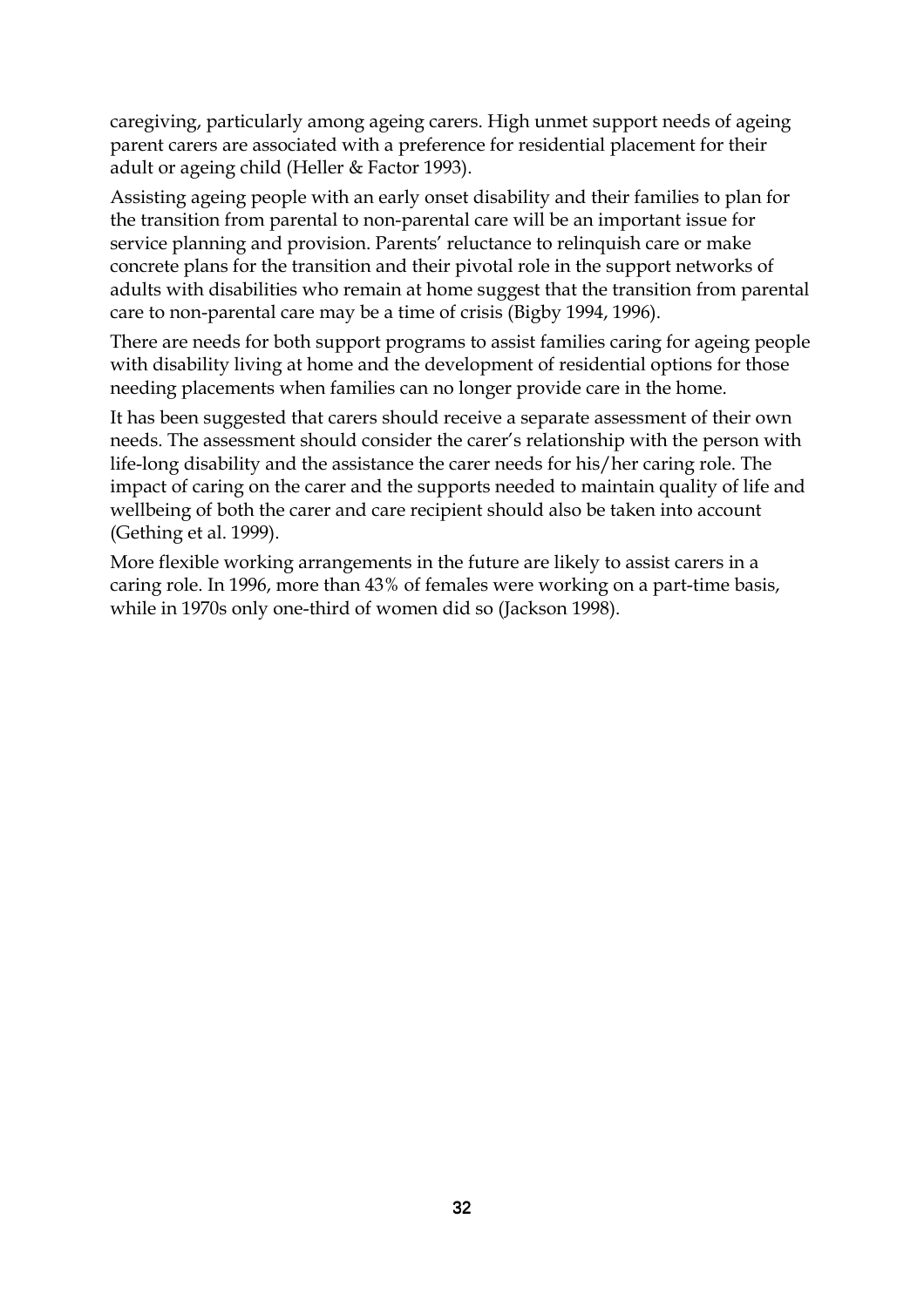caregiving, particularly among ageing carers. High unmet support needs of ageing parent carers are associated with a preference for residential placement for their adult or ageing child (Heller & Factor 1993).

Assisting ageing people with an early onset disability and their families to plan for the transition from parental to non-parental care will be an important issue for service planning and provision. Parents' reluctance to relinquish care or make concrete plans for the transition and their pivotal role in the support networks of adults with disabilities who remain at home suggest that the transition from parental care to non-parental care may be a time of crisis (Bigby 1994, 1996).

There are needs for both support programs to assist families caring for ageing people with disability living at home and the development of residential options for those needing placements when families can no longer provide care in the home.

It has been suggested that carers should receive a separate assessment of their own needs. The assessment should consider the carer's relationship with the person with life-long disability and the assistance the carer needs for his/her caring role. The impact of caring on the carer and the supports needed to maintain quality of life and wellbeing of both the carer and care recipient should also be taken into account (Gething et al. 1999).

More flexible working arrangements in the future are likely to assist carers in a caring role. In 1996, more than 43% of females were working on a part-time basis, while in 1970s only one-third of women did so (Jackson 1998).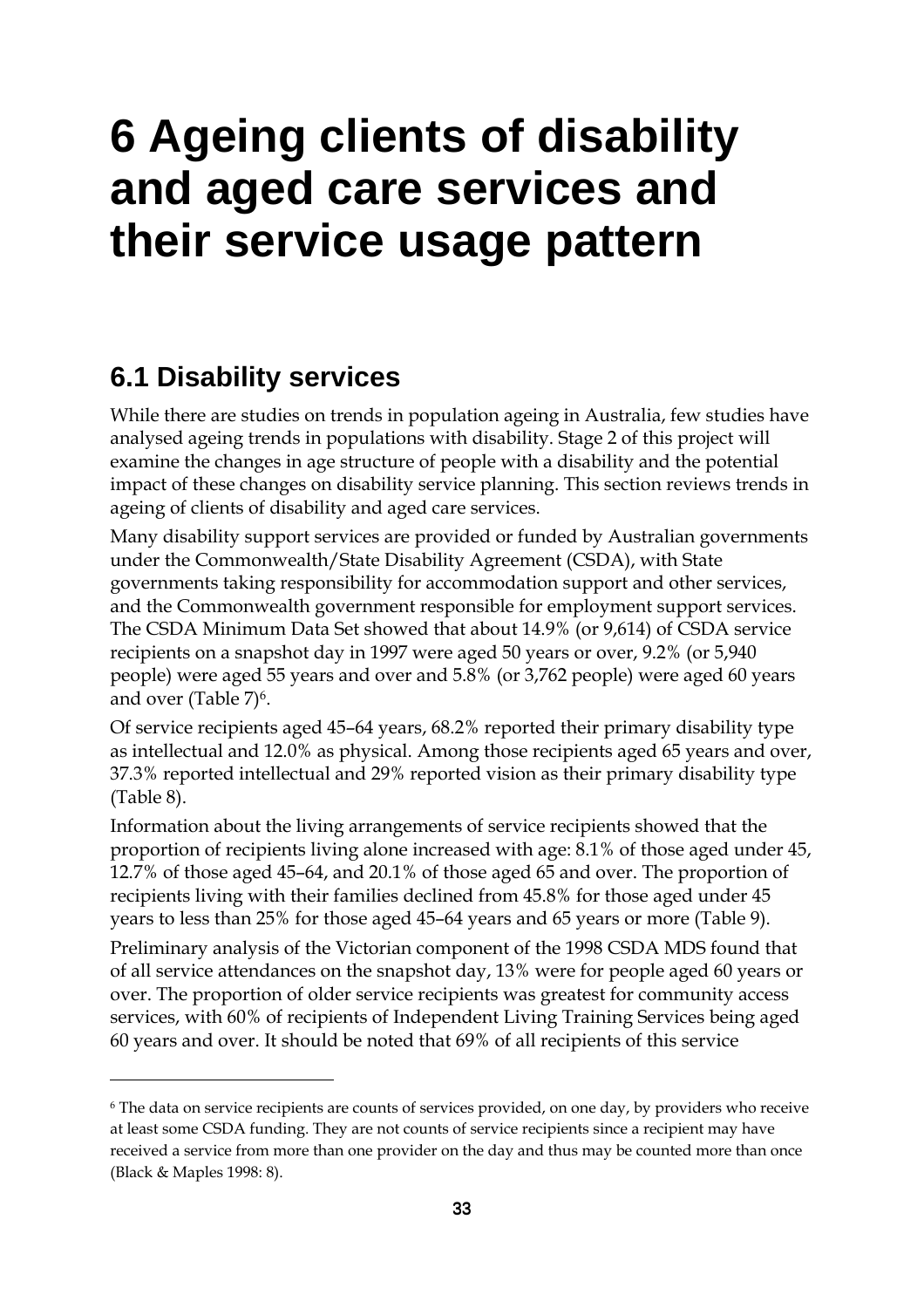# 6 Ageing clients of disability and aged care services and their service usage pattern

## 6.1 Disability services

While there are studies on trends in population ageing in Australia, few studies have analysed ageing trends in populations with disability. Stage 2 of this project will examine the changes in age structure of people with a disability and the potential impact of these changes on disability service planning. This section reviews trends in ageing of clients of disability and aged care services.

Many disability support services are provided or funded by Australian governments under the Commonwealth/State Disability Agreement (CSDA), with State governments taking responsibility for accommodation support and other services, and the Commonwealth government responsible for employment support services. The CSDA Minimum Data Set showed that about 14.9% (or 9,614) of CSDA service recipients on a snapshot day in 1997 were aged 50 years or over, 9.2% (or 5,940 people) were aged 55 years and over and 5.8% (or 3,762 people) were aged 60 years and over (Table 7)[6].

Of service recipients aged 45–64 years, 68.2% reported their primary disability type as intellectual and 12.0% as physical. Among those recipients aged 65 years and over, 37.3% reported intellectual and 29% reported vision as their primary disability type (Table 8).

Information about the living arrangements of service recipients showed that the proportion of recipients living alone increased with age: 8.1% of those aged under 45, 12.7% of those aged 45–64, and 20.1% of those aged 65 and over. The proportion of recipients living with their families declined from 45.8% for those aged under 45 years to less than 25% for those aged 45–64 years and 65 years or more (Table 9).

Preliminary analysis of the Victorian component of the 1998 CSDA MDS found that of all service attendances on the snapshot day, 13% were for people aged 60 years or over. The proportion of older service recipients was greatest for community access services, with 60% of recipients of Independent Living Training Services being aged 60 years and over. It should be noted that 69% of all recipients of this service

---

[6] The data on service recipients are counts of services provided, on one day, by providers who receive at least some CSDA funding. They are not counts of service recipients since a recipient may have received a service from more than one provider on the day and thus may be counted more than once (Black & Maples 1998: 8).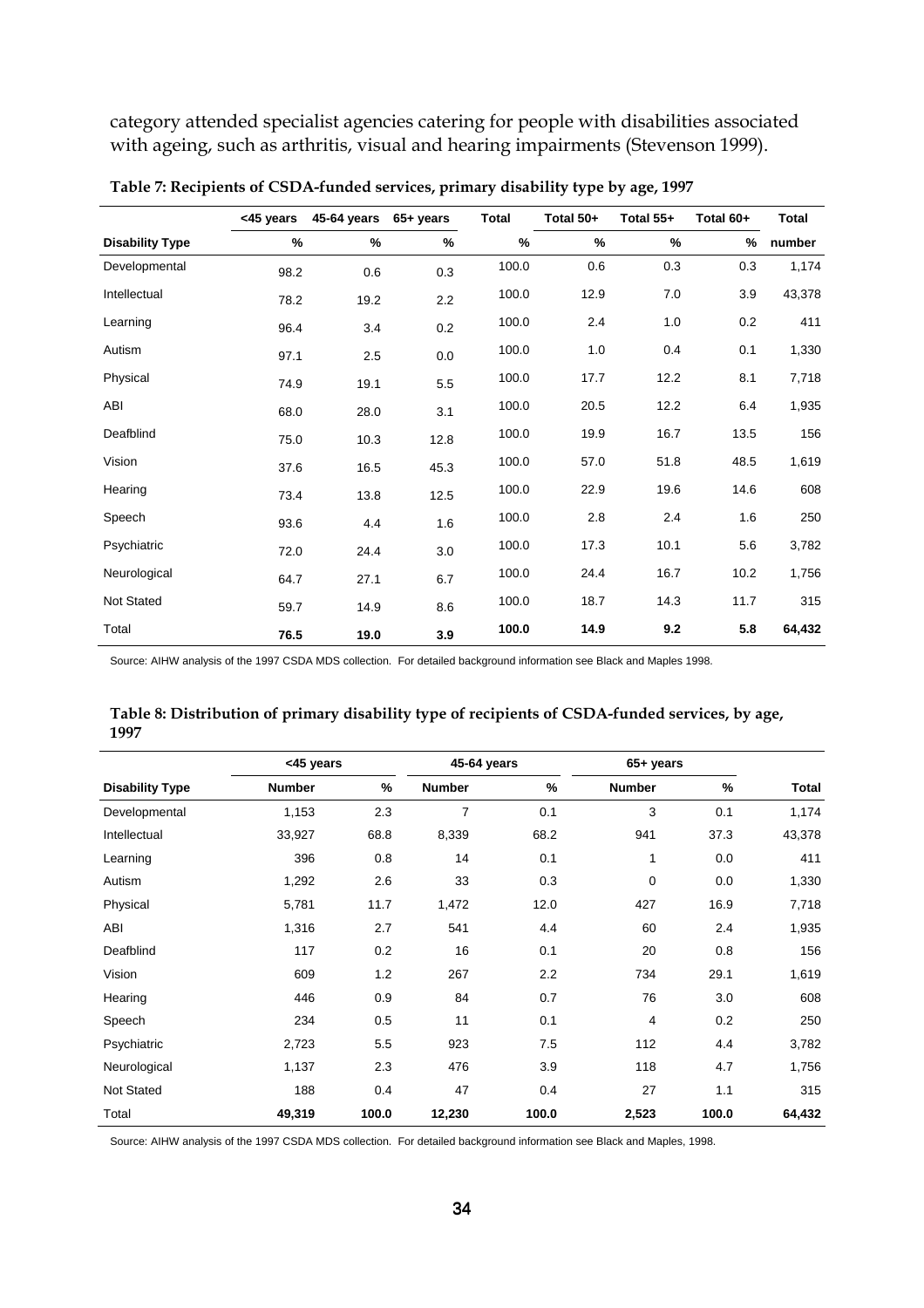category attended specialist agencies catering for people with disabilities associated with ageing, such as arthritis, visual and hearing impairments (Stevenson 1999).

**Table 7: Recipients of CSDA-funded services, primary disability type by age, 1997**

| | <45 years | 45-64 years | 65+ years | Total | Total 50+ | Total 55+ | Total 60+ | Total |
|---|---|---|---|---|---|---|---|---|
| **Disability Type** | % | % | % | % | % | % | % | number |
| Developmental | 98.2 | 0.6 | 0.3 | 100.0 | 0.6 | 0.3 | 0.3 | 1,174 |
| Intellectual | 78.2 | 19.2 | 2.2 | 100.0 | 12.9 | 7.0 | 3.9 | 43,378 |
| Learning | 96.4 | 3.4 | 0.2 | 100.0 | 2.4 | 1.0 | 0.2 | 411 |
| Autism | 97.1 | 2.5 | 0.0 | 100.0 | 1.0 | 0.4 | 0.1 | 1,330 |
| Physical | 74.9 | 19.1 | 5.5 | 100.0 | 17.7 | 12.2 | 8.1 | 7,718 |
| ABI | 68.0 | 28.0 | 3.1 | 100.0 | 20.5 | 12.2 | 6.4 | 1,935 |
| Deafblind | 75.0 | 10.3 | 12.8 | 100.0 | 19.9 | 16.7 | 13.5 | 156 |
| Vision | 37.6 | 16.5 | 45.3 | 100.0 | 57.0 | 51.8 | 48.5 | 1,619 |
| Hearing | 73.4 | 13.8 | 12.5 | 100.0 | 22.9 | 19.6 | 14.6 | 608 |
| Speech | 93.6 | 4.4 | 1.6 | 100.0 | 2.8 | 2.4 | 1.6 | 250 |
| Psychiatric | 72.0 | 24.4 | 3.0 | 100.0 | 17.3 | 10.1 | 5.6 | 3,782 |
| Neurological | 64.7 | 27.1 | 6.7 | 100.0 | 24.4 | 16.7 | 10.2 | 1,756 |
| Not Stated | 59.7 | 14.9 | 8.6 | 100.0 | 18.7 | 14.3 | 11.7 | 315 |
| Total | **76.5** | **19.0** | **3.9** | **100.0** | **14.9** | **9.2** | **5.8** | **64,432** |

Source: AIHW analysis of the 1997 CSDA MDS collection. For detailed background information see Black and Maples 1998.

**Table 8: Distribution of primary disability type of recipients of CSDA-funded services, by age, 1997**

| | <45 years | | 45-64 years | | 65+ years | | |
|---|---|---|---|---|---|---|---|
| **Disability Type** | **Number** | **%** | **Number** | **%** | **Number** | **%** | **Total** |
| Developmental | 1,153 | 2.3 | 7 | 0.1 | 3 | 0.1 | 1,174 |
| Intellectual | 33,927 | 68.8 | 8,339 | 68.2 | 941 | 37.3 | 43,378 |
| Learning | 396 | 0.8 | 14 | 0.1 | 1 | 0.0 | 411 |
| Autism | 1,292 | 2.6 | 33 | 0.3 | 0 | 0.0 | 1,330 |
| Physical | 5,781 | 11.7 | 1,472 | 12.0 | 427 | 16.9 | 7,718 |
| ABI | 1,316 | 2.7 | 541 | 4.4 | 60 | 2.4 | 1,935 |
| Deafblind | 117 | 0.2 | 16 | 0.1 | 20 | 0.8 | 156 |
| Vision | 609 | 1.2 | 267 | 2.2 | 734 | 29.1 | 1,619 |
| Hearing | 446 | 0.9 | 84 | 0.7 | 76 | 3.0 | 608 |
| Speech | 234 | 0.5 | 11 | 0.1 | 4 | 0.2 | 250 |
| Psychiatric | 2,723 | 5.5 | 923 | 7.5 | 112 | 4.4 | 3,782 |
| Neurological | 1,137 | 2.3 | 476 | 3.9 | 118 | 4.7 | 1,756 |
| Not Stated | 188 | 0.4 | 47 | 0.4 | 27 | 1.1 | 315 |
| Total | **49,319** | **100.0** | **12,230** | **100.0** | **2,523** | **100.0** | **64,432** |

Source: AIHW analysis of the 1997 CSDA MDS collection. For detailed background information see Black and Maples, 1998.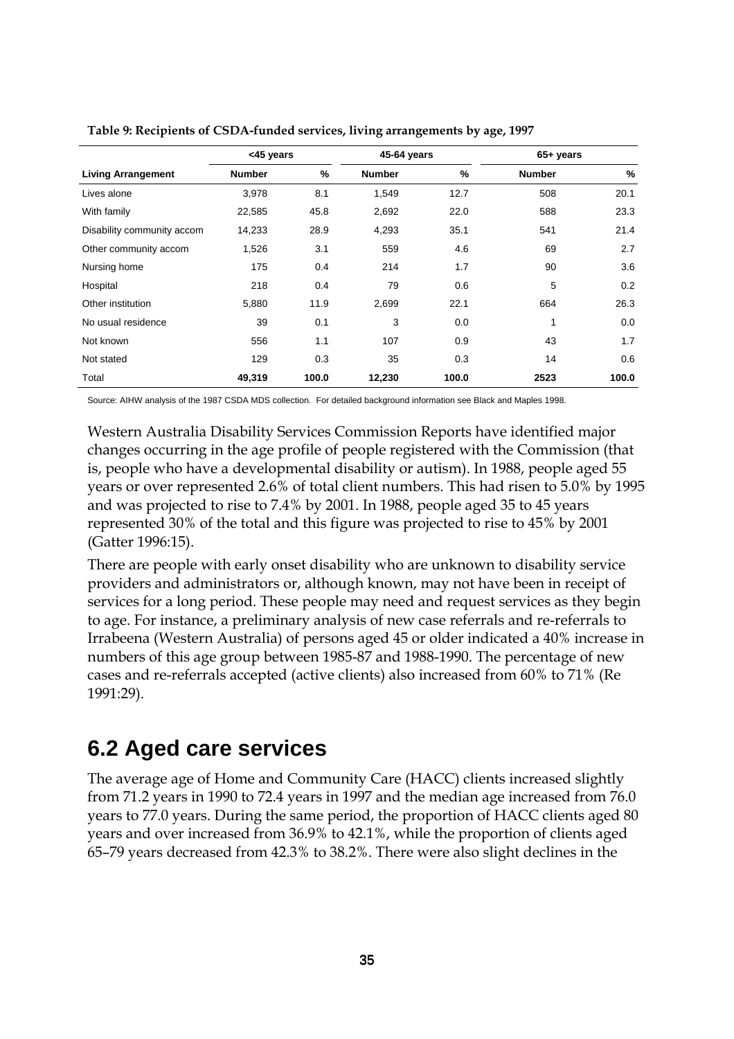**Table 9: Recipients of CSDA-funded services, living arrangements by age, 1997**

| | <45 years | | 45-64 years | | 65+ years | |
|---|---|---|---|---|---|---|
| **Living Arrangement** | **Number** | **%** | **Number** | **%** | **Number** | **%** |
| Lives alone | 3,978 | 8.1 | 1,549 | 12.7 | 508 | 20.1 |
| With family | 22,585 | 45.8 | 2,692 | 22.0 | 588 | 23.3 |
| Disability community accom | 14,233 | 28.9 | 4,293 | 35.1 | 541 | 21.4 |
| Other community accom | 1,526 | 3.1 | 559 | 4.6 | 69 | 2.7 |
| Nursing home | 175 | 0.4 | 214 | 1.7 | 90 | 3.6 |
| Hospital | 218 | 0.4 | 79 | 0.6 | 5 | 0.2 |
| Other institution | 5,880 | 11.9 | 2,699 | 22.1 | 664 | 26.3 |
| No usual residence | 39 | 0.1 | 3 | 0.0 | 1 | 0.0 |
| Not known | 556 | 1.1 | 107 | 0.9 | 43 | 1.7 |
| Not stated | 129 | 0.3 | 35 | 0.3 | 14 | 0.6 |
| Total | **49,319** | **100.0** | **12,230** | **100.0** | **2523** | **100.0** |

Source: AIHW analysis of the 1987 CSDA MDS collection. For detailed background information see Black and Maples 1998.

Western Australia Disability Services Commission Reports have identified major changes occurring in the age profile of people registered with the Commission (that is, people who have a developmental disability or autism). In 1988, people aged 55 years or over represented 2.6% of total client numbers. This had risen to 5.0% by 1995 and was projected to rise to 7.4% by 2001. In 1988, people aged 35 to 45 years represented 30% of the total and this figure was projected to rise to 45% by 2001 (Gatter 1996:15).

There are people with early onset disability who are unknown to disability service providers and administrators or, although known, may not have been in receipt of services for a long period. These people may need and request services as they begin to age. For instance, a preliminary analysis of new case referrals and re-referrals to Irrabeena (Western Australia) of persons aged 45 or older indicated a 40% increase in numbers of this age group between 1985-87 and 1988-1990. The percentage of new cases and re-referrals accepted (active clients) also increased from 60% to 71% (Re 1991:29).

## 6.2 Aged care services

The average age of Home and Community Care (HACC) clients increased slightly from 71.2 years in 1990 to 72.4 years in 1997 and the median age increased from 76.0 years to 77.0 years. During the same period, the proportion of HACC clients aged 80 years and over increased from 36.9% to 42.1%, while the proportion of clients aged 65–79 years decreased from 42.3% to 38.2%. There were also slight declines in the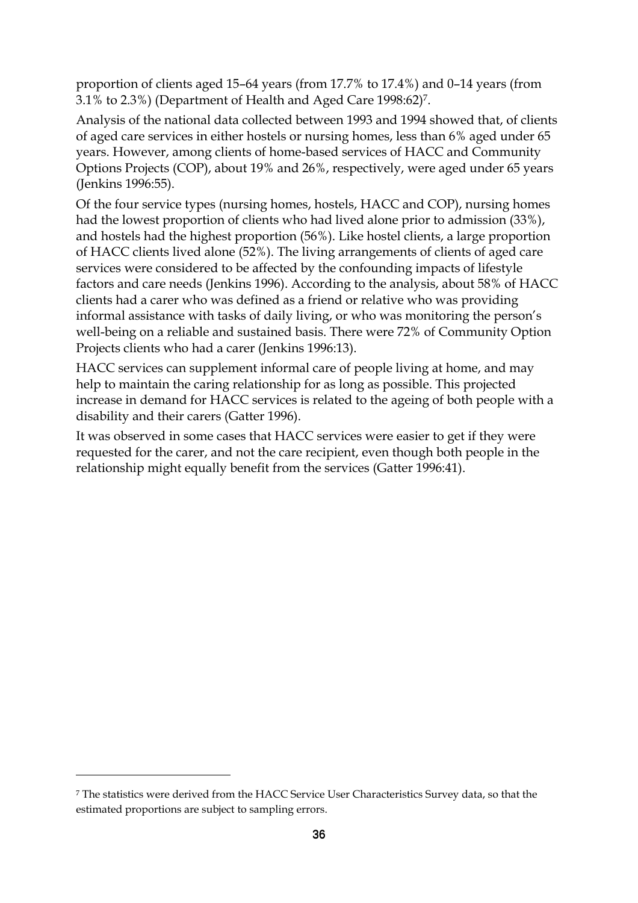proportion of clients aged 15–64 years (from 17.7% to 17.4%) and 0–14 years (from 3.1% to 2.3%) (Department of Health and Aged Care 1998:62)[7].

Analysis of the national data collected between 1993 and 1994 showed that, of clients of aged care services in either hostels or nursing homes, less than 6% aged under 65 years. However, among clients of home-based services of HACC and Community Options Projects (COP), about 19% and 26%, respectively, were aged under 65 years (Jenkins 1996:55).

Of the four service types (nursing homes, hostels, HACC and COP), nursing homes had the lowest proportion of clients who had lived alone prior to admission (33%), and hostels had the highest proportion (56%). Like hostel clients, a large proportion of HACC clients lived alone (52%). The living arrangements of clients of aged care services were considered to be affected by the confounding impacts of lifestyle factors and care needs (Jenkins 1996). According to the analysis, about 58% of HACC clients had a carer who was defined as a friend or relative who was providing informal assistance with tasks of daily living, or who was monitoring the person's well-being on a reliable and sustained basis. There were 72% of Community Option Projects clients who had a carer (Jenkins 1996:13).

HACC services can supplement informal care of people living at home, and may help to maintain the caring relationship for as long as possible. This projected increase in demand for HACC services is related to the ageing of both people with a disability and their carers (Gatter 1996).

It was observed in some cases that HACC services were easier to get if they were requested for the carer, and not the care recipient, even though both people in the relationship might equally benefit from the services (Gatter 1996:41).

---

[7] The statistics were derived from the HACC Service User Characteristics Survey data, so that the estimated proportions are subject to sampling errors.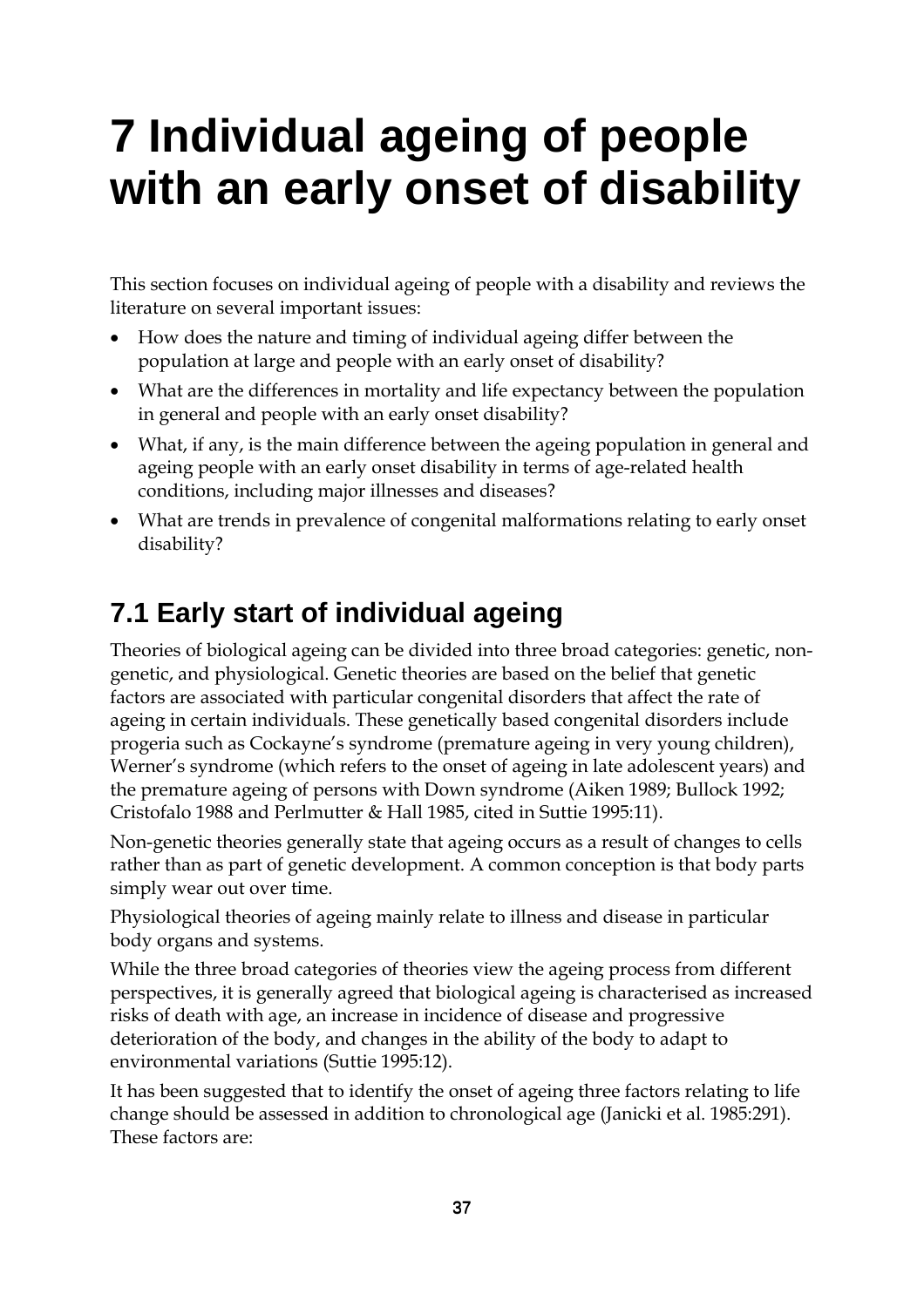# 7 Individual ageing of people with an early onset of disability

This section focuses on individual ageing of people with a disability and reviews the literature on several important issues:

- How does the nature and timing of individual ageing differ between the population at large and people with an early onset of disability?
- What are the differences in mortality and life expectancy between the population in general and people with an early onset disability?
- What, if any, is the main difference between the ageing population in general and ageing people with an early onset disability in terms of age-related health conditions, including major illnesses and diseases?
- What are trends in prevalence of congenital malformations relating to early onset disability?

## 7.1 Early start of individual ageing

Theories of biological ageing can be divided into three broad categories: genetic, non-genetic, and physiological. Genetic theories are based on the belief that genetic factors are associated with particular congenital disorders that affect the rate of ageing in certain individuals. These genetically based congenital disorders include progeria such as Cockayne's syndrome (premature ageing in very young children), Werner's syndrome (which refers to the onset of ageing in late adolescent years) and the premature ageing of persons with Down syndrome (Aiken 1989; Bullock 1992; Cristofalo 1988 and Perlmutter & Hall 1985, cited in Suttie 1995:11).

Non-genetic theories generally state that ageing occurs as a result of changes to cells rather than as part of genetic development. A common conception is that body parts simply wear out over time.

Physiological theories of ageing mainly relate to illness and disease in particular body organs and systems.

While the three broad categories of theories view the ageing process from different perspectives, it is generally agreed that biological ageing is characterised as increased risks of death with age, an increase in incidence of disease and progressive deterioration of the body, and changes in the ability of the body to adapt to environmental variations (Suttie 1995:12).

It has been suggested that to identify the onset of ageing three factors relating to life change should be assessed in addition to chronological age (Janicki et al. 1985:291). These factors are: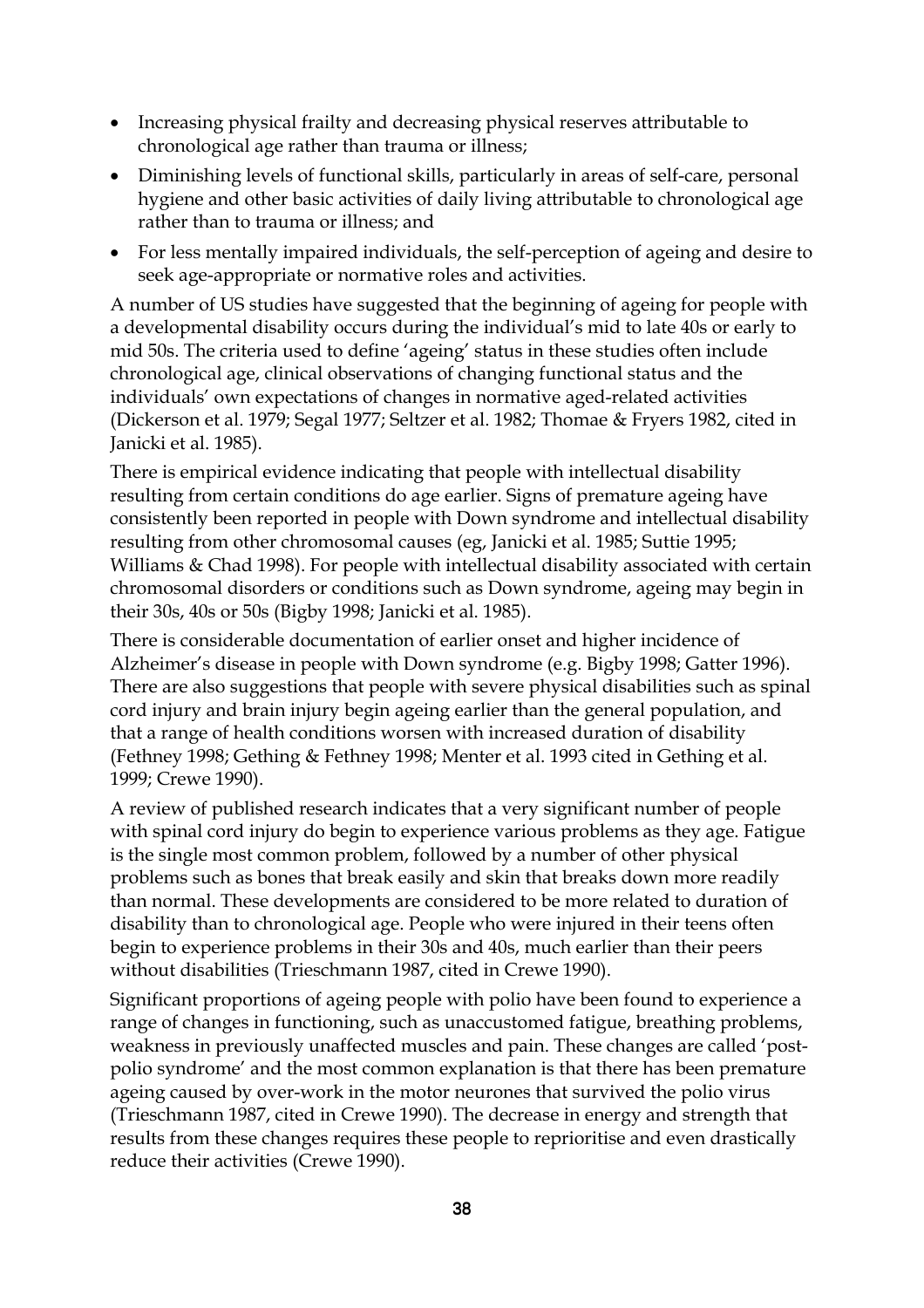- Increasing physical frailty and decreasing physical reserves attributable to chronological age rather than trauma or illness;
- Diminishing levels of functional skills, particularly in areas of self-care, personal hygiene and other basic activities of daily living attributable to chronological age rather than to trauma or illness; and
- For less mentally impaired individuals, the self-perception of ageing and desire to seek age-appropriate or normative roles and activities.

A number of US studies have suggested that the beginning of ageing for people with a developmental disability occurs during the individual's mid to late 40s or early to mid 50s. The criteria used to define 'ageing' status in these studies often include chronological age, clinical observations of changing functional status and the individuals' own expectations of changes in normative aged-related activities (Dickerson et al. 1979; Segal 1977; Seltzer et al. 1982; Thomae & Fryers 1982, cited in Janicki et al. 1985).

There is empirical evidence indicating that people with intellectual disability resulting from certain conditions do age earlier. Signs of premature ageing have consistently been reported in people with Down syndrome and intellectual disability resulting from other chromosomal causes (eg, Janicki et al. 1985; Suttie 1995; Williams & Chad 1998). For people with intellectual disability associated with certain chromosomal disorders or conditions such as Down syndrome, ageing may begin in their 30s, 40s or 50s (Bigby 1998; Janicki et al. 1985).

There is considerable documentation of earlier onset and higher incidence of Alzheimer's disease in people with Down syndrome (e.g. Bigby 1998; Gatter 1996). There are also suggestions that people with severe physical disabilities such as spinal cord injury and brain injury begin ageing earlier than the general population, and that a range of health conditions worsen with increased duration of disability (Fethney 1998; Gething & Fethney 1998; Menter et al. 1993 cited in Gething et al. 1999; Crewe 1990).

A review of published research indicates that a very significant number of people with spinal cord injury do begin to experience various problems as they age. Fatigue is the single most common problem, followed by a number of other physical problems such as bones that break easily and skin that breaks down more readily than normal. These developments are considered to be more related to duration of disability than to chronological age. People who were injured in their teens often begin to experience problems in their 30s and 40s, much earlier than their peers without disabilities (Trieschmann 1987, cited in Crewe 1990).

Significant proportions of ageing people with polio have been found to experience a range of changes in functioning, such as unaccustomed fatigue, breathing problems, weakness in previously unaffected muscles and pain. These changes are called 'post-polio syndrome' and the most common explanation is that there has been premature ageing caused by over-work in the motor neurones that survived the polio virus (Trieschmann 1987, cited in Crewe 1990). The decrease in energy and strength that results from these changes requires these people to reprioritise and even drastically reduce their activities (Crewe 1990).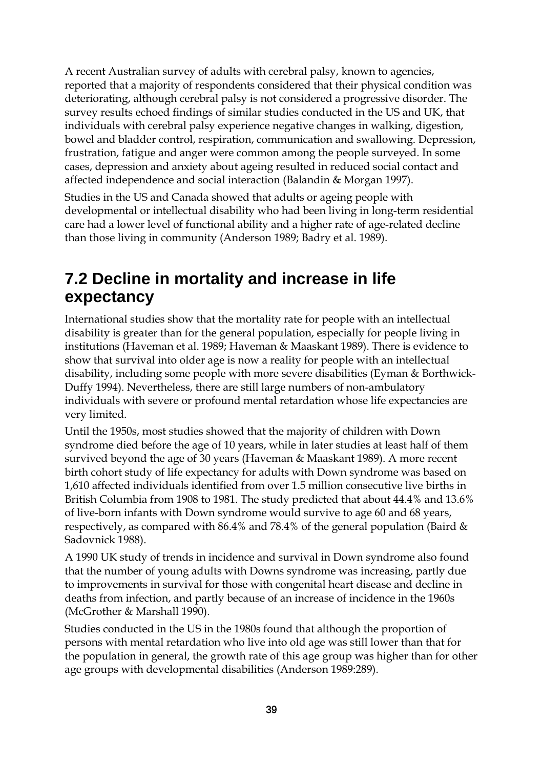A recent Australian survey of adults with cerebral palsy, known to agencies, reported that a majority of respondents considered that their physical condition was deteriorating, although cerebral palsy is not considered a progressive disorder. The survey results echoed findings of similar studies conducted in the US and UK, that individuals with cerebral palsy experience negative changes in walking, digestion, bowel and bladder control, respiration, communication and swallowing. Depression, frustration, fatigue and anger were common among the people surveyed. In some cases, depression and anxiety about ageing resulted in reduced social contact and affected independence and social interaction (Balandin & Morgan 1997).

Studies in the US and Canada showed that adults or ageing people with developmental or intellectual disability who had been living in long-term residential care had a lower level of functional ability and a higher rate of age-related decline than those living in community (Anderson 1989; Badry et al. 1989).

## 7.2 Decline in mortality and increase in life expectancy

International studies show that the mortality rate for people with an intellectual disability is greater than for the general population, especially for people living in institutions (Haveman et al. 1989; Haveman & Maaskant 1989). There is evidence to show that survival into older age is now a reality for people with an intellectual disability, including some people with more severe disabilities (Eyman & Borthwick-Duffy 1994). Nevertheless, there are still large numbers of non-ambulatory individuals with severe or profound mental retardation whose life expectancies are very limited.

Until the 1950s, most studies showed that the majority of children with Down syndrome died before the age of 10 years, while in later studies at least half of them survived beyond the age of 30 years (Haveman & Maaskant 1989). A more recent birth cohort study of life expectancy for adults with Down syndrome was based on 1,610 affected individuals identified from over 1.5 million consecutive live births in British Columbia from 1908 to 1981. The study predicted that about 44.4% and 13.6% of live-born infants with Down syndrome would survive to age 60 and 68 years, respectively, as compared with 86.4% and 78.4% of the general population (Baird & Sadovnick 1988).

A 1990 UK study of trends in incidence and survival in Down syndrome also found that the number of young adults with Downs syndrome was increasing, partly due to improvements in survival for those with congenital heart disease and decline in deaths from infection, and partly because of an increase of incidence in the 1960s (McGrother & Marshall 1990).

Studies conducted in the US in the 1980s found that although the proportion of persons with mental retardation who live into old age was still lower than that for the population in general, the growth rate of this age group was higher than for other age groups with developmental disabilities (Anderson 1989:289).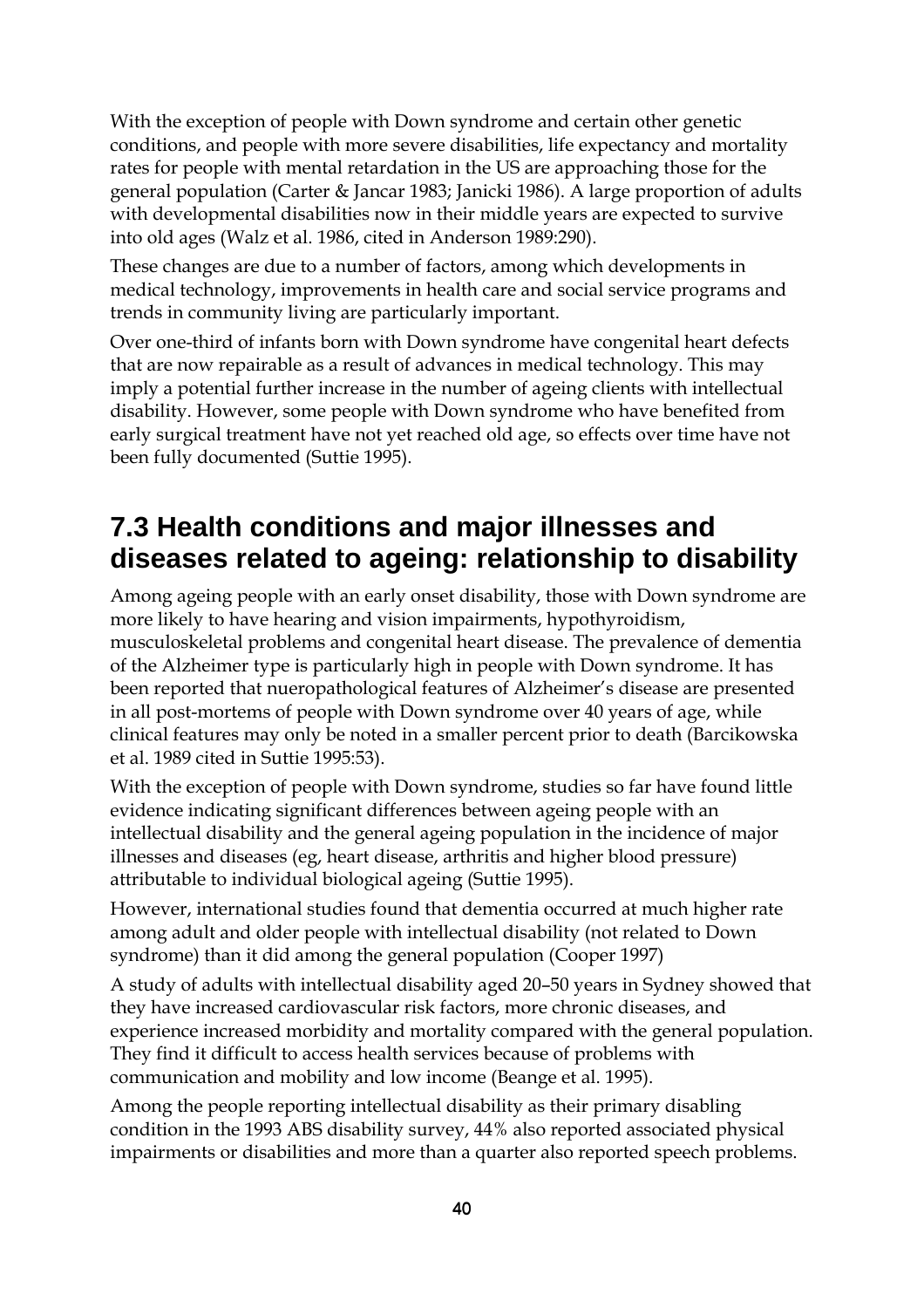With the exception of people with Down syndrome and certain other genetic conditions, and people with more severe disabilities, life expectancy and mortality rates for people with mental retardation in the US are approaching those for the general population (Carter & Jancar 1983; Janicki 1986). A large proportion of adults with developmental disabilities now in their middle years are expected to survive into old ages (Walz et al. 1986, cited in Anderson 1989:290).

These changes are due to a number of factors, among which developments in medical technology, improvements in health care and social service programs and trends in community living are particularly important.

Over one-third of infants born with Down syndrome have congenital heart defects that are now repairable as a result of advances in medical technology. This may imply a potential further increase in the number of ageing clients with intellectual disability. However, some people with Down syndrome who have benefited from early surgical treatment have not yet reached old age, so effects over time have not been fully documented (Suttie 1995).

## 7.3 Health conditions and major illnesses and diseases related to ageing: relationship to disability

Among ageing people with an early onset disability, those with Down syndrome are more likely to have hearing and vision impairments, hypothyroidism, musculoskeletal problems and congenital heart disease. The prevalence of dementia of the Alzheimer type is particularly high in people with Down syndrome. It has been reported that nueropathological features of Alzheimer's disease are presented in all post-mortems of people with Down syndrome over 40 years of age, while clinical features may only be noted in a smaller percent prior to death (Barcikowska et al. 1989 cited in Suttie 1995:53).

With the exception of people with Down syndrome, studies so far have found little evidence indicating significant differences between ageing people with an intellectual disability and the general ageing population in the incidence of major illnesses and diseases (eg, heart disease, arthritis and higher blood pressure) attributable to individual biological ageing (Suttie 1995).

However, international studies found that dementia occurred at much higher rate among adult and older people with intellectual disability (not related to Down syndrome) than it did among the general population (Cooper 1997)

A study of adults with intellectual disability aged 20–50 years in Sydney showed that they have increased cardiovascular risk factors, more chronic diseases, and experience increased morbidity and mortality compared with the general population. They find it difficult to access health services because of problems with communication and mobility and low income (Beange et al. 1995).

Among the people reporting intellectual disability as their primary disabling condition in the 1993 ABS disability survey, 44% also reported associated physical impairments or disabilities and more than a quarter also reported speech problems.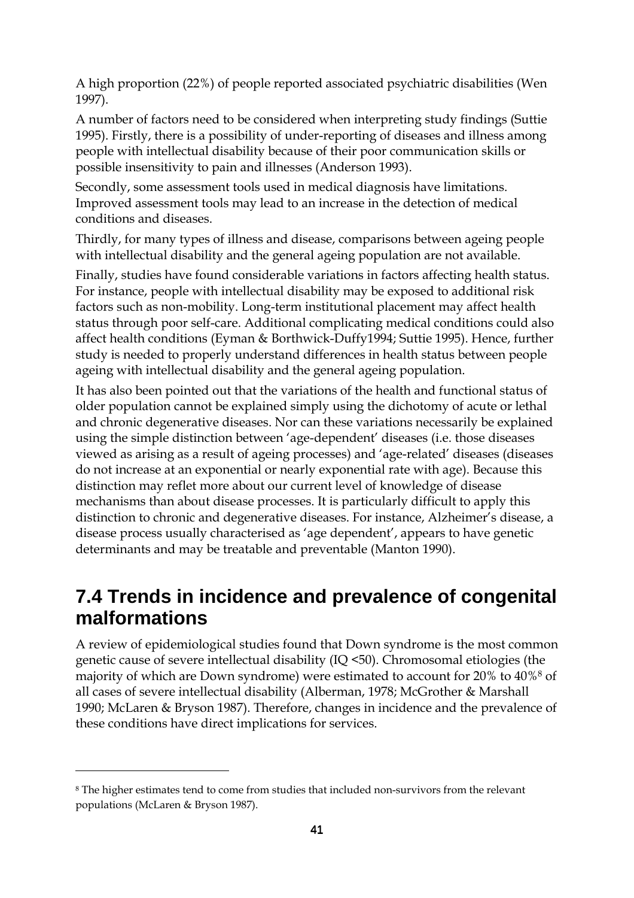A high proportion (22%) of people reported associated psychiatric disabilities (Wen 1997).

A number of factors need to be considered when interpreting study findings (Suttie 1995). Firstly, there is a possibility of under-reporting of diseases and illness among people with intellectual disability because of their poor communication skills or possible insensitivity to pain and illnesses (Anderson 1993).

Secondly, some assessment tools used in medical diagnosis have limitations. Improved assessment tools may lead to an increase in the detection of medical conditions and diseases.

Thirdly, for many types of illness and disease, comparisons between ageing people with intellectual disability and the general ageing population are not available.

Finally, studies have found considerable variations in factors affecting health status. For instance, people with intellectual disability may be exposed to additional risk factors such as non-mobility. Long-term institutional placement may affect health status through poor self-care. Additional complicating medical conditions could also affect health conditions (Eyman & Borthwick-Duffy1994; Suttie 1995). Hence, further study is needed to properly understand differences in health status between people ageing with intellectual disability and the general ageing population.

It has also been pointed out that the variations of the health and functional status of older population cannot be explained simply using the dichotomy of acute or lethal and chronic degenerative diseases. Nor can these variations necessarily be explained using the simple distinction between 'age-dependent' diseases (i.e. those diseases viewed as arising as a result of ageing processes) and 'age-related' diseases (diseases do not increase at an exponential or nearly exponential rate with age). Because this distinction may reflet more about our current level of knowledge of disease mechanisms than about disease processes. It is particularly difficult to apply this distinction to chronic and degenerative diseases. For instance, Alzheimer's disease, a disease process usually characterised as 'age dependent', appears to have genetic determinants and may be treatable and preventable (Manton 1990).

## 7.4 Trends in incidence and prevalence of congenital malformations

A review of epidemiological studies found that Down syndrome is the most common genetic cause of severe intellectual disability (IQ <50). Chromosomal etiologies (the majority of which are Down syndrome) were estimated to account for 20% to 40%[8] of all cases of severe intellectual disability (Alberman, 1978; McGrother & Marshall 1990; McLaren & Bryson 1987). Therefore, changes in incidence and the prevalence of these conditions have direct implications for services.

---

[8] The higher estimates tend to come from studies that included non-survivors from the relevant populations (McLaren & Bryson 1987).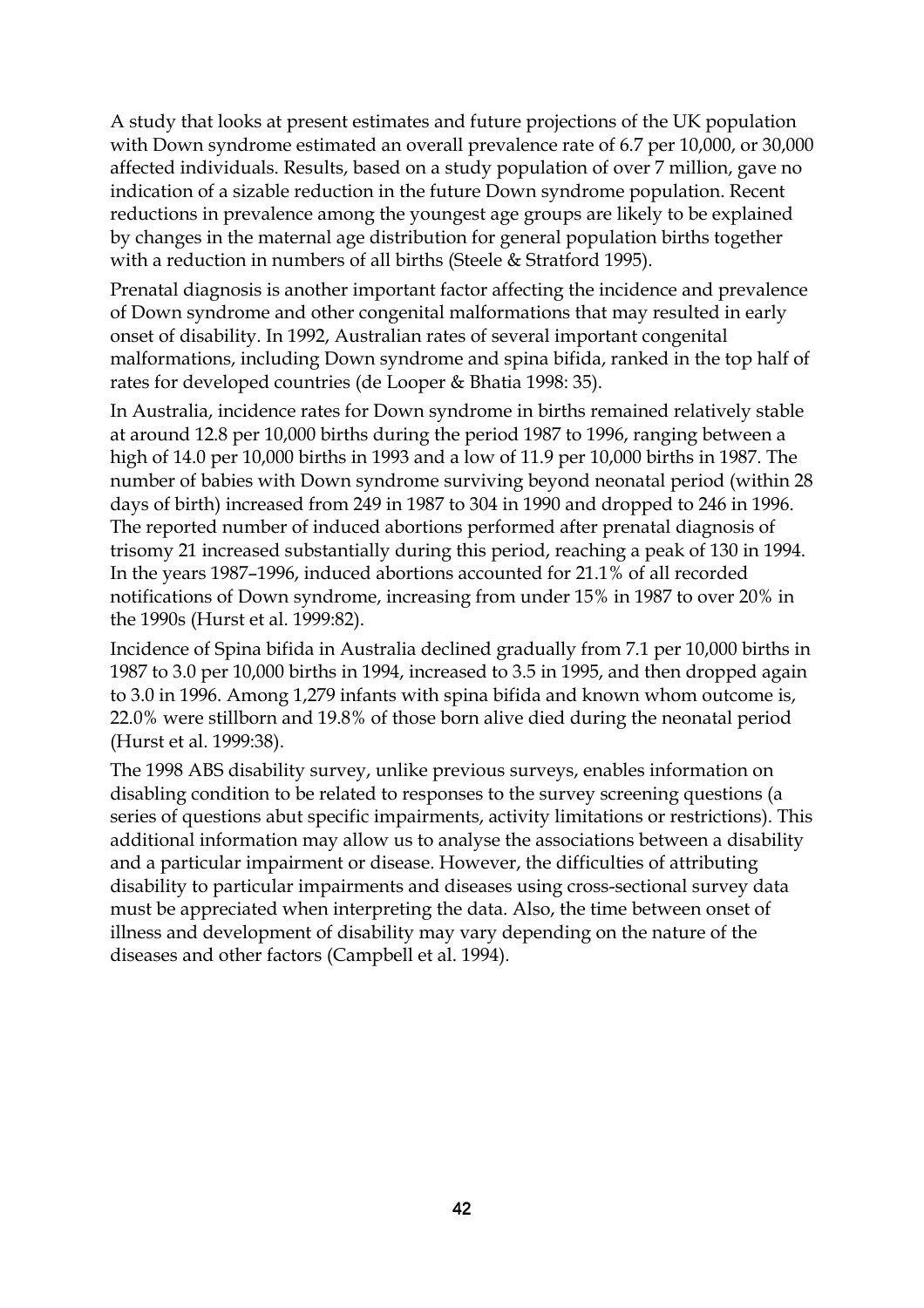A study that looks at present estimates and future projections of the UK population with Down syndrome estimated an overall prevalence rate of 6.7 per 10,000, or 30,000 affected individuals. Results, based on a study population of over 7 million, gave no indication of a sizable reduction in the future Down syndrome population. Recent reductions in prevalence among the youngest age groups are likely to be explained by changes in the maternal age distribution for general population births together with a reduction in numbers of all births (Steele & Stratford 1995).

Prenatal diagnosis is another important factor affecting the incidence and prevalence of Down syndrome and other congenital malformations that may resulted in early onset of disability. In 1992, Australian rates of several important congenital malformations, including Down syndrome and spina bifida, ranked in the top half of rates for developed countries (de Looper & Bhatia 1998: 35).

In Australia, incidence rates for Down syndrome in births remained relatively stable at around 12.8 per 10,000 births during the period 1987 to 1996, ranging between a high of 14.0 per 10,000 births in 1993 and a low of 11.9 per 10,000 births in 1987. The number of babies with Down syndrome surviving beyond neonatal period (within 28 days of birth) increased from 249 in 1987 to 304 in 1990 and dropped to 246 in 1996. The reported number of induced abortions performed after prenatal diagnosis of trisomy 21 increased substantially during this period, reaching a peak of 130 in 1994. In the years 1987–1996, induced abortions accounted for 21.1% of all recorded notifications of Down syndrome, increasing from under 15% in 1987 to over 20% in the 1990s (Hurst et al. 1999:82).

Incidence of Spina bifida in Australia declined gradually from 7.1 per 10,000 births in 1987 to 3.0 per 10,000 births in 1994, increased to 3.5 in 1995, and then dropped again to 3.0 in 1996. Among 1,279 infants with spina bifida and known whom outcome is, 22.0% were stillborn and 19.8% of those born alive died during the neonatal period (Hurst et al. 1999:38).

The 1998 ABS disability survey, unlike previous surveys, enables information on disabling condition to be related to responses to the survey screening questions (a series of questions abut specific impairments, activity limitations or restrictions). This additional information may allow us to analyse the associations between a disability and a particular impairment or disease. However, the difficulties of attributing disability to particular impairments and diseases using cross-sectional survey data must be appreciated when interpreting the data. Also, the time between onset of illness and development of disability may vary depending on the nature of the diseases and other factors (Campbell et al. 1994).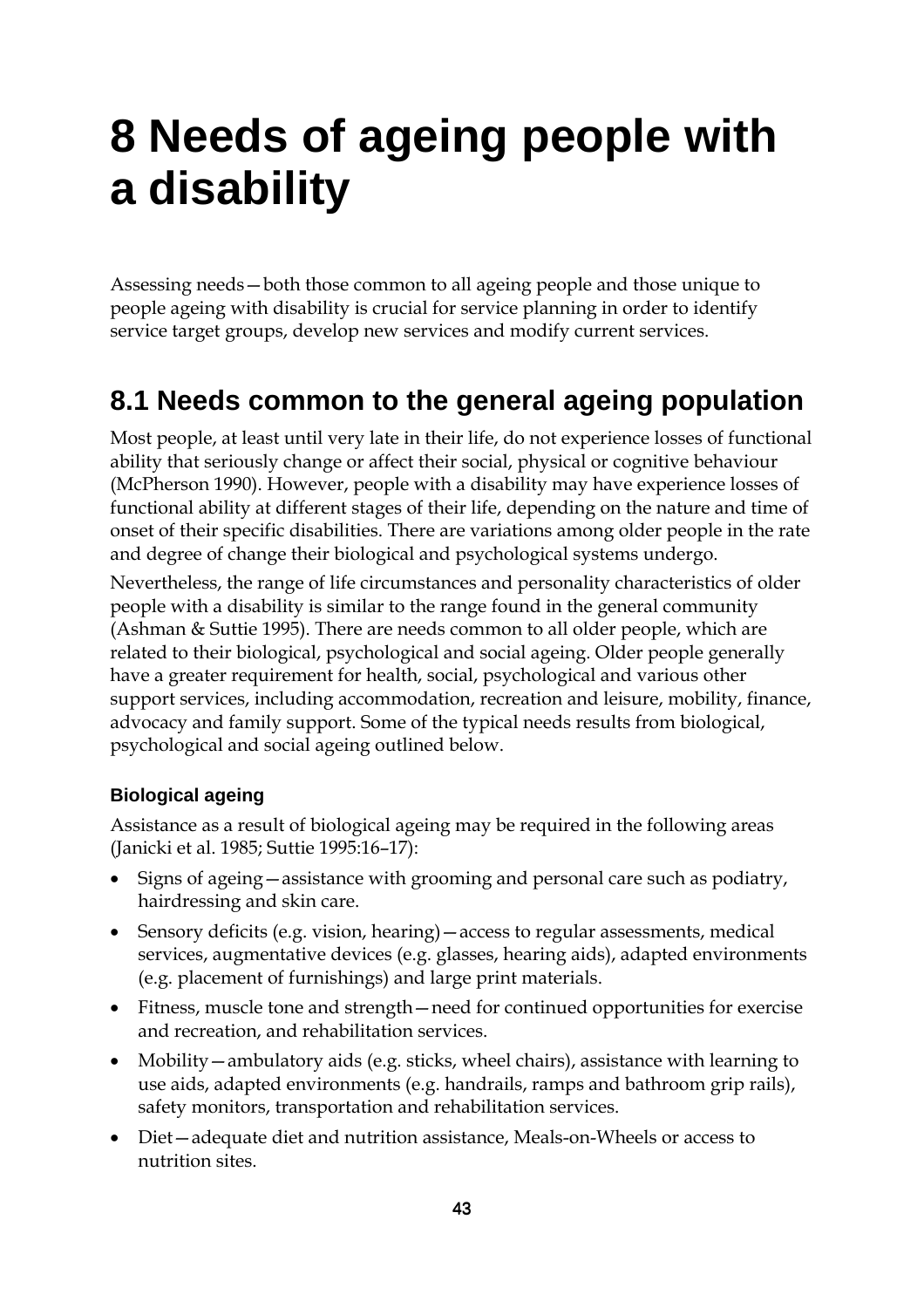# 8 Needs of ageing people with a disability

Assessing needs—both those common to all ageing people and those unique to people ageing with disability is crucial for service planning in order to identify service target groups, develop new services and modify current services.

## 8.1 Needs common to the general ageing population

Most people, at least until very late in their life, do not experience losses of functional ability that seriously change or affect their social, physical or cognitive behaviour (McPherson 1990). However, people with a disability may have experience losses of functional ability at different stages of their life, depending on the nature and time of onset of their specific disabilities. There are variations among older people in the rate and degree of change their biological and psychological systems undergo.

Nevertheless, the range of life circumstances and personality characteristics of older people with a disability is similar to the range found in the general community (Ashman & Suttie 1995). There are needs common to all older people, which are related to their biological, psychological and social ageing. Older people generally have a greater requirement for health, social, psychological and various other support services, including accommodation, recreation and leisure, mobility, finance, advocacy and family support. Some of the typical needs results from biological, psychological and social ageing outlined below.

### Biological ageing

Assistance as a result of biological ageing may be required in the following areas (Janicki et al. 1985; Suttie 1995:16–17):

- Signs of ageing—assistance with grooming and personal care such as podiatry, hairdressing and skin care.
- Sensory deficits (e.g. vision, hearing)—access to regular assessments, medical services, augmentative devices (e.g. glasses, hearing aids), adapted environments (e.g. placement of furnishings) and large print materials.
- Fitness, muscle tone and strength—need for continued opportunities for exercise and recreation, and rehabilitation services.
- Mobility—ambulatory aids (e.g. sticks, wheel chairs), assistance with learning to use aids, adapted environments (e.g. handrails, ramps and bathroom grip rails), safety monitors, transportation and rehabilitation services.
- Diet—adequate diet and nutrition assistance, Meals-on-Wheels or access to nutrition sites.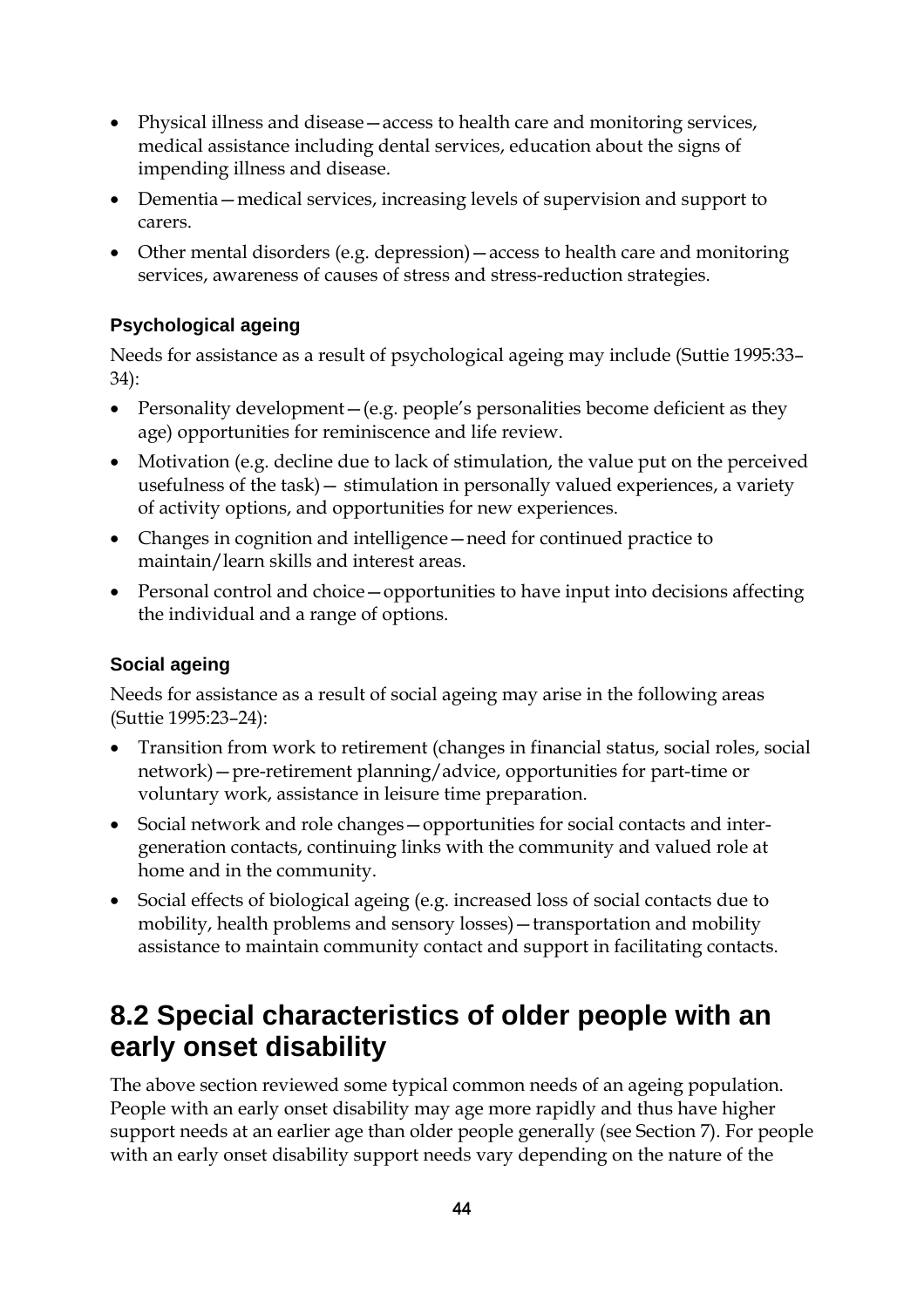- Physical illness and disease—access to health care and monitoring services, medical assistance including dental services, education about the signs of impending illness and disease.
- Dementia—medical services, increasing levels of supervision and support to carers.
- Other mental disorders (e.g. depression)—access to health care and monitoring services, awareness of causes of stress and stress-reduction strategies.

### Psychological ageing

Needs for assistance as a result of psychological ageing may include (Suttie 1995:33–34):

- Personality development—(e.g. people's personalities become deficient as they age) opportunities for reminiscence and life review.
- Motivation (e.g. decline due to lack of stimulation, the value put on the perceived usefulness of the task)— stimulation in personally valued experiences, a variety of activity options, and opportunities for new experiences.
- Changes in cognition and intelligence—need for continued practice to maintain/learn skills and interest areas.
- Personal control and choice—opportunities to have input into decisions affecting the individual and a range of options.

### Social ageing

Needs for assistance as a result of social ageing may arise in the following areas (Suttie 1995:23–24):

- Transition from work to retirement (changes in financial status, social roles, social network)—pre-retirement planning/advice, opportunities for part-time or voluntary work, assistance in leisure time preparation.
- Social network and role changes—opportunities for social contacts and inter-generation contacts, continuing links with the community and valued role at home and in the community.
- Social effects of biological ageing (e.g. increased loss of social contacts due to mobility, health problems and sensory losses)—transportation and mobility assistance to maintain community contact and support in facilitating contacts.

## 8.2 Special characteristics of older people with an early onset disability

The above section reviewed some typical common needs of an ageing population. People with an early onset disability may age more rapidly and thus have higher support needs at an earlier age than older people generally (see Section 7). For people with an early onset disability support needs vary depending on the nature of the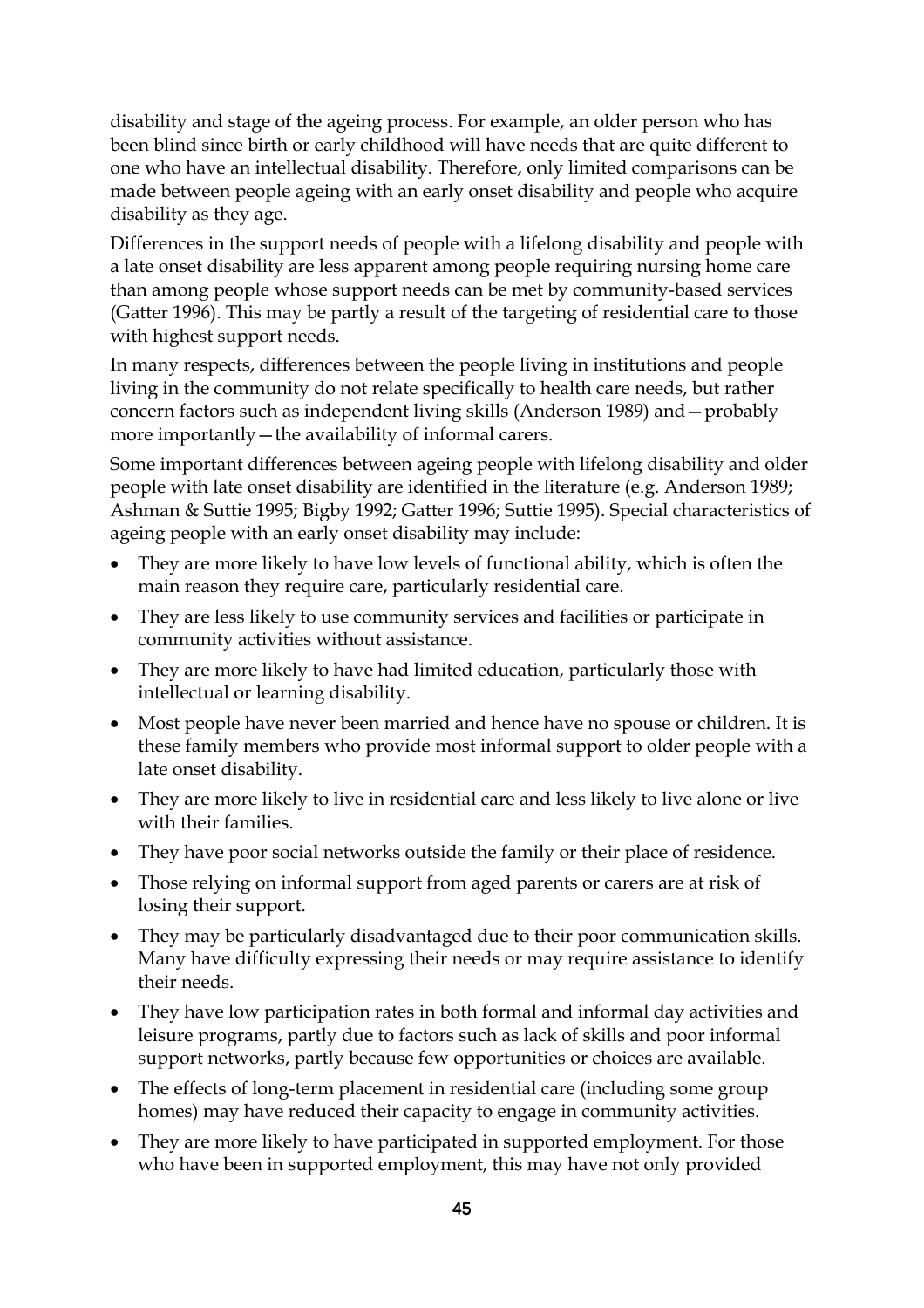disability and stage of the ageing process. For example, an older person who has been blind since birth or early childhood will have needs that are quite different to one who have an intellectual disability. Therefore, only limited comparisons can be made between people ageing with an early onset disability and people who acquire disability as they age.

Differences in the support needs of people with a lifelong disability and people with a late onset disability are less apparent among people requiring nursing home care than among people whose support needs can be met by community-based services (Gatter 1996). This may be partly a result of the targeting of residential care to those with highest support needs.

In many respects, differences between the people living in institutions and people living in the community do not relate specifically to health care needs, but rather concern factors such as independent living skills (Anderson 1989) and—probably more importantly—the availability of informal carers.

Some important differences between ageing people with lifelong disability and older people with late onset disability are identified in the literature (e.g. Anderson 1989; Ashman & Suttie 1995; Bigby 1992; Gatter 1996; Suttie 1995). Special characteristics of ageing people with an early onset disability may include:

- They are more likely to have low levels of functional ability, which is often the main reason they require care, particularly residential care.
- They are less likely to use community services and facilities or participate in community activities without assistance.
- They are more likely to have had limited education, particularly those with intellectual or learning disability.
- Most people have never been married and hence have no spouse or children. It is these family members who provide most informal support to older people with a late onset disability.
- They are more likely to live in residential care and less likely to live alone or live with their families.
- They have poor social networks outside the family or their place of residence.
- Those relying on informal support from aged parents or carers are at risk of losing their support.
- They may be particularly disadvantaged due to their poor communication skills. Many have difficulty expressing their needs or may require assistance to identify their needs.
- They have low participation rates in both formal and informal day activities and leisure programs, partly due to factors such as lack of skills and poor informal support networks, partly because few opportunities or choices are available.
- The effects of long-term placement in residential care (including some group homes) may have reduced their capacity to engage in community activities.
- They are more likely to have participated in supported employment. For those who have been in supported employment, this may have not only provided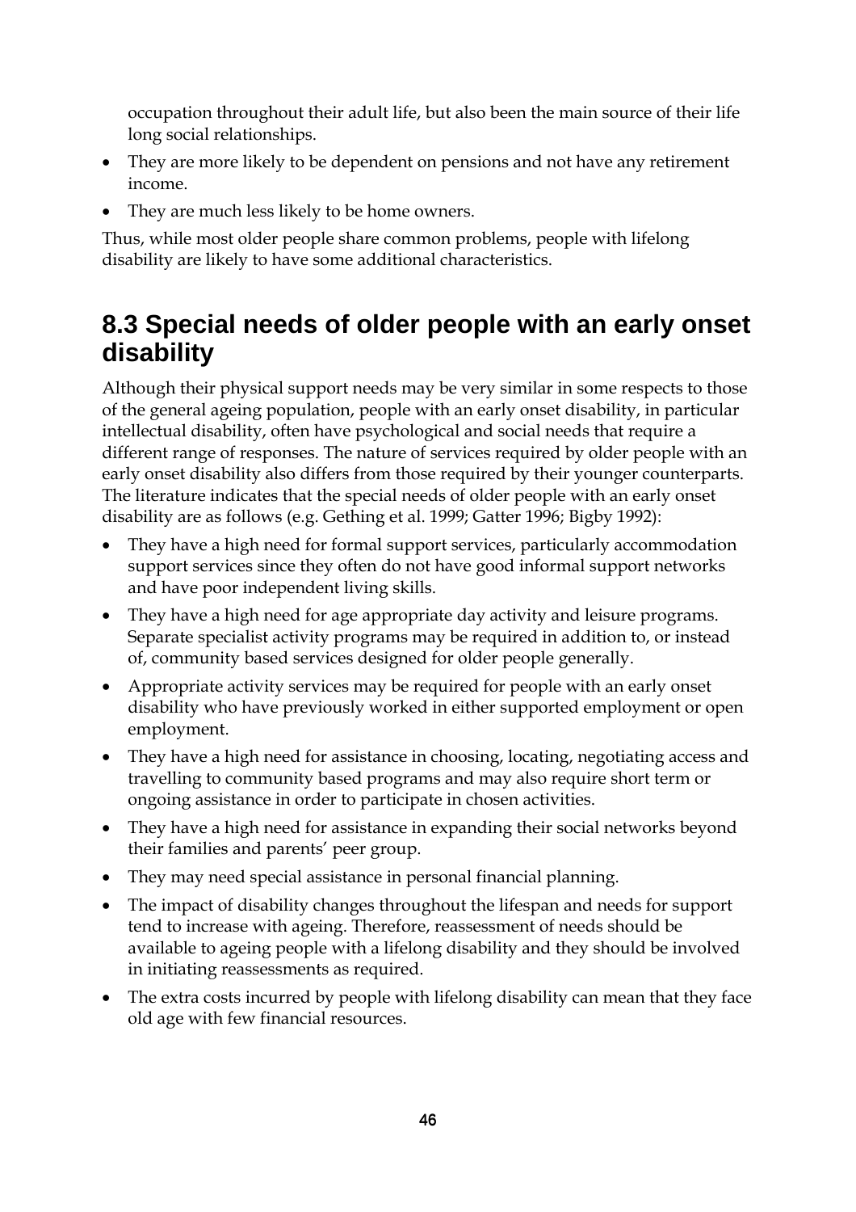occupation throughout their adult life, but also been the main source of their life long social relationships.

- They are more likely to be dependent on pensions and not have any retirement income.
- They are much less likely to be home owners.

Thus, while most older people share common problems, people with lifelong disability are likely to have some additional characteristics.

## 8.3 Special needs of older people with an early onset disability

Although their physical support needs may be very similar in some respects to those of the general ageing population, people with an early onset disability, in particular intellectual disability, often have psychological and social needs that require a different range of responses. The nature of services required by older people with an early onset disability also differs from those required by their younger counterparts. The literature indicates that the special needs of older people with an early onset disability are as follows (e.g. Gething et al. 1999; Gatter 1996; Bigby 1992):

- They have a high need for formal support services, particularly accommodation support services since they often do not have good informal support networks and have poor independent living skills.
- They have a high need for age appropriate day activity and leisure programs. Separate specialist activity programs may be required in addition to, or instead of, community based services designed for older people generally.
- Appropriate activity services may be required for people with an early onset disability who have previously worked in either supported employment or open employment.
- They have a high need for assistance in choosing, locating, negotiating access and travelling to community based programs and may also require short term or ongoing assistance in order to participate in chosen activities.
- They have a high need for assistance in expanding their social networks beyond their families and parents' peer group.
- They may need special assistance in personal financial planning.
- The impact of disability changes throughout the lifespan and needs for support tend to increase with ageing. Therefore, reassessment of needs should be available to ageing people with a lifelong disability and they should be involved in initiating reassessments as required.
- The extra costs incurred by people with lifelong disability can mean that they face old age with few financial resources.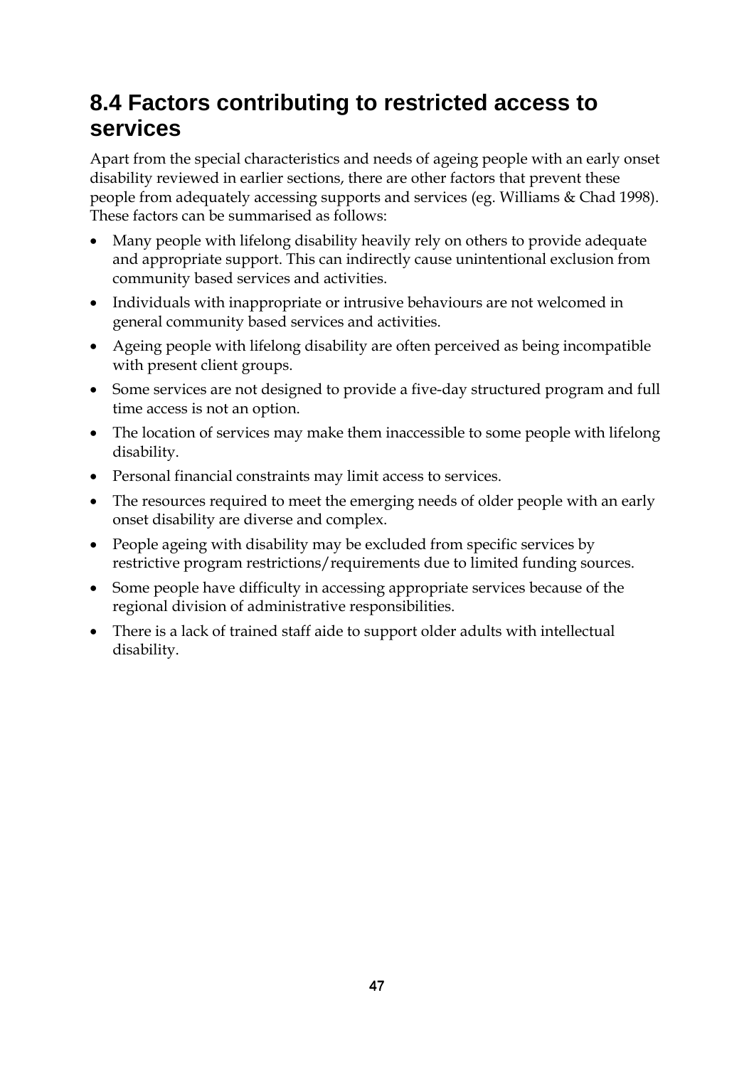## 8.4 Factors contributing to restricted access to services

Apart from the special characteristics and needs of ageing people with an early onset disability reviewed in earlier sections, there are other factors that prevent these people from adequately accessing supports and services (eg. Williams & Chad 1998). These factors can be summarised as follows:

- Many people with lifelong disability heavily rely on others to provide adequate and appropriate support. This can indirectly cause unintentional exclusion from community based services and activities.
- Individuals with inappropriate or intrusive behaviours are not welcomed in general community based services and activities.
- Ageing people with lifelong disability are often perceived as being incompatible with present client groups.
- Some services are not designed to provide a five-day structured program and full time access is not an option.
- The location of services may make them inaccessible to some people with lifelong disability.
- Personal financial constraints may limit access to services.
- The resources required to meet the emerging needs of older people with an early onset disability are diverse and complex.
- People ageing with disability may be excluded from specific services by restrictive program restrictions/requirements due to limited funding sources.
- Some people have difficulty in accessing appropriate services because of the regional division of administrative responsibilities.
- There is a lack of trained staff aide to support older adults with intellectual disability.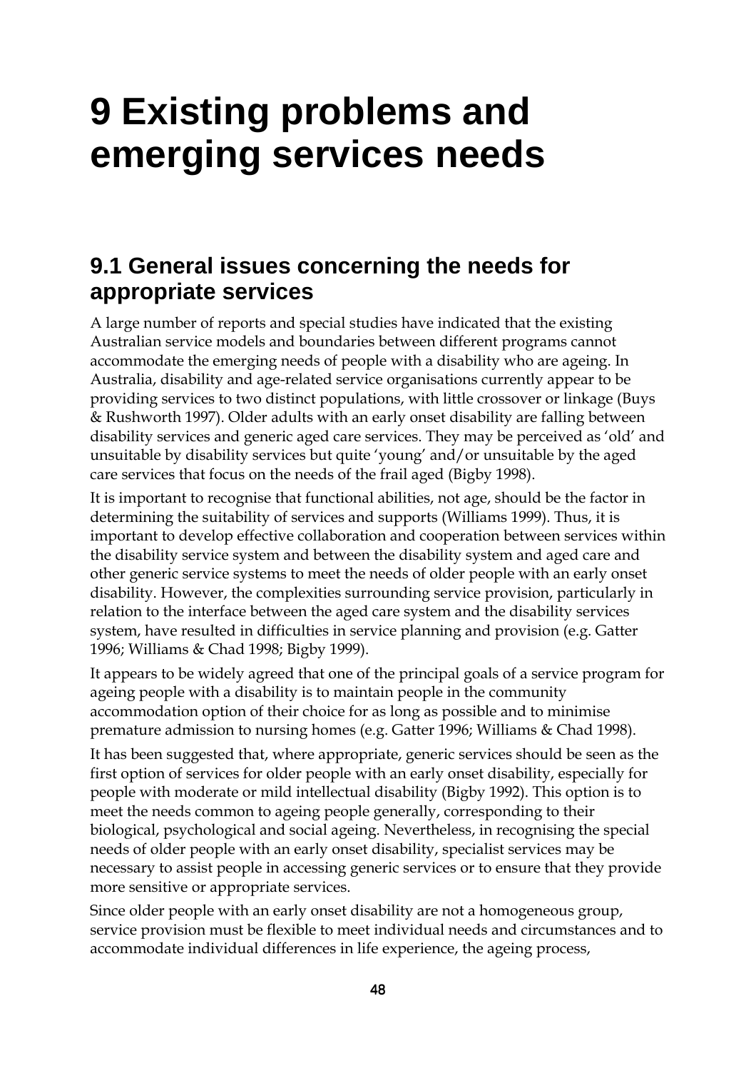# 9 Existing problems and emerging services needs

## 9.1 General issues concerning the needs for appropriate services

A large number of reports and special studies have indicated that the existing Australian service models and boundaries between different programs cannot accommodate the emerging needs of people with a disability who are ageing. In Australia, disability and age-related service organisations currently appear to be providing services to two distinct populations, with little crossover or linkage (Buys & Rushworth 1997). Older adults with an early onset disability are falling between disability services and generic aged care services. They may be perceived as 'old' and unsuitable by disability services but quite 'young' and/or unsuitable by the aged care services that focus on the needs of the frail aged (Bigby 1998).

It is important to recognise that functional abilities, not age, should be the factor in determining the suitability of services and supports (Williams 1999). Thus, it is important to develop effective collaboration and cooperation between services within the disability service system and between the disability system and aged care and other generic service systems to meet the needs of older people with an early onset disability. However, the complexities surrounding service provision, particularly in relation to the interface between the aged care system and the disability services system, have resulted in difficulties in service planning and provision (e.g. Gatter 1996; Williams & Chad 1998; Bigby 1999).

It appears to be widely agreed that one of the principal goals of a service program for ageing people with a disability is to maintain people in the community accommodation option of their choice for as long as possible and to minimise premature admission to nursing homes (e.g. Gatter 1996; Williams & Chad 1998).

It has been suggested that, where appropriate, generic services should be seen as the first option of services for older people with an early onset disability, especially for people with moderate or mild intellectual disability (Bigby 1992). This option is to meet the needs common to ageing people generally, corresponding to their biological, psychological and social ageing. Nevertheless, in recognising the special needs of older people with an early onset disability, specialist services may be necessary to assist people in accessing generic services or to ensure that they provide more sensitive or appropriate services.

Since older people with an early onset disability are not a homogeneous group, service provision must be flexible to meet individual needs and circumstances and to accommodate individual differences in life experience, the ageing process,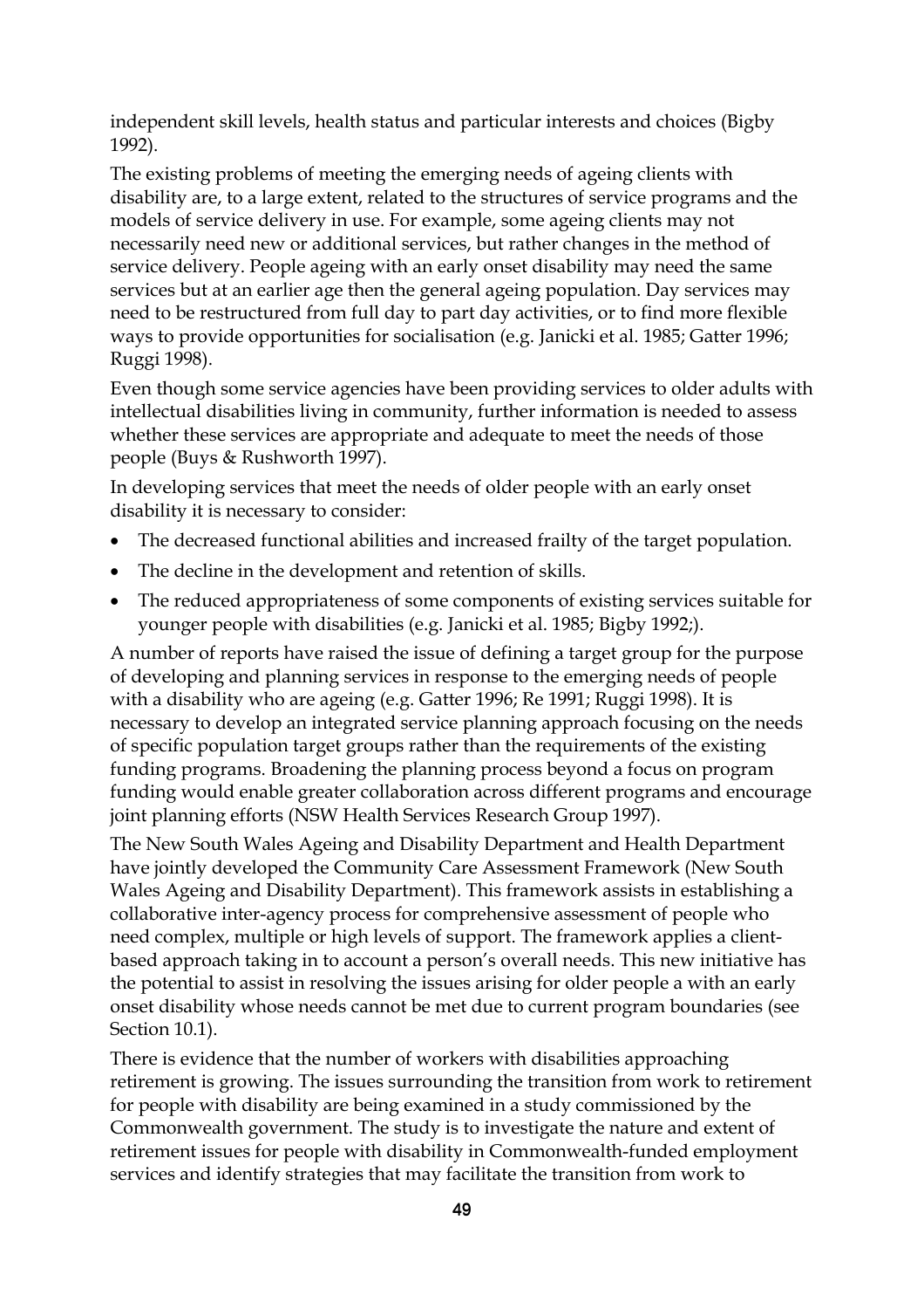independent skill levels, health status and particular interests and choices (Bigby 1992).

The existing problems of meeting the emerging needs of ageing clients with disability are, to a large extent, related to the structures of service programs and the models of service delivery in use. For example, some ageing clients may not necessarily need new or additional services, but rather changes in the method of service delivery. People ageing with an early onset disability may need the same services but at an earlier age then the general ageing population. Day services may need to be restructured from full day to part day activities, or to find more flexible ways to provide opportunities for socialisation (e.g. Janicki et al. 1985; Gatter 1996; Ruggi 1998).

Even though some service agencies have been providing services to older adults with intellectual disabilities living in community, further information is needed to assess whether these services are appropriate and adequate to meet the needs of those people (Buys & Rushworth 1997).

In developing services that meet the needs of older people with an early onset disability it is necessary to consider:

- The decreased functional abilities and increased frailty of the target population.
- The decline in the development and retention of skills.
- The reduced appropriateness of some components of existing services suitable for younger people with disabilities (e.g. Janicki et al. 1985; Bigby 1992;).

A number of reports have raised the issue of defining a target group for the purpose of developing and planning services in response to the emerging needs of people with a disability who are ageing (e.g. Gatter 1996; Re 1991; Ruggi 1998). It is necessary to develop an integrated service planning approach focusing on the needs of specific population target groups rather than the requirements of the existing funding programs. Broadening the planning process beyond a focus on program funding would enable greater collaboration across different programs and encourage joint planning efforts (NSW Health Services Research Group 1997).

The New South Wales Ageing and Disability Department and Health Department have jointly developed the Community Care Assessment Framework (New South Wales Ageing and Disability Department). This framework assists in establishing a collaborative inter-agency process for comprehensive assessment of people who need complex, multiple or high levels of support. The framework applies a client-based approach taking in to account a person's overall needs. This new initiative has the potential to assist in resolving the issues arising for older people a with an early onset disability whose needs cannot be met due to current program boundaries (see Section 10.1).

There is evidence that the number of workers with disabilities approaching retirement is growing. The issues surrounding the transition from work to retirement for people with disability are being examined in a study commissioned by the Commonwealth government. The study is to investigate the nature and extent of retirement issues for people with disability in Commonwealth-funded employment services and identify strategies that may facilitate the transition from work to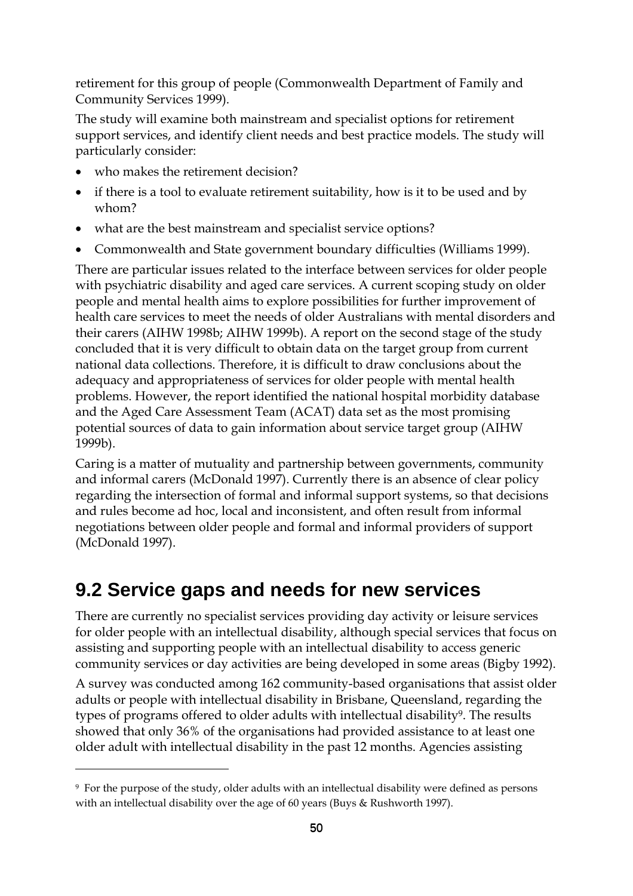retirement for this group of people (Commonwealth Department of Family and Community Services 1999).

The study will examine both mainstream and specialist options for retirement support services, and identify client needs and best practice models. The study will particularly consider:

- who makes the retirement decision?
- if there is a tool to evaluate retirement suitability, how is it to be used and by whom?
- what are the best mainstream and specialist service options?
- Commonwealth and State government boundary difficulties (Williams 1999).

There are particular issues related to the interface between services for older people with psychiatric disability and aged care services. A current scoping study on older people and mental health aims to explore possibilities for further improvement of health care services to meet the needs of older Australians with mental disorders and their carers (AIHW 1998b; AIHW 1999b). A report on the second stage of the study concluded that it is very difficult to obtain data on the target group from current national data collections. Therefore, it is difficult to draw conclusions about the adequacy and appropriateness of services for older people with mental health problems. However, the report identified the national hospital morbidity database and the Aged Care Assessment Team (ACAT) data set as the most promising potential sources of data to gain information about service target group (AIHW 1999b).

Caring is a matter of mutuality and partnership between governments, community and informal carers (McDonald 1997). Currently there is an absence of clear policy regarding the intersection of formal and informal support systems, so that decisions and rules become ad hoc, local and inconsistent, and often result from informal negotiations between older people and formal and informal providers of support (McDonald 1997).

## 9.2 Service gaps and needs for new services

There are currently no specialist services providing day activity or leisure services for older people with an intellectual disability, although special services that focus on assisting and supporting people with an intellectual disability to access generic community services or day activities are being developed in some areas (Bigby 1992).

A survey was conducted among 162 community-based organisations that assist older adults or people with intellectual disability in Brisbane, Queensland, regarding the types of programs offered to older adults with intellectual disability[9]. The results showed that only 36% of the organisations had provided assistance to at least one older adult with intellectual disability in the past 12 months. Agencies assisting

[9] For the purpose of the study, older adults with an intellectual disability were defined as persons with an intellectual disability over the age of 60 years (Buys & Rushworth 1997).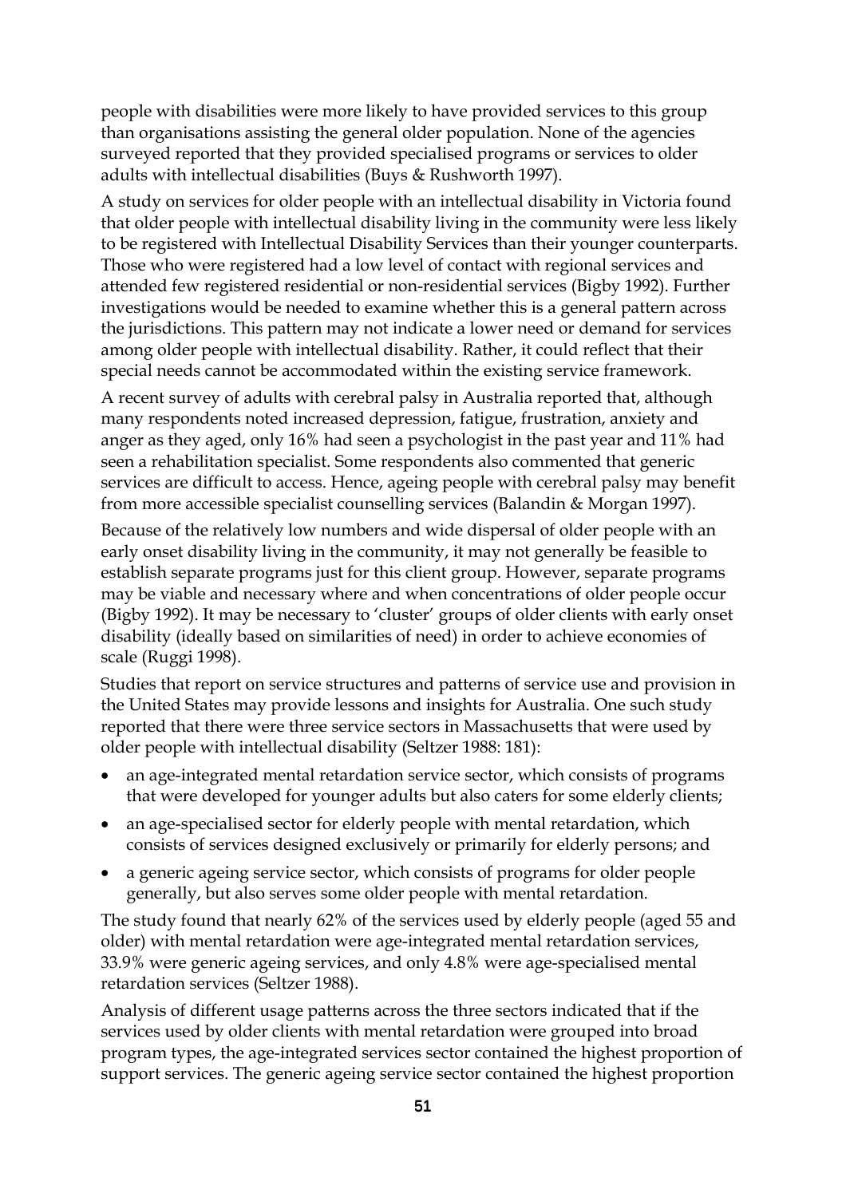people with disabilities were more likely to have provided services to this group than organisations assisting the general older population. None of the agencies surveyed reported that they provided specialised programs or services to older adults with intellectual disabilities (Buys & Rushworth 1997).

A study on services for older people with an intellectual disability in Victoria found that older people with intellectual disability living in the community were less likely to be registered with Intellectual Disability Services than their younger counterparts. Those who were registered had a low level of contact with regional services and attended few registered residential or non-residential services (Bigby 1992). Further investigations would be needed to examine whether this is a general pattern across the jurisdictions. This pattern may not indicate a lower need or demand for services among older people with intellectual disability. Rather, it could reflect that their special needs cannot be accommodated within the existing service framework.

A recent survey of adults with cerebral palsy in Australia reported that, although many respondents noted increased depression, fatigue, frustration, anxiety and anger as they aged, only 16% had seen a psychologist in the past year and 11% had seen a rehabilitation specialist. Some respondents also commented that generic services are difficult to access. Hence, ageing people with cerebral palsy may benefit from more accessible specialist counselling services (Balandin & Morgan 1997).

Because of the relatively low numbers and wide dispersal of older people with an early onset disability living in the community, it may not generally be feasible to establish separate programs just for this client group. However, separate programs may be viable and necessary where and when concentrations of older people occur (Bigby 1992). It may be necessary to 'cluster' groups of older clients with early onset disability (ideally based on similarities of need) in order to achieve economies of scale (Ruggi 1998).

Studies that report on service structures and patterns of service use and provision in the United States may provide lessons and insights for Australia. One such study reported that there were three service sectors in Massachusetts that were used by older people with intellectual disability (Seltzer 1988: 181):

- an age-integrated mental retardation service sector, which consists of programs that were developed for younger adults but also caters for some elderly clients;
- an age-specialised sector for elderly people with mental retardation, which consists of services designed exclusively or primarily for elderly persons; and
- a generic ageing service sector, which consists of programs for older people generally, but also serves some older people with mental retardation.

The study found that nearly 62% of the services used by elderly people (aged 55 and older) with mental retardation were age-integrated mental retardation services, 33.9% were generic ageing services, and only 4.8% were age-specialised mental retardation services (Seltzer 1988).

Analysis of different usage patterns across the three sectors indicated that if the services used by older clients with mental retardation were grouped into broad program types, the age-integrated services sector contained the highest proportion of support services. The generic ageing service sector contained the highest proportion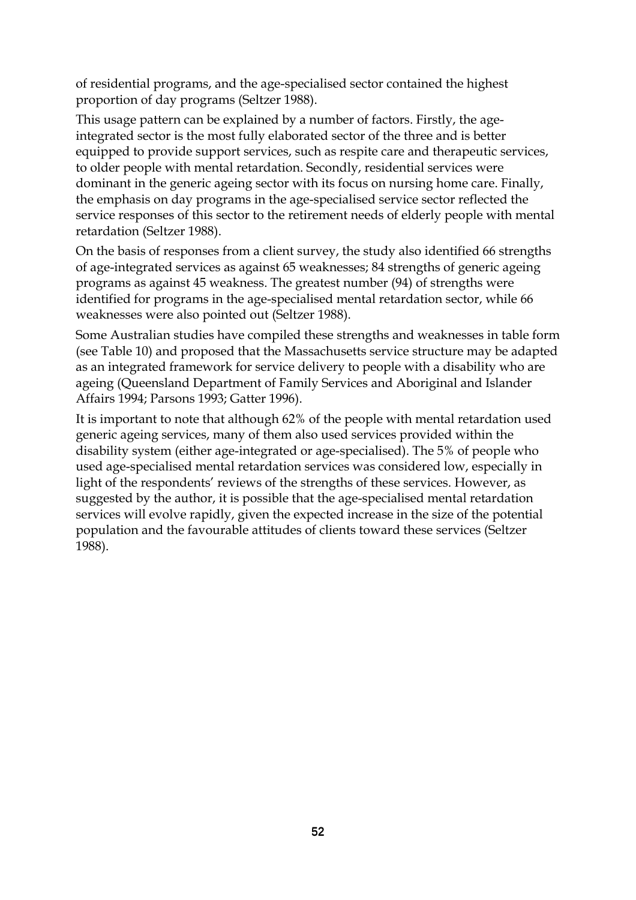of residential programs, and the age-specialised sector contained the highest proportion of day programs (Seltzer 1988).

This usage pattern can be explained by a number of factors. Firstly, the age-integrated sector is the most fully elaborated sector of the three and is better equipped to provide support services, such as respite care and therapeutic services, to older people with mental retardation. Secondly, residential services were dominant in the generic ageing sector with its focus on nursing home care. Finally, the emphasis on day programs in the age-specialised service sector reflected the service responses of this sector to the retirement needs of elderly people with mental retardation (Seltzer 1988).

On the basis of responses from a client survey, the study also identified 66 strengths of age-integrated services as against 65 weaknesses; 84 strengths of generic ageing programs as against 45 weakness. The greatest number (94) of strengths were identified for programs in the age-specialised mental retardation sector, while 66 weaknesses were also pointed out (Seltzer 1988).

Some Australian studies have compiled these strengths and weaknesses in table form (see Table 10) and proposed that the Massachusetts service structure may be adapted as an integrated framework for service delivery to people with a disability who are ageing (Queensland Department of Family Services and Aboriginal and Islander Affairs 1994; Parsons 1993; Gatter 1996).

It is important to note that although 62% of the people with mental retardation used generic ageing services, many of them also used services provided within the disability system (either age-integrated or age-specialised). The 5% of people who used age-specialised mental retardation services was considered low, especially in light of the respondents' reviews of the strengths of these services. However, as suggested by the author, it is possible that the age-specialised mental retardation services will evolve rapidly, given the expected increase in the size of the potential population and the favourable attitudes of clients toward these services (Seltzer 1988).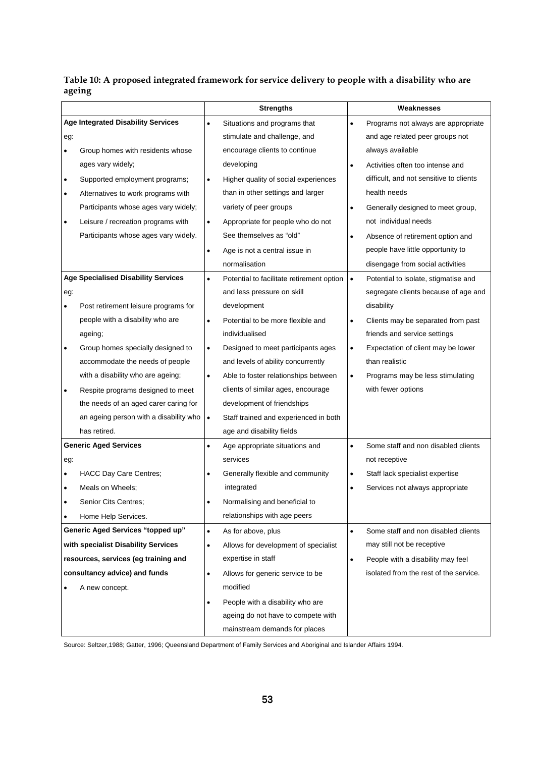**Table 10: A proposed integrated framework for service delivery to people with a disability who are ageing**

| | Strengths | Weaknesses |
|---|---|---|
| **Age Integrated Disability Services**<br>eg:<br>• Group homes with residents whose ages vary widely;<br>• Supported employment programs;<br>• Alternatives to work programs with Participants whose ages vary widely;<br>• Leisure / recreation programs with Participants whose ages vary widely. | • Situations and programs that stimulate and challenge, and encourage clients to continue developing<br>• Higher quality of social experiences than in other settings and larger variety of peer groups<br>• Appropriate for people who do not See themselves as "old"<br>• Age is not a central issue in normalisation | • Programs not always are appropriate and age related peer groups not always available<br>• Activities often too intense and difficult, and not sensitive to clients health needs<br>• Generally designed to meet group, not individual needs<br>• Absence of retirement option and people have little opportunity to disengage from social activities |
| **Age Specialised Disability Services**<br>eg:<br>• Post retirement leisure programs for people with a disability who are ageing;<br>• Group homes specially designed to accommodate the needs of people with a disability who are ageing;<br>• Respite programs designed to meet the needs of an aged carer caring for an ageing person with a disability who has retired. | • Potential to facilitate retirement option and less pressure on skill development<br>• Potential to be more flexible and individualised<br>• Designed to meet participants ages and levels of ability concurrently<br>• Able to foster relationships between clients of similar ages, encourage development of friendships<br>• Staff trained and experienced in both age and disability fields | • Potential to isolate, stigmatise and segregate clients because of age and disability<br>• Clients may be separated from past friends and service settings<br>• Expectation of client may be lower than realistic<br>• Programs may be less stimulating with fewer options |
| **Generic Aged Services**<br>eg:<br>• HACC Day Care Centres;<br>• Meals on Wheels;<br>• Senior Cits Centres;<br>• Home Help Services. | • Age appropriate situations and services<br>• Generally flexible and community integrated<br>• Normalising and beneficial to relationships with age peers | • Some staff and non disabled clients not receptive<br>• Staff lack specialist expertise<br>• Services not always appropriate |
| **Generic Aged Services "topped up" with specialist Disability Services resources, services (eg training and consultancy advice) and funds**<br>• A new concept. | • As for above, plus<br>• Allows for development of specialist expertise in staff<br>• Allows for generic service to be modified<br>• People with a disability who are ageing do not have to compete with mainstream demands for places | • Some staff and non disabled clients may still not be receptive<br>• People with a disability may feel isolated from the rest of the service. |

Source: Seltzer,1988; Gatter, 1996; Queensland Department of Family Services and Aboriginal and Islander Affairs 1994.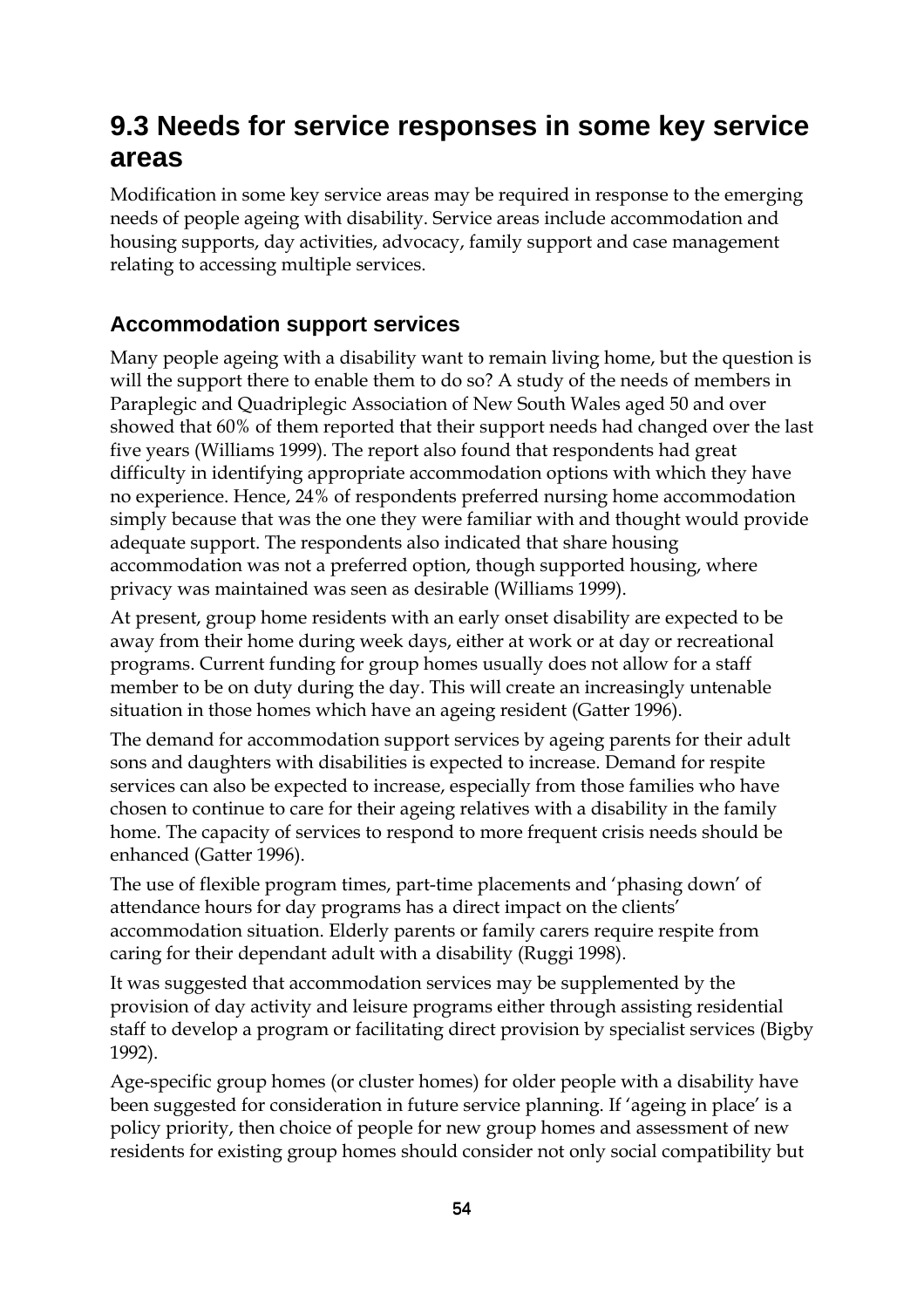## 9.3 Needs for service responses in some key service areas

Modification in some key service areas may be required in response to the emerging needs of people ageing with disability. Service areas include accommodation and housing supports, day activities, advocacy, family support and case management relating to accessing multiple services.

### Accommodation support services

Many people ageing with a disability want to remain living home, but the question is will the support there to enable them to do so? A study of the needs of members in Paraplegic and Quadriplegic Association of New South Wales aged 50 and over showed that 60% of them reported that their support needs had changed over the last five years (Williams 1999). The report also found that respondents had great difficulty in identifying appropriate accommodation options with which they have no experience. Hence, 24% of respondents preferred nursing home accommodation simply because that was the one they were familiar with and thought would provide adequate support. The respondents also indicated that share housing accommodation was not a preferred option, though supported housing, where privacy was maintained was seen as desirable (Williams 1999).

At present, group home residents with an early onset disability are expected to be away from their home during week days, either at work or at day or recreational programs. Current funding for group homes usually does not allow for a staff member to be on duty during the day. This will create an increasingly untenable situation in those homes which have an ageing resident (Gatter 1996).

The demand for accommodation support services by ageing parents for their adult sons and daughters with disabilities is expected to increase. Demand for respite services can also be expected to increase, especially from those families who have chosen to continue to care for their ageing relatives with a disability in the family home. The capacity of services to respond to more frequent crisis needs should be enhanced (Gatter 1996).

The use of flexible program times, part-time placements and 'phasing down' of attendance hours for day programs has a direct impact on the clients' accommodation situation. Elderly parents or family carers require respite from caring for their dependant adult with a disability (Ruggi 1998).

It was suggested that accommodation services may be supplemented by the provision of day activity and leisure programs either through assisting residential staff to develop a program or facilitating direct provision by specialist services (Bigby 1992).

Age-specific group homes (or cluster homes) for older people with a disability have been suggested for consideration in future service planning. If 'ageing in place' is a policy priority, then choice of people for new group homes and assessment of new residents for existing group homes should consider not only social compatibility but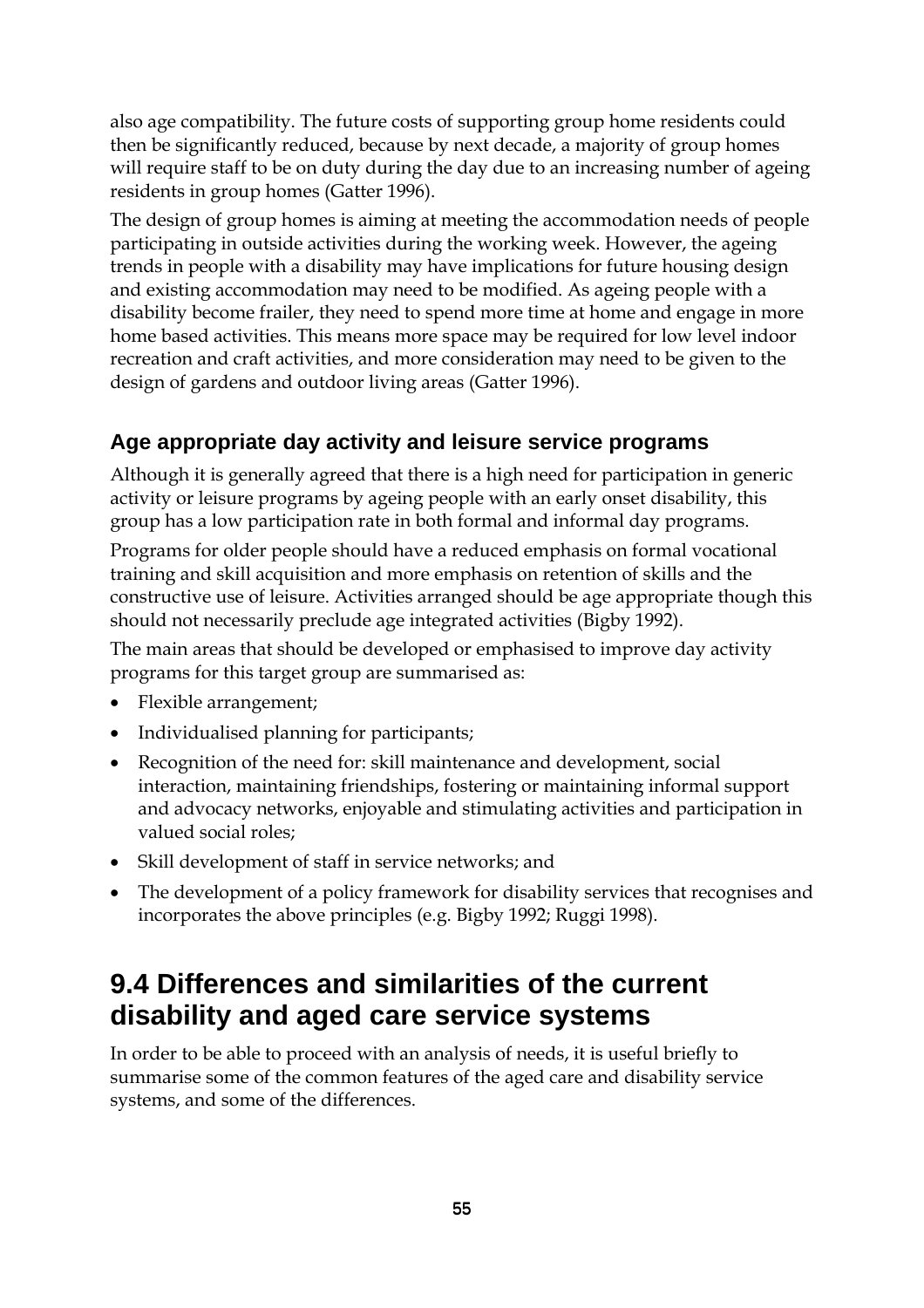also age compatibility. The future costs of supporting group home residents could then be significantly reduced, because by next decade, a majority of group homes will require staff to be on duty during the day due to an increasing number of ageing residents in group homes (Gatter 1996).

The design of group homes is aiming at meeting the accommodation needs of people participating in outside activities during the working week. However, the ageing trends in people with a disability may have implications for future housing design and existing accommodation may need to be modified. As ageing people with a disability become frailer, they need to spend more time at home and engage in more home based activities. This means more space may be required for low level indoor recreation and craft activities, and more consideration may need to be given to the design of gardens and outdoor living areas (Gatter 1996).

### Age appropriate day activity and leisure service programs

Although it is generally agreed that there is a high need for participation in generic activity or leisure programs by ageing people with an early onset disability, this group has a low participation rate in both formal and informal day programs.

Programs for older people should have a reduced emphasis on formal vocational training and skill acquisition and more emphasis on retention of skills and the constructive use of leisure. Activities arranged should be age appropriate though this should not necessarily preclude age integrated activities (Bigby 1992).

The main areas that should be developed or emphasised to improve day activity programs for this target group are summarised as:

- Flexible arrangement;
- Individualised planning for participants;
- Recognition of the need for: skill maintenance and development, social interaction, maintaining friendships, fostering or maintaining informal support and advocacy networks, enjoyable and stimulating activities and participation in valued social roles;
- Skill development of staff in service networks; and
- The development of a policy framework for disability services that recognises and incorporates the above principles (e.g. Bigby 1992; Ruggi 1998).

## 9.4 Differences and similarities of the current disability and aged care service systems

In order to be able to proceed with an analysis of needs, it is useful briefly to summarise some of the common features of the aged care and disability service systems, and some of the differences.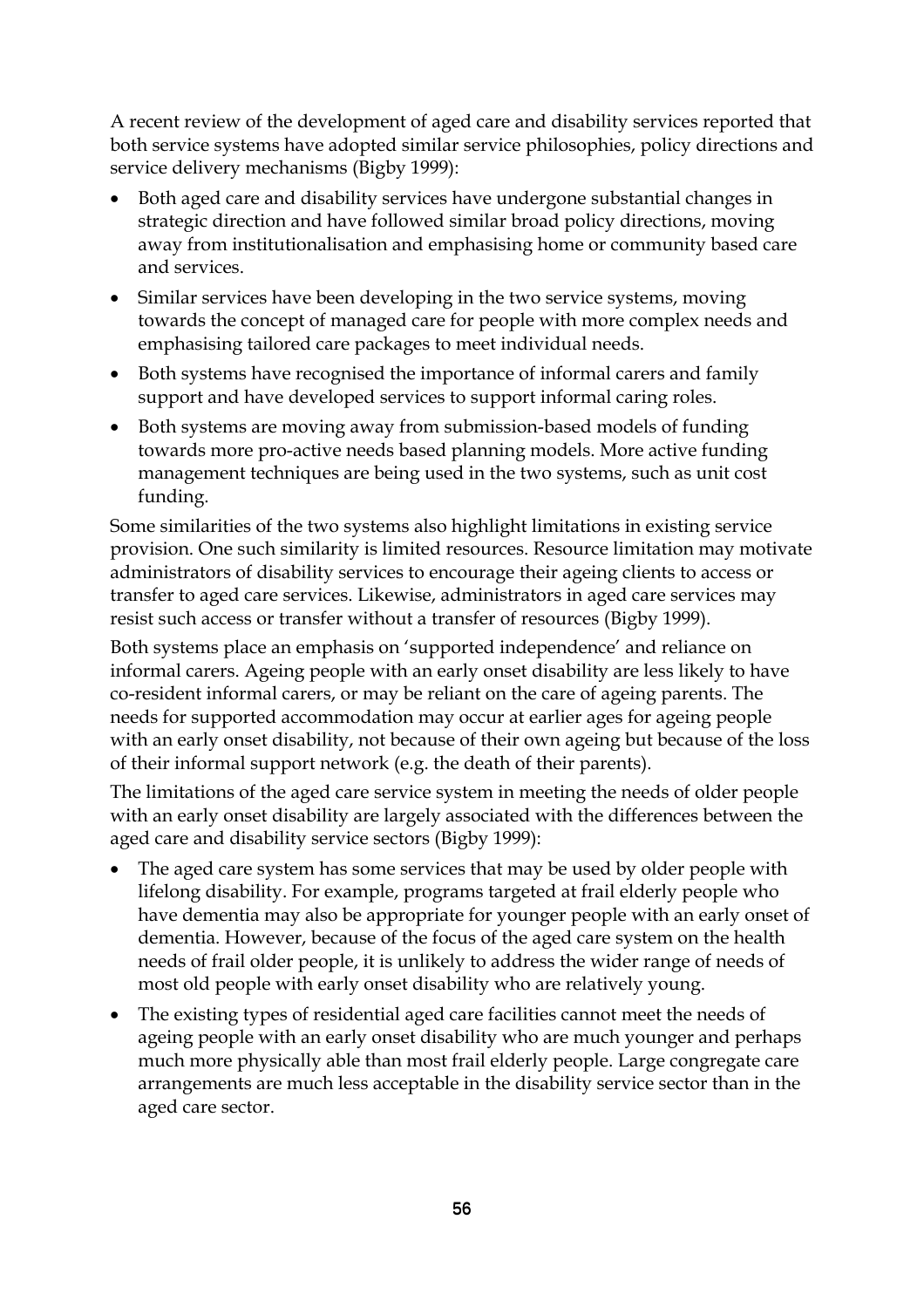A recent review of the development of aged care and disability services reported that both service systems have adopted similar service philosophies, policy directions and service delivery mechanisms (Bigby 1999):

- Both aged care and disability services have undergone substantial changes in strategic direction and have followed similar broad policy directions, moving away from institutionalisation and emphasising home or community based care and services.
- Similar services have been developing in the two service systems, moving towards the concept of managed care for people with more complex needs and emphasising tailored care packages to meet individual needs.
- Both systems have recognised the importance of informal carers and family support and have developed services to support informal caring roles.
- Both systems are moving away from submission-based models of funding towards more pro-active needs based planning models. More active funding management techniques are being used in the two systems, such as unit cost funding.

Some similarities of the two systems also highlight limitations in existing service provision. One such similarity is limited resources. Resource limitation may motivate administrators of disability services to encourage their ageing clients to access or transfer to aged care services. Likewise, administrators in aged care services may resist such access or transfer without a transfer of resources (Bigby 1999).

Both systems place an emphasis on 'supported independence' and reliance on informal carers. Ageing people with an early onset disability are less likely to have co-resident informal carers, or may be reliant on the care of ageing parents. The needs for supported accommodation may occur at earlier ages for ageing people with an early onset disability, not because of their own ageing but because of the loss of their informal support network (e.g. the death of their parents).

The limitations of the aged care service system in meeting the needs of older people with an early onset disability are largely associated with the differences between the aged care and disability service sectors (Bigby 1999):

- The aged care system has some services that may be used by older people with lifelong disability. For example, programs targeted at frail elderly people who have dementia may also be appropriate for younger people with an early onset of dementia. However, because of the focus of the aged care system on the health needs of frail older people, it is unlikely to address the wider range of needs of most old people with early onset disability who are relatively young.
- The existing types of residential aged care facilities cannot meet the needs of ageing people with an early onset disability who are much younger and perhaps much more physically able than most frail elderly people. Large congregate care arrangements are much less acceptable in the disability service sector than in the aged care sector.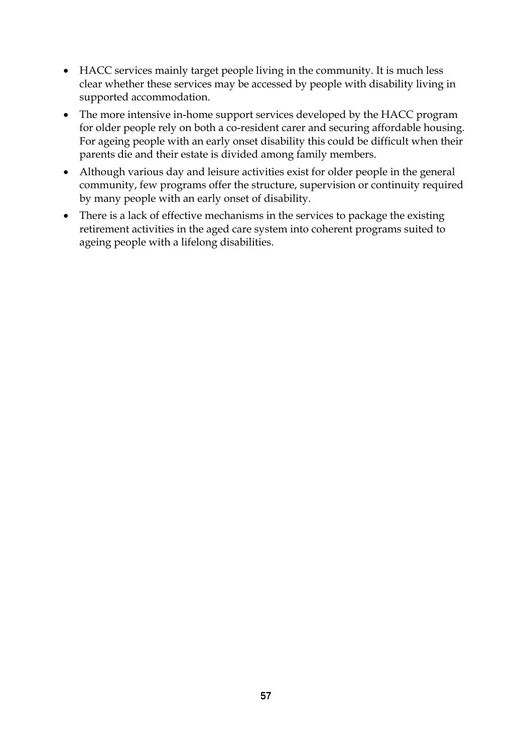- HACC services mainly target people living in the community. It is much less clear whether these services may be accessed by people with disability living in supported accommodation.
- The more intensive in-home support services developed by the HACC program for older people rely on both a co-resident carer and securing affordable housing. For ageing people with an early onset disability this could be difficult when their parents die and their estate is divided among family members.
- Although various day and leisure activities exist for older people in the general community, few programs offer the structure, supervision or continuity required by many people with an early onset of disability.
- There is a lack of effective mechanisms in the services to package the existing retirement activities in the aged care system into coherent programs suited to ageing people with a lifelong disabilities.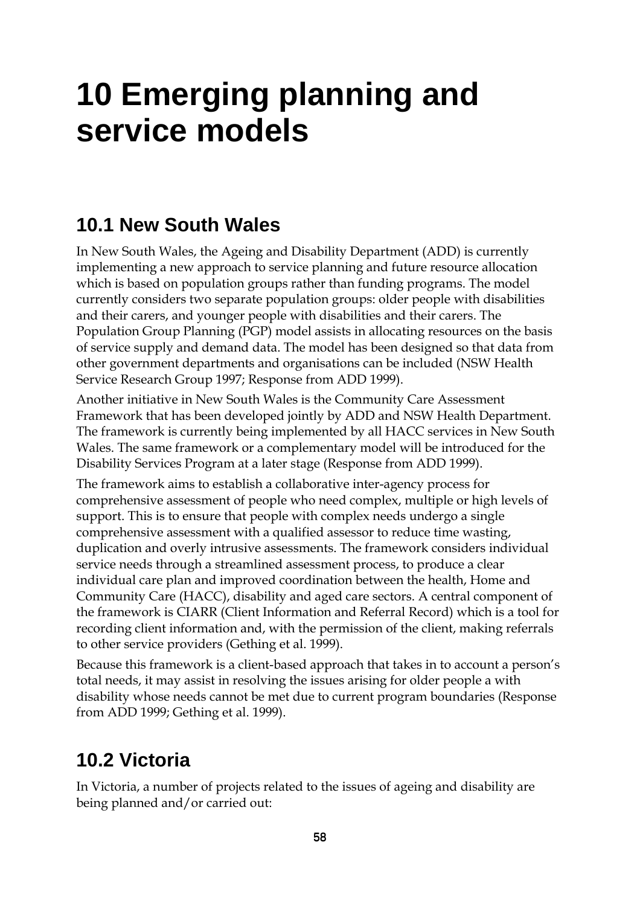# 10 Emerging planning and service models

## 10.1 New South Wales

In New South Wales, the Ageing and Disability Department (ADD) is currently implementing a new approach to service planning and future resource allocation which is based on population groups rather than funding programs. The model currently considers two separate population groups: older people with disabilities and their carers, and younger people with disabilities and their carers. The Population Group Planning (PGP) model assists in allocating resources on the basis of service supply and demand data. The model has been designed so that data from other government departments and organisations can be included (NSW Health Service Research Group 1997; Response from ADD 1999).

Another initiative in New South Wales is the Community Care Assessment Framework that has been developed jointly by ADD and NSW Health Department. The framework is currently being implemented by all HACC services in New South Wales. The same framework or a complementary model will be introduced for the Disability Services Program at a later stage (Response from ADD 1999).

The framework aims to establish a collaborative inter-agency process for comprehensive assessment of people who need complex, multiple or high levels of support. This is to ensure that people with complex needs undergo a single comprehensive assessment with a qualified assessor to reduce time wasting, duplication and overly intrusive assessments. The framework considers individual service needs through a streamlined assessment process, to produce a clear individual care plan and improved coordination between the health, Home and Community Care (HACC), disability and aged care sectors. A central component of the framework is CIARR (Client Information and Referral Record) which is a tool for recording client information and, with the permission of the client, making referrals to other service providers (Gething et al. 1999).

Because this framework is a client-based approach that takes in to account a person's total needs, it may assist in resolving the issues arising for older people a with disability whose needs cannot be met due to current program boundaries (Response from ADD 1999; Gething et al. 1999).

## 10.2 Victoria

In Victoria, a number of projects related to the issues of ageing and disability are being planned and/or carried out: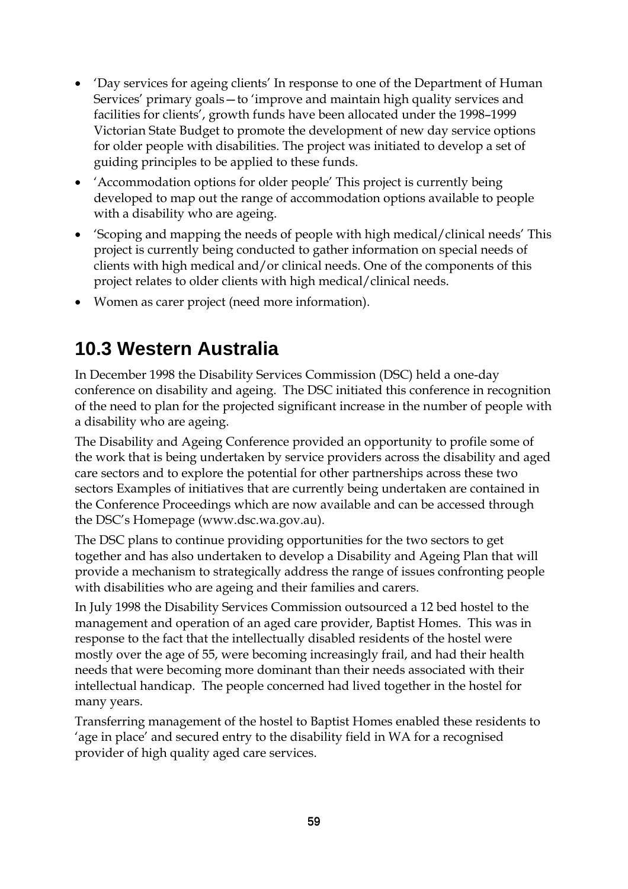- 'Day services for ageing clients' In response to one of the Department of Human Services' primary goals—to 'improve and maintain high quality services and facilities for clients', growth funds have been allocated under the 1998–1999 Victorian State Budget to promote the development of new day service options for older people with disabilities. The project was initiated to develop a set of guiding principles to be applied to these funds.
- 'Accommodation options for older people' This project is currently being developed to map out the range of accommodation options available to people with a disability who are ageing.
- 'Scoping and mapping the needs of people with high medical/clinical needs' This project is currently being conducted to gather information on special needs of clients with high medical and/or clinical needs. One of the components of this project relates to older clients with high medical/clinical needs.
- Women as carer project (need more information).

## 10.3 Western Australia

In December 1998 the Disability Services Commission (DSC) held a one-day conference on disability and ageing. The DSC initiated this conference in recognition of the need to plan for the projected significant increase in the number of people with a disability who are ageing.

The Disability and Ageing Conference provided an opportunity to profile some of the work that is being undertaken by service providers across the disability and aged care sectors and to explore the potential for other partnerships across these two sectors Examples of initiatives that are currently being undertaken are contained in the Conference Proceedings which are now available and can be accessed through the DSC's Homepage (www.dsc.wa.gov.au).

The DSC plans to continue providing opportunities for the two sectors to get together and has also undertaken to develop a Disability and Ageing Plan that will provide a mechanism to strategically address the range of issues confronting people with disabilities who are ageing and their families and carers.

In July 1998 the Disability Services Commission outsourced a 12 bed hostel to the management and operation of an aged care provider, Baptist Homes. This was in response to the fact that the intellectually disabled residents of the hostel were mostly over the age of 55, were becoming increasingly frail, and had their health needs that were becoming more dominant than their needs associated with their intellectual handicap. The people concerned had lived together in the hostel for many years.

Transferring management of the hostel to Baptist Homes enabled these residents to 'age in place' and secured entry to the disability field in WA for a recognised provider of high quality aged care services.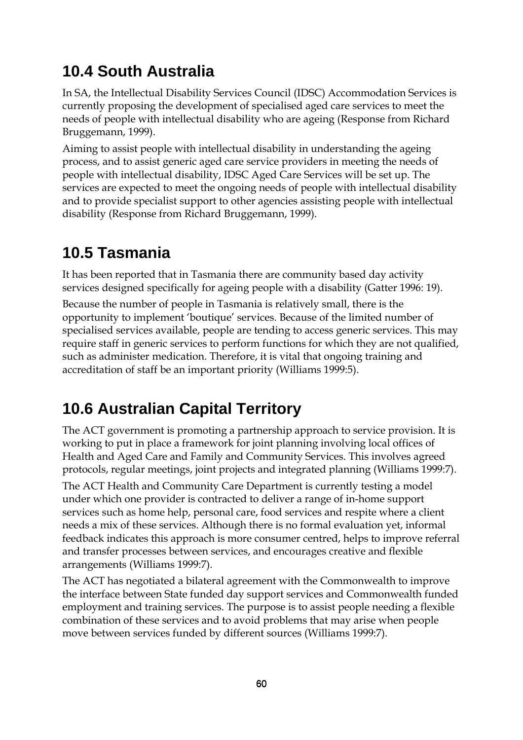## 10.4 South Australia

In SA, the Intellectual Disability Services Council (IDSC) Accommodation Services is currently proposing the development of specialised aged care services to meet the needs of people with intellectual disability who are ageing (Response from Richard Bruggemann, 1999).

Aiming to assist people with intellectual disability in understanding the ageing process, and to assist generic aged care service providers in meeting the needs of people with intellectual disability, IDSC Aged Care Services will be set up. The services are expected to meet the ongoing needs of people with intellectual disability and to provide specialist support to other agencies assisting people with intellectual disability (Response from Richard Bruggemann, 1999).

## 10.5 Tasmania

It has been reported that in Tasmania there are community based day activity services designed specifically for ageing people with a disability (Gatter 1996: 19).

Because the number of people in Tasmania is relatively small, there is the opportunity to implement 'boutique' services. Because of the limited number of specialised services available, people are tending to access generic services. This may require staff in generic services to perform functions for which they are not qualified, such as administer medication. Therefore, it is vital that ongoing training and accreditation of staff be an important priority (Williams 1999:5).

## 10.6 Australian Capital Territory

The ACT government is promoting a partnership approach to service provision. It is working to put in place a framework for joint planning involving local offices of Health and Aged Care and Family and Community Services. This involves agreed protocols, regular meetings, joint projects and integrated planning (Williams 1999:7).

The ACT Health and Community Care Department is currently testing a model under which one provider is contracted to deliver a range of in-home support services such as home help, personal care, food services and respite where a client needs a mix of these services. Although there is no formal evaluation yet, informal feedback indicates this approach is more consumer centred, helps to improve referral and transfer processes between services, and encourages creative and flexible arrangements (Williams 1999:7).

The ACT has negotiated a bilateral agreement with the Commonwealth to improve the interface between State funded day support services and Commonwealth funded employment and training services. The purpose is to assist people needing a flexible combination of these services and to avoid problems that may arise when people move between services funded by different sources (Williams 1999:7).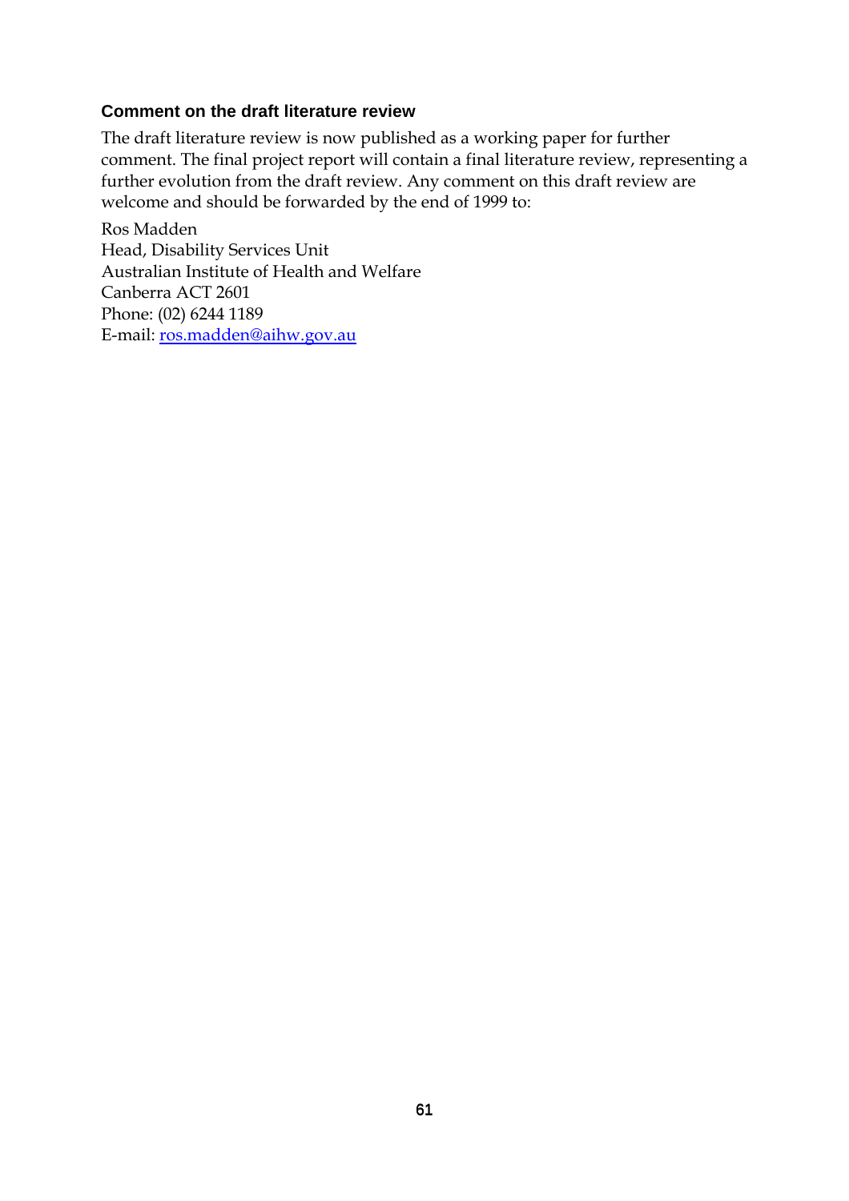### Comment on the draft literature review

The draft literature review is now published as a working paper for further comment. The final project report will contain a final literature review, representing a further evolution from the draft review. Any comment on this draft review are welcome and should be forwarded by the end of 1999 to:

Ros Madden  
Head, Disability Services Unit  
Australian Institute of Health and Welfare  
Canberra ACT 2601  
Phone: (02) 6244 1189  
E-mail: ros.madden@aihw.gov.au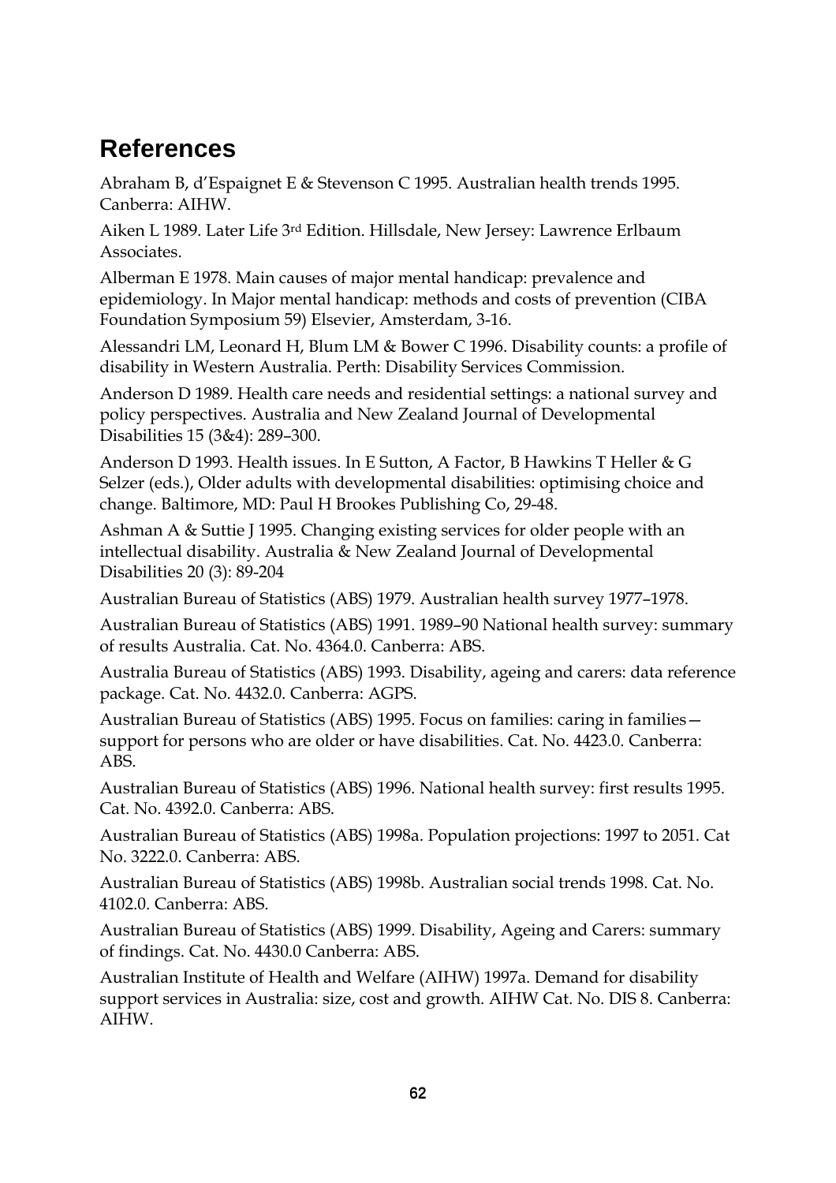# References

Abraham B, d'Espaignet E & Stevenson C 1995. Australian health trends 1995. Canberra: AIHW.

Aiken L 1989. Later Life 3rd Edition. Hillsdale, New Jersey: Lawrence Erlbaum Associates.

Alberman E 1978. Main causes of major mental handicap: prevalence and epidemiology. In Major mental handicap: methods and costs of prevention (CIBA Foundation Symposium 59) Elsevier, Amsterdam, 3-16.

Alessandri LM, Leonard H, Blum LM & Bower C 1996. Disability counts: a profile of disability in Western Australia. Perth: Disability Services Commission.

Anderson D 1989. Health care needs and residential settings: a national survey and policy perspectives. Australia and New Zealand Journal of Developmental Disabilities 15 (3&4): 289–300.

Anderson D 1993. Health issues. In E Sutton, A Factor, B Hawkins T Heller & G Selzer (eds.), Older adults with developmental disabilities: optimising choice and change. Baltimore, MD: Paul H Brookes Publishing Co, 29-48.

Ashman A & Suttie J 1995. Changing existing services for older people with an intellectual disability. Australia & New Zealand Journal of Developmental Disabilities 20 (3): 89-204

Australian Bureau of Statistics (ABS) 1979. Australian health survey 1977–1978.

Australian Bureau of Statistics (ABS) 1991. 1989–90 National health survey: summary of results Australia. Cat. No. 4364.0. Canberra: ABS.

Australia Bureau of Statistics (ABS) 1993. Disability, ageing and carers: data reference package. Cat. No. 4432.0. Canberra: AGPS.

Australian Bureau of Statistics (ABS) 1995. Focus on families: caring in families—support for persons who are older or have disabilities. Cat. No. 4423.0. Canberra: ABS.

Australian Bureau of Statistics (ABS) 1996. National health survey: first results 1995. Cat. No. 4392.0. Canberra: ABS.

Australian Bureau of Statistics (ABS) 1998a. Population projections: 1997 to 2051. Cat No. 3222.0. Canberra: ABS.

Australian Bureau of Statistics (ABS) 1998b. Australian social trends 1998. Cat. No. 4102.0. Canberra: ABS.

Australian Bureau of Statistics (ABS) 1999. Disability, Ageing and Carers: summary of findings. Cat. No. 4430.0 Canberra: ABS.

Australian Institute of Health and Welfare (AIHW) 1997a. Demand for disability support services in Australia: size, cost and growth. AIHW Cat. No. DIS 8. Canberra: AIHW.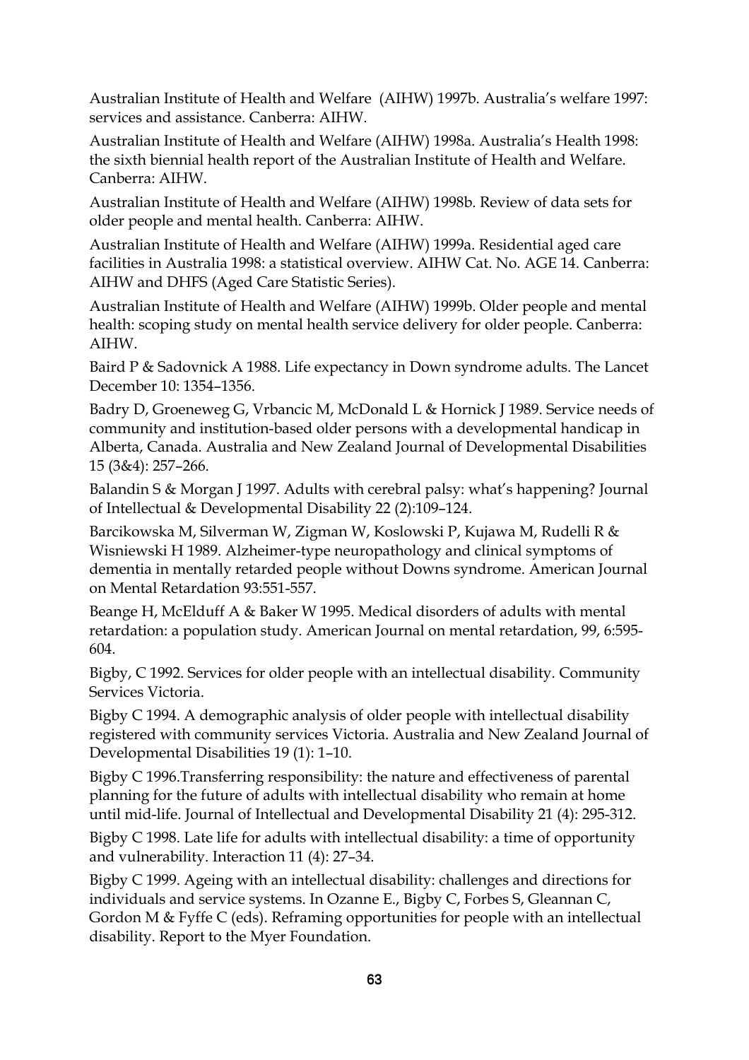Australian Institute of Health and Welfare  (AIHW) 1997b. Australia's welfare 1997: services and assistance. Canberra: AIHW.

Australian Institute of Health and Welfare (AIHW) 1998a. Australia's Health 1998: the sixth biennial health report of the Australian Institute of Health and Welfare. Canberra: AIHW.

Australian Institute of Health and Welfare (AIHW) 1998b. Review of data sets for older people and mental health. Canberra: AIHW.

Australian Institute of Health and Welfare (AIHW) 1999a. Residential aged care facilities in Australia 1998: a statistical overview. AIHW Cat. No. AGE 14. Canberra: AIHW and DHFS (Aged Care Statistic Series).

Australian Institute of Health and Welfare (AIHW) 1999b. Older people and mental health: scoping study on mental health service delivery for older people. Canberra: AIHW.

Baird P & Sadovnick A 1988. Life expectancy in Down syndrome adults. The Lancet December 10: 1354–1356.

Badry D, Groeneweg G, Vrbancic M, McDonald L & Hornick J 1989. Service needs of community and institution-based older persons with a developmental handicap in Alberta, Canada. Australia and New Zealand Journal of Developmental Disabilities 15 (3&4): 257–266.

Balandin S & Morgan J 1997. Adults with cerebral palsy: what's happening? Journal of Intellectual & Developmental Disability 22 (2):109–124.

Barcikowska M, Silverman W, Zigman W, Koslowski P, Kujawa M, Rudelli R & Wisniewski H 1989. Alzheimer-type neuropathology and clinical symptoms of dementia in mentally retarded people without Downs syndrome. American Journal on Mental Retardation 93:551-557.

Beange H, McElduff A & Baker W 1995. Medical disorders of adults with mental retardation: a population study. American Journal on mental retardation, 99, 6:595-604.

Bigby, C 1992. Services for older people with an intellectual disability. Community Services Victoria.

Bigby C 1994. A demographic analysis of older people with intellectual disability registered with community services Victoria. Australia and New Zealand Journal of Developmental Disabilities 19 (1): 1–10.

Bigby C 1996.Transferring responsibility: the nature and effectiveness of parental planning for the future of adults with intellectual disability who remain at home until mid-life. Journal of Intellectual and Developmental Disability 21 (4): 295-312.

Bigby C 1998. Late life for adults with intellectual disability: a time of opportunity and vulnerability. Interaction 11 (4): 27–34.

Bigby C 1999. Ageing with an intellectual disability: challenges and directions for individuals and service systems. In Ozanne E., Bigby C, Forbes S, Gleannan C, Gordon M & Fyffe C (eds). Reframing opportunities for people with an intellectual disability. Report to the Myer Foundation.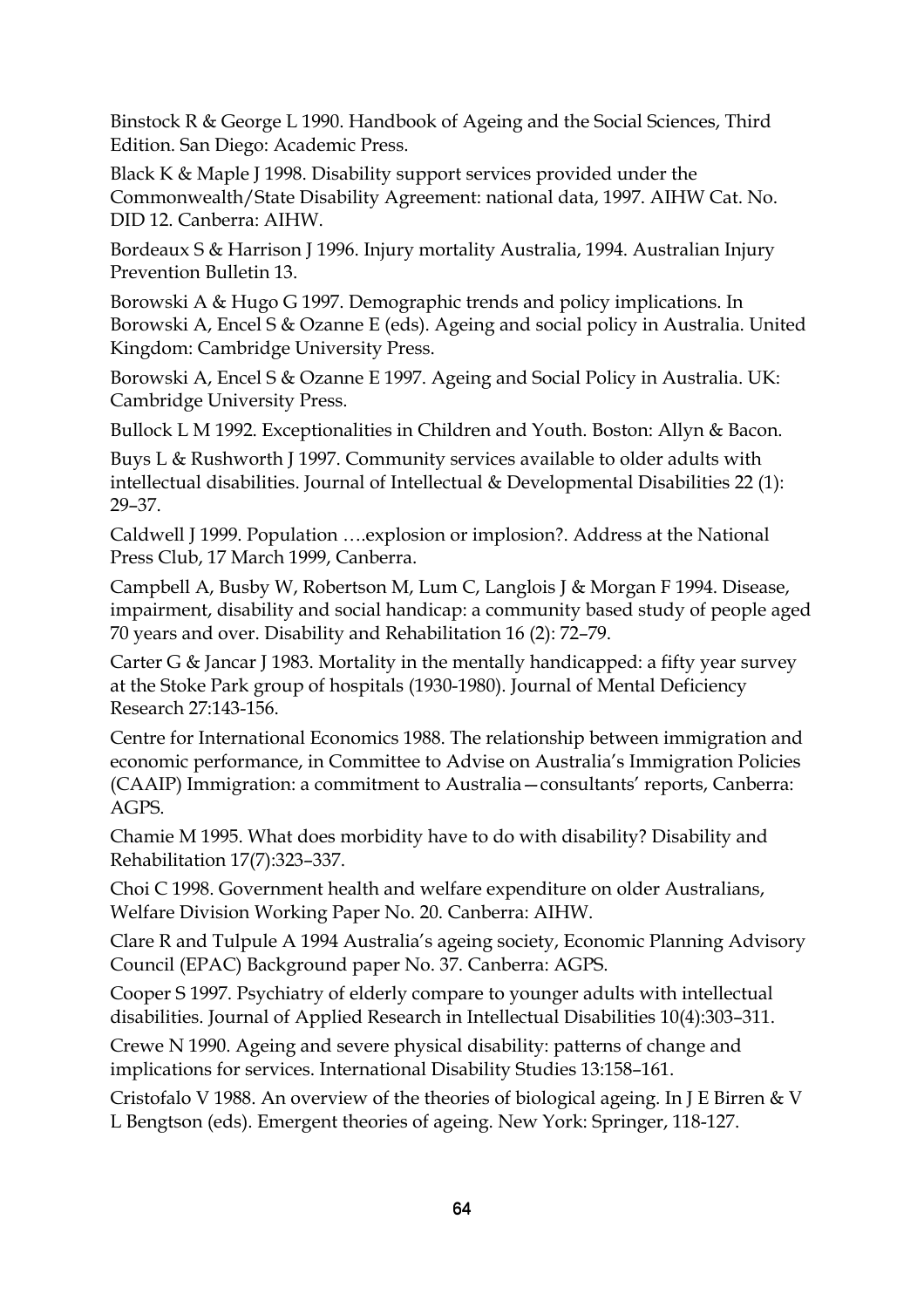Binstock R & George L 1990. Handbook of Ageing and the Social Sciences, Third Edition. San Diego: Academic Press.

Black K & Maple J 1998. Disability support services provided under the Commonwealth/State Disability Agreement: national data, 1997. AIHW Cat. No. DID 12. Canberra: AIHW.

Bordeaux S & Harrison J 1996. Injury mortality Australia, 1994. Australian Injury Prevention Bulletin 13.

Borowski A & Hugo G 1997. Demographic trends and policy implications. In Borowski A, Encel S & Ozanne E (eds). Ageing and social policy in Australia. United Kingdom: Cambridge University Press.

Borowski A, Encel S & Ozanne E 1997. Ageing and Social Policy in Australia. UK: Cambridge University Press.

Bullock L M 1992. Exceptionalities in Children and Youth. Boston: Allyn & Bacon.

Buys L & Rushworth J 1997. Community services available to older adults with intellectual disabilities. Journal of Intellectual & Developmental Disabilities 22 (1): 29–37.

Caldwell J 1999. Population ….explosion or implosion?. Address at the National Press Club, 17 March 1999, Canberra.

Campbell A, Busby W, Robertson M, Lum C, Langlois J & Morgan F 1994. Disease, impairment, disability and social handicap: a community based study of people aged 70 years and over. Disability and Rehabilitation 16 (2): 72–79.

Carter G & Jancar J 1983. Mortality in the mentally handicapped: a fifty year survey at the Stoke Park group of hospitals (1930-1980). Journal of Mental Deficiency Research 27:143-156.

Centre for International Economics 1988. The relationship between immigration and economic performance, in Committee to Advise on Australia's Immigration Policies (CAAIP) Immigration: a commitment to Australia—consultants' reports, Canberra: AGPS.

Chamie M 1995. What does morbidity have to do with disability? Disability and Rehabilitation 17(7):323–337.

Choi C 1998. Government health and welfare expenditure on older Australians, Welfare Division Working Paper No. 20. Canberra: AIHW.

Clare R and Tulpule A 1994 Australia's ageing society, Economic Planning Advisory Council (EPAC) Background paper No. 37. Canberra: AGPS.

Cooper S 1997. Psychiatry of elderly compare to younger adults with intellectual disabilities. Journal of Applied Research in Intellectual Disabilities 10(4):303–311.

Crewe N 1990. Ageing and severe physical disability: patterns of change and implications for services. International Disability Studies 13:158–161.

Cristofalo V 1988. An overview of the theories of biological ageing. In J E Birren & V L Bengtson (eds). Emergent theories of ageing. New York: Springer, 118-127.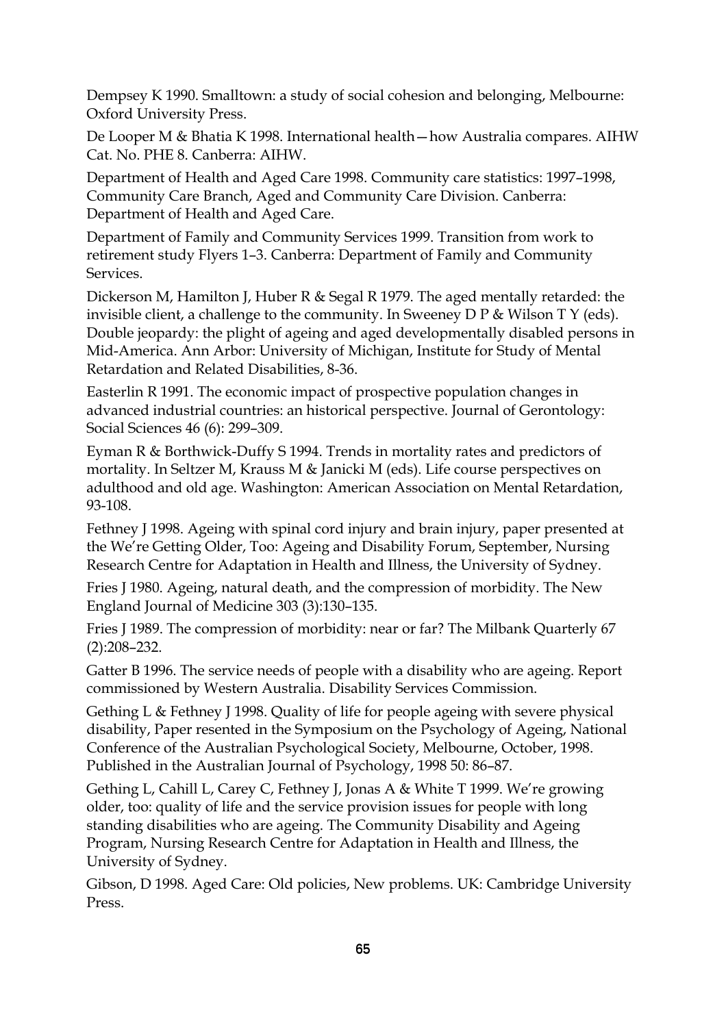Dempsey K 1990. Smalltown: a study of social cohesion and belonging, Melbourne: Oxford University Press.

De Looper M & Bhatia K 1998. International health—how Australia compares. AIHW Cat. No. PHE 8. Canberra: AIHW.

Department of Health and Aged Care 1998. Community care statistics: 1997–1998, Community Care Branch, Aged and Community Care Division. Canberra: Department of Health and Aged Care.

Department of Family and Community Services 1999. Transition from work to retirement study Flyers 1–3. Canberra: Department of Family and Community Services.

Dickerson M, Hamilton J, Huber R & Segal R 1979. The aged mentally retarded: the invisible client, a challenge to the community. In Sweeney D P & Wilson T Y (eds). Double jeopardy: the plight of ageing and aged developmentally disabled persons in Mid-America. Ann Arbor: University of Michigan, Institute for Study of Mental Retardation and Related Disabilities, 8-36.

Easterlin R 1991. The economic impact of prospective population changes in advanced industrial countries: an historical perspective. Journal of Gerontology: Social Sciences 46 (6): 299–309.

Eyman R & Borthwick-Duffy S 1994. Trends in mortality rates and predictors of mortality. In Seltzer M, Krauss M & Janicki M (eds). Life course perspectives on adulthood and old age. Washington: American Association on Mental Retardation, 93-108.

Fethney J 1998. Ageing with spinal cord injury and brain injury, paper presented at the We're Getting Older, Too: Ageing and Disability Forum, September, Nursing Research Centre for Adaptation in Health and Illness, the University of Sydney.

Fries J 1980. Ageing, natural death, and the compression of morbidity. The New England Journal of Medicine 303 (3):130–135.

Fries J 1989. The compression of morbidity: near or far? The Milbank Quarterly 67 (2):208–232.

Gatter B 1996. The service needs of people with a disability who are ageing. Report commissioned by Western Australia. Disability Services Commission.

Gething L & Fethney J 1998. Quality of life for people ageing with severe physical disability, Paper resented in the Symposium on the Psychology of Ageing, National Conference of the Australian Psychological Society, Melbourne, October, 1998. Published in the Australian Journal of Psychology, 1998 50: 86–87.

Gething L, Cahill L, Carey C, Fethney J, Jonas A & White T 1999. We're growing older, too: quality of life and the service provision issues for people with long standing disabilities who are ageing. The Community Disability and Ageing Program, Nursing Research Centre for Adaptation in Health and Illness, the University of Sydney.

Gibson, D 1998. Aged Care: Old policies, New problems. UK: Cambridge University Press.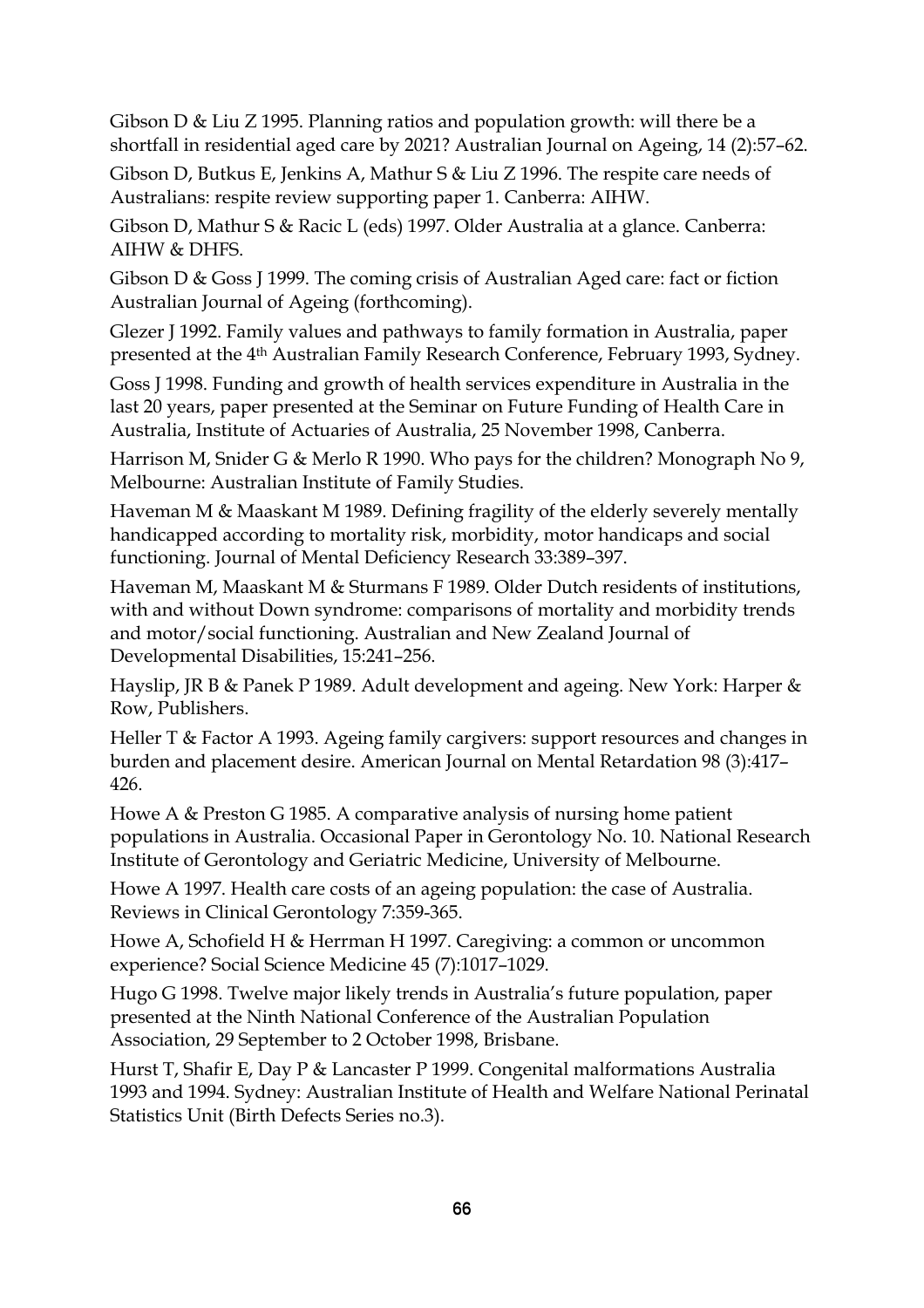Gibson D & Liu Z 1995. Planning ratios and population growth: will there be a shortfall in residential aged care by 2021? Australian Journal on Ageing, 14 (2):57–62.

Gibson D, Butkus E, Jenkins A, Mathur S & Liu Z 1996. The respite care needs of Australians: respite review supporting paper 1. Canberra: AIHW.

Gibson D, Mathur S & Racic L (eds) 1997. Older Australia at a glance. Canberra: AIHW & DHFS.

Gibson D & Goss J 1999. The coming crisis of Australian Aged care: fact or fiction Australian Journal of Ageing (forthcoming).

Glezer J 1992. Family values and pathways to family formation in Australia, paper presented at the 4th Australian Family Research Conference, February 1993, Sydney.

Goss J 1998. Funding and growth of health services expenditure in Australia in the last 20 years, paper presented at the Seminar on Future Funding of Health Care in Australia, Institute of Actuaries of Australia, 25 November 1998, Canberra.

Harrison M, Snider G & Merlo R 1990. Who pays for the children? Monograph No 9, Melbourne: Australian Institute of Family Studies.

Haveman M & Maaskant M 1989. Defining fragility of the elderly severely mentally handicapped according to mortality risk, morbidity, motor handicaps and social functioning. Journal of Mental Deficiency Research 33:389–397.

Haveman M, Maaskant M & Sturmans F 1989. Older Dutch residents of institutions, with and without Down syndrome: comparisons of mortality and morbidity trends and motor/social functioning. Australian and New Zealand Journal of Developmental Disabilities, 15:241–256.

Hayslip, JR B & Panek P 1989. Adult development and ageing. New York: Harper & Row, Publishers.

Heller T & Factor A 1993. Ageing family cargivers: support resources and changes in burden and placement desire. American Journal on Mental Retardation 98 (3):417–426.

Howe A & Preston G 1985. A comparative analysis of nursing home patient populations in Australia. Occasional Paper in Gerontology No. 10. National Research Institute of Gerontology and Geriatric Medicine, University of Melbourne.

Howe A 1997. Health care costs of an ageing population: the case of Australia. Reviews in Clinical Gerontology 7:359-365.

Howe A, Schofield H & Herrman H 1997. Caregiving: a common or uncommon experience? Social Science Medicine 45 (7):1017–1029.

Hugo G 1998. Twelve major likely trends in Australia's future population, paper presented at the Ninth National Conference of the Australian Population Association, 29 September to 2 October 1998, Brisbane.

Hurst T, Shafir E, Day P & Lancaster P 1999. Congenital malformations Australia 1993 and 1994. Sydney: Australian Institute of Health and Welfare National Perinatal Statistics Unit (Birth Defects Series no.3).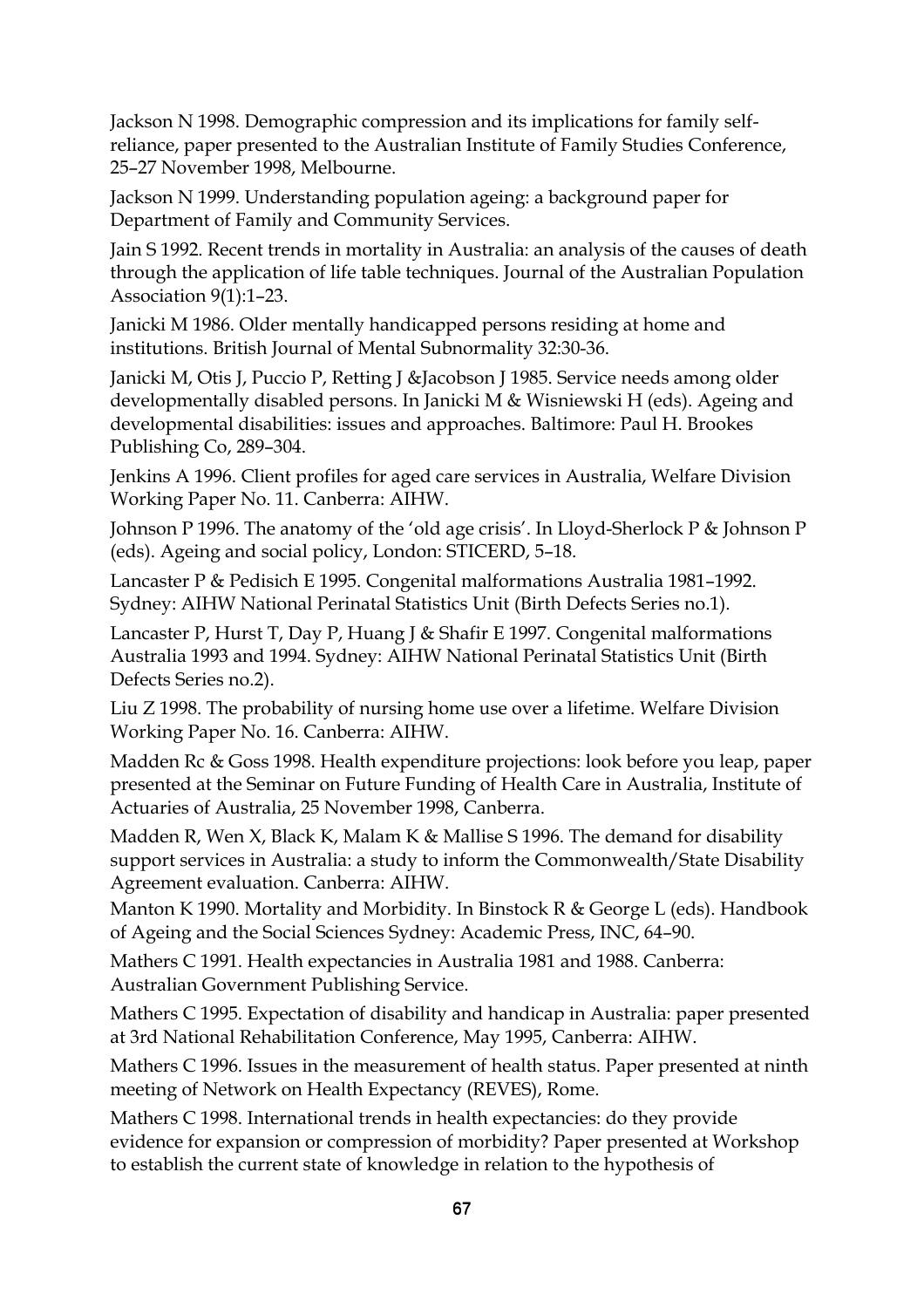Jackson N 1998. Demographic compression and its implications for family self-reliance, paper presented to the Australian Institute of Family Studies Conference, 25–27 November 1998, Melbourne.

Jackson N 1999. Understanding population ageing: a background paper for Department of Family and Community Services.

Jain S 1992. Recent trends in mortality in Australia: an analysis of the causes of death through the application of life table techniques. Journal of the Australian Population Association 9(1):1–23.

Janicki M 1986. Older mentally handicapped persons residing at home and institutions. British Journal of Mental Subnormality 32:30-36.

Janicki M, Otis J, Puccio P, Retting J &Jacobson J 1985. Service needs among older developmentally disabled persons. In Janicki M & Wisniewski H (eds). Ageing and developmental disabilities: issues and approaches. Baltimore: Paul H. Brookes Publishing Co, 289–304.

Jenkins A 1996. Client profiles for aged care services in Australia, Welfare Division Working Paper No. 11. Canberra: AIHW.

Johnson P 1996. The anatomy of the 'old age crisis'. In Lloyd-Sherlock P & Johnson P (eds). Ageing and social policy, London: STICERD, 5–18.

Lancaster P & Pedisich E 1995. Congenital malformations Australia 1981–1992. Sydney: AIHW National Perinatal Statistics Unit (Birth Defects Series no.1).

Lancaster P, Hurst T, Day P, Huang J & Shafir E 1997. Congenital malformations Australia 1993 and 1994. Sydney: AIHW National Perinatal Statistics Unit (Birth Defects Series no.2).

Liu Z 1998. The probability of nursing home use over a lifetime. Welfare Division Working Paper No. 16. Canberra: AIHW.

Madden Rc & Goss 1998. Health expenditure projections: look before you leap, paper presented at the Seminar on Future Funding of Health Care in Australia, Institute of Actuaries of Australia, 25 November 1998, Canberra.

Madden R, Wen X, Black K, Malam K & Mallise S 1996. The demand for disability support services in Australia: a study to inform the Commonwealth/State Disability Agreement evaluation. Canberra: AIHW.

Manton K 1990. Mortality and Morbidity. In Binstock R & George L (eds). Handbook of Ageing and the Social Sciences Sydney: Academic Press, INC, 64–90.

Mathers C 1991. Health expectancies in Australia 1981 and 1988. Canberra: Australian Government Publishing Service.

Mathers C 1995. Expectation of disability and handicap in Australia: paper presented at 3rd National Rehabilitation Conference, May 1995, Canberra: AIHW.

Mathers C 1996. Issues in the measurement of health status. Paper presented at ninth meeting of Network on Health Expectancy (REVES), Rome.

Mathers C 1998. International trends in health expectancies: do they provide evidence for expansion or compression of morbidity? Paper presented at Workshop to establish the current state of knowledge in relation to the hypothesis of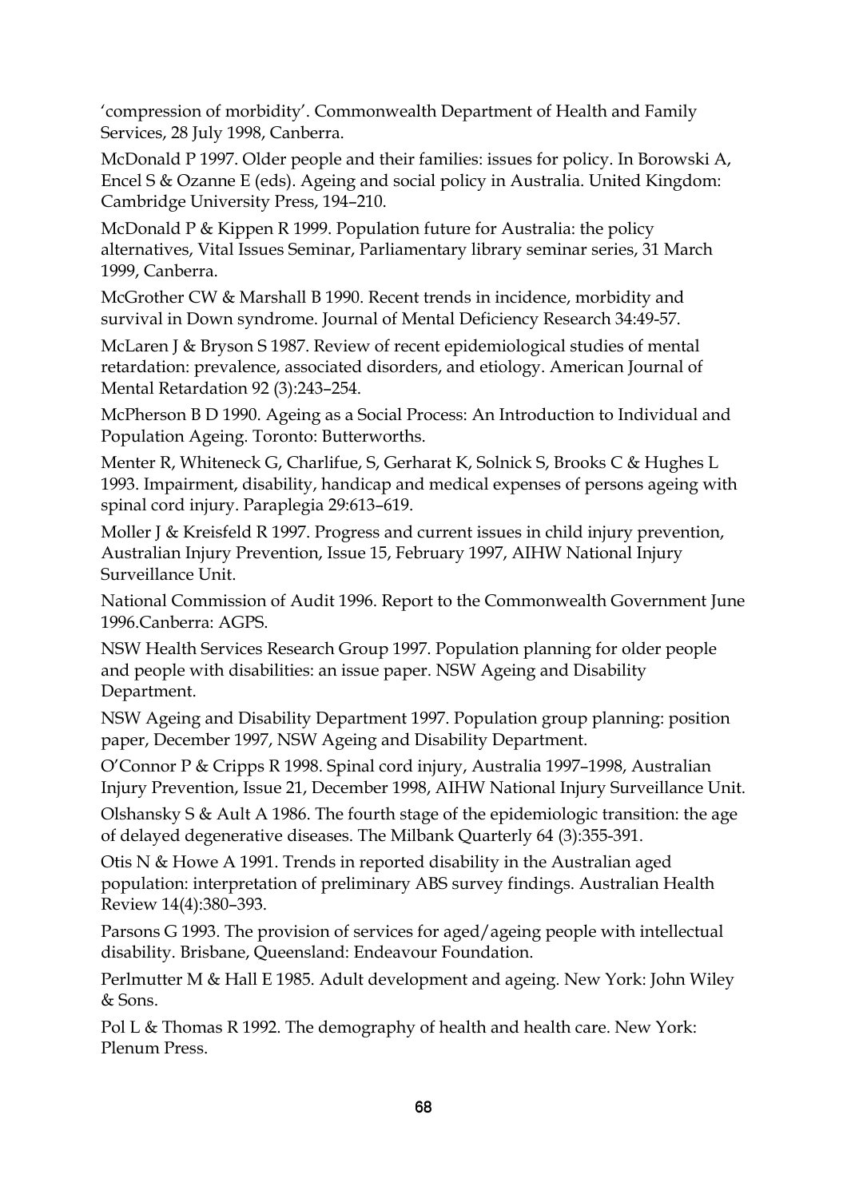'compression of morbidity'. Commonwealth Department of Health and Family Services, 28 July 1998, Canberra.

McDonald P 1997. Older people and their families: issues for policy. In Borowski A, Encel S & Ozanne E (eds). Ageing and social policy in Australia. United Kingdom: Cambridge University Press, 194–210.

McDonald P & Kippen R 1999. Population future for Australia: the policy alternatives, Vital Issues Seminar, Parliamentary library seminar series, 31 March 1999, Canberra.

McGrother CW & Marshall B 1990. Recent trends in incidence, morbidity and survival in Down syndrome. Journal of Mental Deficiency Research 34:49-57.

McLaren J & Bryson S 1987. Review of recent epidemiological studies of mental retardation: prevalence, associated disorders, and etiology. American Journal of Mental Retardation 92 (3):243–254.

McPherson B D 1990. Ageing as a Social Process: An Introduction to Individual and Population Ageing. Toronto: Butterworths.

Menter R, Whiteneck G, Charlifue, S, Gerharat K, Solnick S, Brooks C & Hughes L 1993. Impairment, disability, handicap and medical expenses of persons ageing with spinal cord injury. Paraplegia 29:613–619.

Moller J & Kreisfeld R 1997. Progress and current issues in child injury prevention, Australian Injury Prevention, Issue 15, February 1997, AIHW National Injury Surveillance Unit.

National Commission of Audit 1996. Report to the Commonwealth Government June 1996.Canberra: AGPS.

NSW Health Services Research Group 1997. Population planning for older people and people with disabilities: an issue paper. NSW Ageing and Disability Department.

NSW Ageing and Disability Department 1997. Population group planning: position paper, December 1997, NSW Ageing and Disability Department.

O'Connor P & Cripps R 1998. Spinal cord injury, Australia 1997–1998, Australian Injury Prevention, Issue 21, December 1998, AIHW National Injury Surveillance Unit.

Olshansky S & Ault A 1986. The fourth stage of the epidemiologic transition: the age of delayed degenerative diseases. The Milbank Quarterly 64 (3):355-391.

Otis N & Howe A 1991. Trends in reported disability in the Australian aged population: interpretation of preliminary ABS survey findings. Australian Health Review 14(4):380–393.

Parsons G 1993. The provision of services for aged/ageing people with intellectual disability. Brisbane, Queensland: Endeavour Foundation.

Perlmutter M & Hall E 1985. Adult development and ageing. New York: John Wiley & Sons.

Pol L & Thomas R 1992. The demography of health and health care. New York: Plenum Press.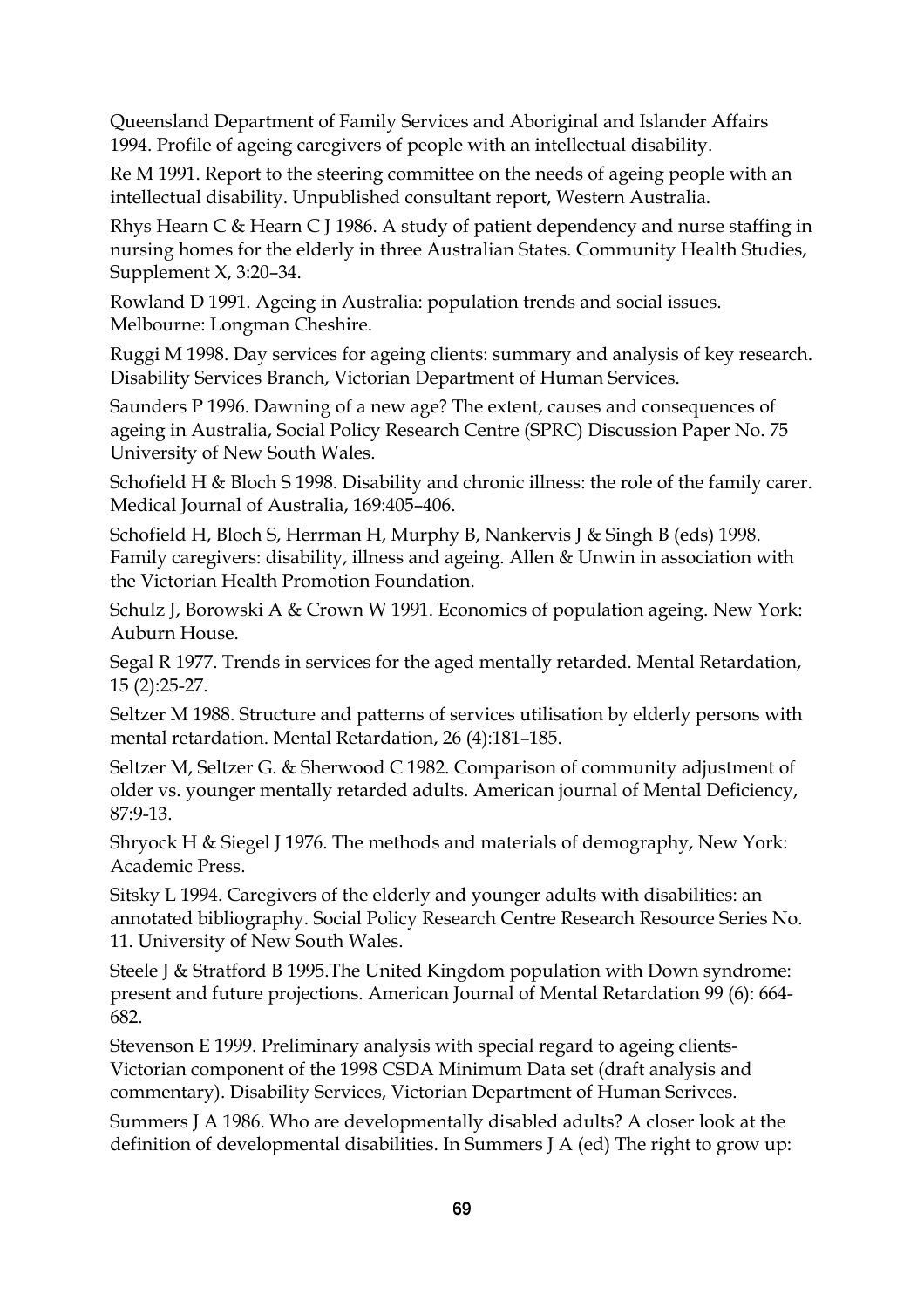Queensland Department of Family Services and Aboriginal and Islander Affairs 1994. Profile of ageing caregivers of people with an intellectual disability.

Re M 1991. Report to the steering committee on the needs of ageing people with an intellectual disability. Unpublished consultant report, Western Australia.

Rhys Hearn C & Hearn C J 1986. A study of patient dependency and nurse staffing in nursing homes for the elderly in three Australian States. Community Health Studies, Supplement X, 3:20–34.

Rowland D 1991. Ageing in Australia: population trends and social issues. Melbourne: Longman Cheshire.

Ruggi M 1998. Day services for ageing clients: summary and analysis of key research. Disability Services Branch, Victorian Department of Human Services.

Saunders P 1996. Dawning of a new age? The extent, causes and consequences of ageing in Australia, Social Policy Research Centre (SPRC) Discussion Paper No. 75 University of New South Wales.

Schofield H & Bloch S 1998. Disability and chronic illness: the role of the family carer. Medical Journal of Australia, 169:405–406.

Schofield H, Bloch S, Herrman H, Murphy B, Nankervis J & Singh B (eds) 1998. Family caregivers: disability, illness and ageing. Allen & Unwin in association with the Victorian Health Promotion Foundation.

Schulz J, Borowski A & Crown W 1991. Economics of population ageing. New York: Auburn House.

Segal R 1977. Trends in services for the aged mentally retarded. Mental Retardation, 15 (2):25-27.

Seltzer M 1988. Structure and patterns of services utilisation by elderly persons with mental retardation. Mental Retardation, 26 (4):181–185.

Seltzer M, Seltzer G. & Sherwood C 1982. Comparison of community adjustment of older vs. younger mentally retarded adults. American journal of Mental Deficiency, 87:9-13.

Shryock H & Siegel J 1976. The methods and materials of demography, New York: Academic Press.

Sitsky L 1994. Caregivers of the elderly and younger adults with disabilities: an annotated bibliography. Social Policy Research Centre Research Resource Series No. 11. University of New South Wales.

Steele J & Stratford B 1995.The United Kingdom population with Down syndrome: present and future projections. American Journal of Mental Retardation 99 (6): 664-682.

Stevenson E 1999. Preliminary analysis with special regard to ageing clients-Victorian component of the 1998 CSDA Minimum Data set (draft analysis and commentary). Disability Services, Victorian Department of Human Serivces.

Summers J A 1986. Who are developmentally disabled adults? A closer look at the definition of developmental disabilities. In Summers J A (ed) The right to grow up: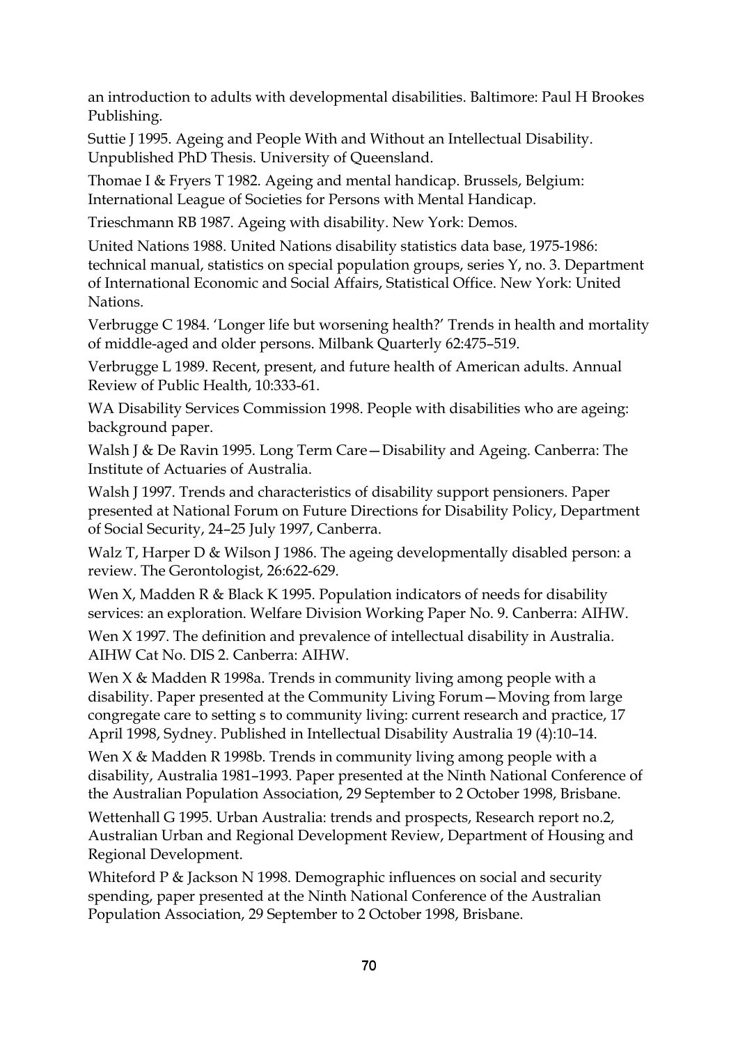an introduction to adults with developmental disabilities. Baltimore: Paul H Brookes Publishing.

Suttie J 1995. Ageing and People With and Without an Intellectual Disability. Unpublished PhD Thesis. University of Queensland.

Thomae I & Fryers T 1982. Ageing and mental handicap. Brussels, Belgium: International League of Societies for Persons with Mental Handicap.

Trieschmann RB 1987. Ageing with disability. New York: Demos.

United Nations 1988. United Nations disability statistics data base, 1975-1986: technical manual, statistics on special population groups, series Y, no. 3. Department of International Economic and Social Affairs, Statistical Office. New York: United Nations.

Verbrugge C 1984. 'Longer life but worsening health?' Trends in health and mortality of middle-aged and older persons. Milbank Quarterly 62:475–519.

Verbrugge L 1989. Recent, present, and future health of American adults. Annual Review of Public Health, 10:333-61.

WA Disability Services Commission 1998. People with disabilities who are ageing: background paper.

Walsh J & De Ravin 1995. Long Term Care—Disability and Ageing. Canberra: The Institute of Actuaries of Australia.

Walsh J 1997. Trends and characteristics of disability support pensioners. Paper presented at National Forum on Future Directions for Disability Policy, Department of Social Security, 24–25 July 1997, Canberra.

Walz T, Harper D & Wilson J 1986. The ageing developmentally disabled person: a review. The Gerontologist, 26:622-629.

Wen X, Madden R & Black K 1995. Population indicators of needs for disability services: an exploration. Welfare Division Working Paper No. 9. Canberra: AIHW.

Wen X 1997. The definition and prevalence of intellectual disability in Australia. AIHW Cat No. DIS 2. Canberra: AIHW.

Wen X & Madden R 1998a. Trends in community living among people with a disability. Paper presented at the Community Living Forum—Moving from large congregate care to setting s to community living: current research and practice, 17 April 1998, Sydney. Published in Intellectual Disability Australia 19 (4):10–14.

Wen X & Madden R 1998b. Trends in community living among people with a disability, Australia 1981–1993. Paper presented at the Ninth National Conference of the Australian Population Association, 29 September to 2 October 1998, Brisbane.

Wettenhall G 1995. Urban Australia: trends and prospects, Research report no.2, Australian Urban and Regional Development Review, Department of Housing and Regional Development.

Whiteford P & Jackson N 1998. Demographic influences on social and security spending, paper presented at the Ninth National Conference of the Australian Population Association, 29 September to 2 October 1998, Brisbane.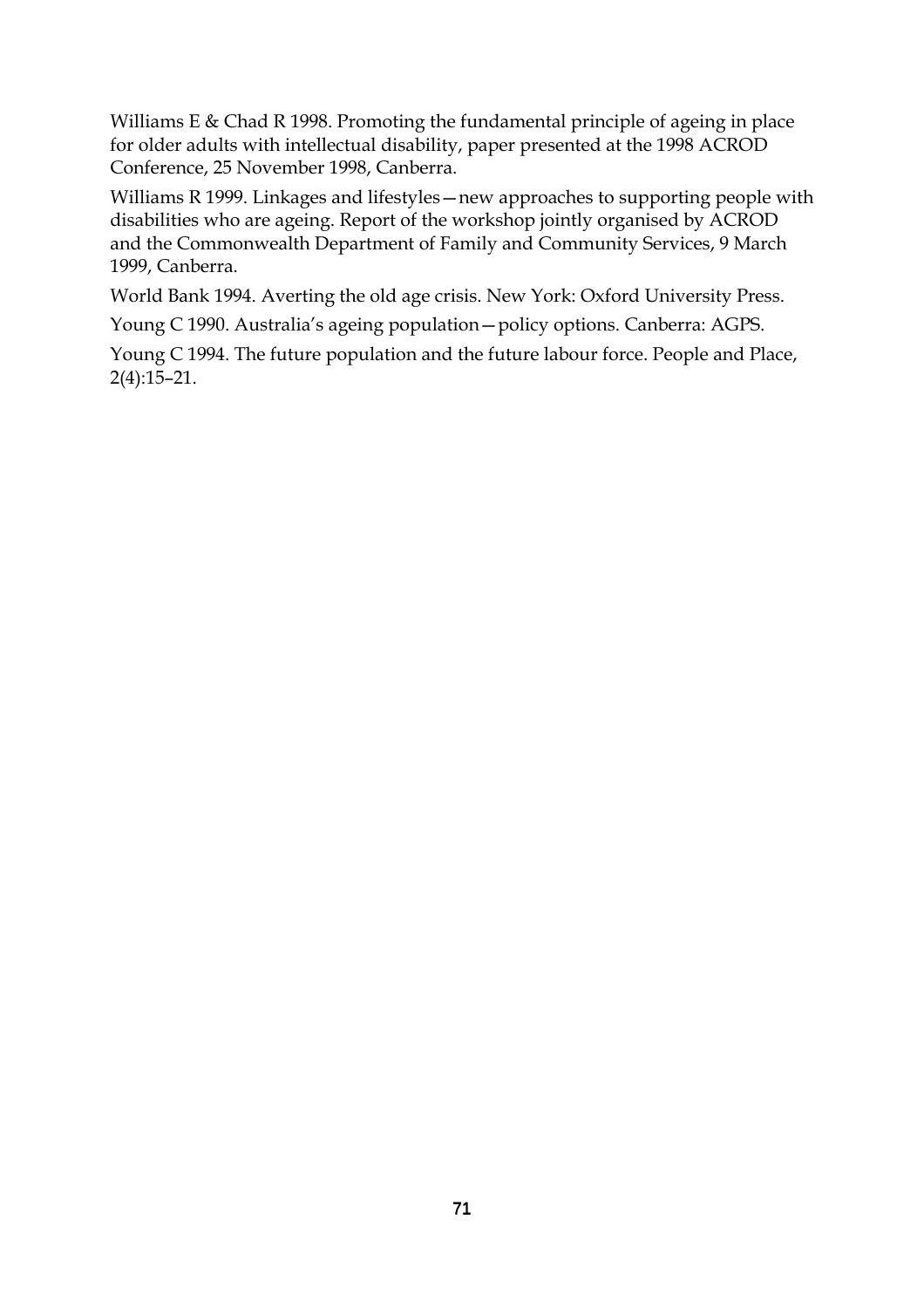Williams E & Chad R 1998. Promoting the fundamental principle of ageing in place for older adults with intellectual disability, paper presented at the 1998 ACROD Conference, 25 November 1998, Canberra.

Williams R 1999. Linkages and lifestyles—new approaches to supporting people with disabilities who are ageing. Report of the workshop jointly organised by ACROD and the Commonwealth Department of Family and Community Services, 9 March 1999, Canberra.

World Bank 1994. Averting the old age crisis. New York: Oxford University Press.

Young C 1990. Australia's ageing population—policy options. Canberra: AGPS.

Young C 1994. The future population and the future labour force. People and Place, 2(4):15–21.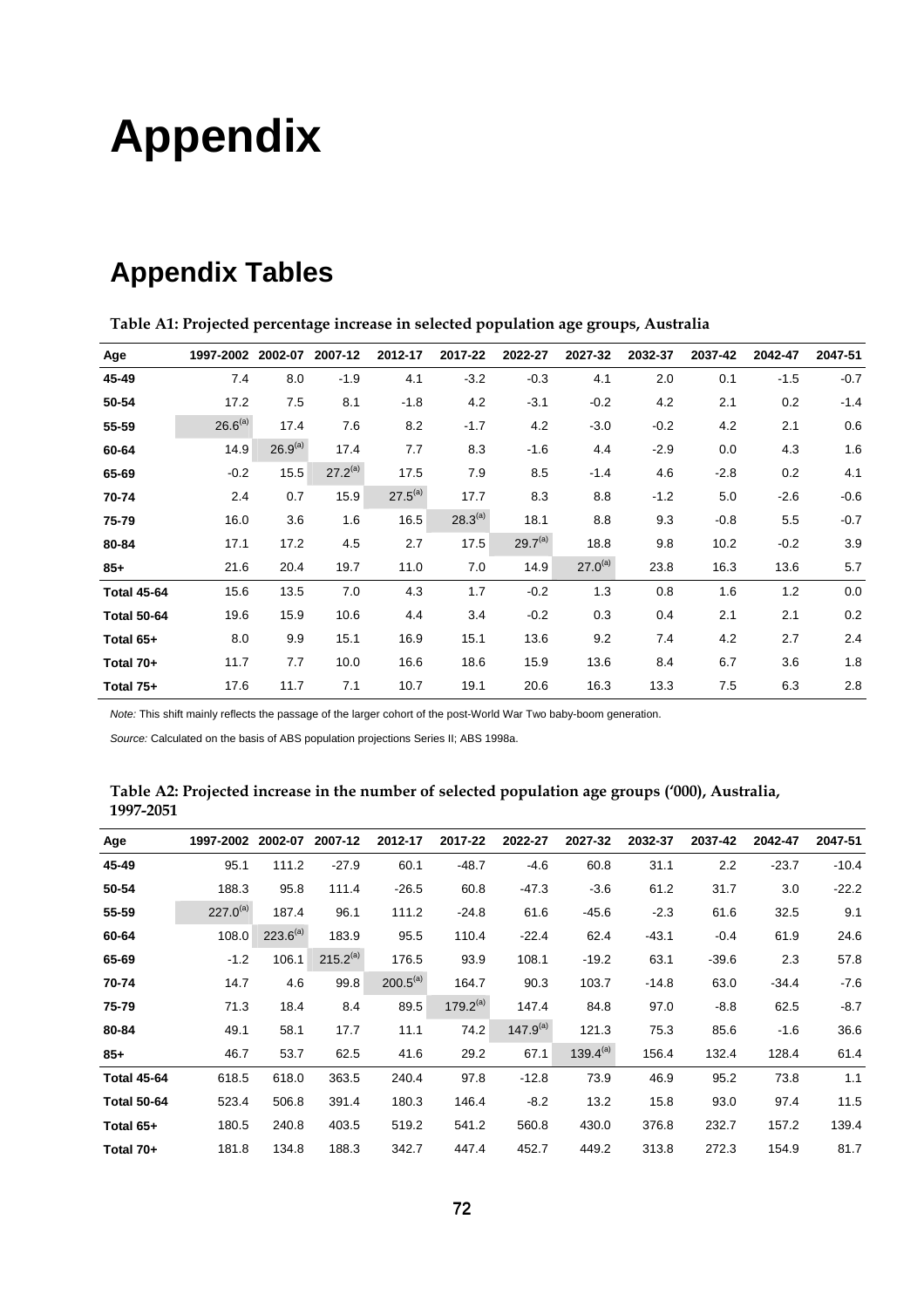# Appendix

## Appendix Tables

**Table A1: Projected percentage increase in selected population age groups, Australia**

| Age | 1997-2002 | 2002-07 | 2007-12 | 2012-17 | 2017-22 | 2022-27 | 2027-32 | 2032-37 | 2037-42 | 2042-47 | 2047-51 |
|---|---|---|---|---|---|---|---|---|---|---|---|
| **45-49** | 7.4 | 8.0 | -1.9 | 4.1 | -3.2 | -0.3 | 4.1 | 2.0 | 0.1 | -1.5 | -0.7 |
| **50-54** | 17.2 | 7.5 | 8.1 | -1.8 | 4.2 | -3.1 | -0.2 | 4.2 | 2.1 | 0.2 | -1.4 |
| **55-59** | 26.6[(a)] | 17.4 | 7.6 | 8.2 | -1.7 | 4.2 | -3.0 | -0.2 | 4.2 | 2.1 | 0.6 |
| **60-64** | 14.9 | 26.9[(a)] | 17.4 | 7.7 | 8.3 | -1.6 | 4.4 | -2.9 | 0.0 | 4.3 | 1.6 |
| **65-69** | -0.2 | 15.5 | 27.2[(a)] | 17.5 | 7.9 | 8.5 | -1.4 | 4.6 | -2.8 | 0.2 | 4.1 |
| **70-74** | 2.4 | 0.7 | 15.9 | 27.5[(a)] | 17.7 | 8.3 | 8.8 | -1.2 | 5.0 | -2.6 | -0.6 |
| **75-79** | 16.0 | 3.6 | 1.6 | 16.5 | 28.3[(a)] | 18.1 | 8.8 | 9.3 | -0.8 | 5.5 | -0.7 |
| **80-84** | 17.1 | 17.2 | 4.5 | 2.7 | 17.5 | 29.7[(a)] | 18.8 | 9.8 | 10.2 | -0.2 | 3.9 |
| **85+** | 21.6 | 20.4 | 19.7 | 11.0 | 7.0 | 14.9 | 27.0[(a)] | 23.8 | 16.3 | 13.6 | 5.7 |
| **Total 45-64** | 15.6 | 13.5 | 7.0 | 4.3 | 1.7 | -0.2 | 1.3 | 0.8 | 1.6 | 1.2 | 0.0 |
| **Total 50-64** | 19.6 | 15.9 | 10.6 | 4.4 | 3.4 | -0.2 | 0.3 | 0.4 | 2.1 | 2.1 | 0.2 |
| **Total 65+** | 8.0 | 9.9 | 15.1 | 16.9 | 15.1 | 13.6 | 9.2 | 7.4 | 4.2 | 2.7 | 2.4 |
| **Total 70+** | 11.7 | 7.7 | 10.0 | 16.6 | 18.6 | 15.9 | 13.6 | 8.4 | 6.7 | 3.6 | 1.8 |
| **Total 75+** | 17.6 | 11.7 | 7.1 | 10.7 | 19.1 | 20.6 | 16.3 | 13.3 | 7.5 | 6.3 | 2.8 |

*Note:* This shift mainly reflects the passage of the larger cohort of the post-World War Two baby-boom generation.

*Source:* Calculated on the basis of ABS population projections Series II; ABS 1998a.

**Table A2: Projected increase in the number of selected population age groups ('000), Australia, 1997-2051**

| Age | 1997-2002 | 2002-07 | 2007-12 | 2012-17 | 2017-22 | 2022-27 | 2027-32 | 2032-37 | 2037-42 | 2042-47 | 2047-51 |
|---|---|---|---|---|---|---|---|---|---|---|---|
| **45-49** | 95.1 | 111.2 | -27.9 | 60.1 | -48.7 | -4.6 | 60.8 | 31.1 | 2.2 | -23.7 | -10.4 |
| **50-54** | 188.3 | 95.8 | 111.4 | -26.5 | 60.8 | -47.3 | -3.6 | 61.2 | 31.7 | 3.0 | -22.2 |
| **55-59** | 227.0[(a)] | 187.4 | 96.1 | 111.2 | -24.8 | 61.6 | -45.6 | -2.3 | 61.6 | 32.5 | 9.1 |
| **60-64** | 108.0 | 223.6[(a)] | 183.9 | 95.5 | 110.4 | -22.4 | 62.4 | -43.1 | -0.4 | 61.9 | 24.6 |
| **65-69** | -1.2 | 106.1 | 215.2[(a)] | 176.5 | 93.9 | 108.1 | -19.2 | 63.1 | -39.6 | 2.3 | 57.8 |
| **70-74** | 14.7 | 4.6 | 99.8 | 200.5[(a)] | 164.7 | 90.3 | 103.7 | -14.8 | 63.0 | -34.4 | -7.6 |
| **75-79** | 71.3 | 18.4 | 8.4 | 89.5 | 179.2[(a)] | 147.4 | 84.8 | 97.0 | -8.8 | 62.5 | -8.7 |
| **80-84** | 49.1 | 58.1 | 17.7 | 11.1 | 74.2 | 147.9[(a)] | 121.3 | 75.3 | 85.6 | -1.6 | 36.6 |
| **85+** | 46.7 | 53.7 | 62.5 | 41.6 | 29.2 | 67.1 | 139.4[(a)] | 156.4 | 132.4 | 128.4 | 61.4 |
| **Total 45-64** | 618.5 | 618.0 | 363.5 | 240.4 | 97.8 | -12.8 | 73.9 | 46.9 | 95.2 | 73.8 | 1.1 |
| **Total 50-64** | 523.4 | 506.8 | 391.4 | 180.3 | 146.4 | -8.2 | 13.2 | 15.8 | 93.0 | 97.4 | 11.5 |
| **Total 65+** | 180.5 | 240.8 | 403.5 | 519.2 | 541.2 | 560.8 | 430.0 | 376.8 | 232.7 | 157.2 | 139.4 |
| **Total 70+** | 181.8 | 134.8 | 188.3 | 342.7 | 447.4 | 452.7 | 449.2 | 313.8 | 272.3 | 154.9 | 81.7 |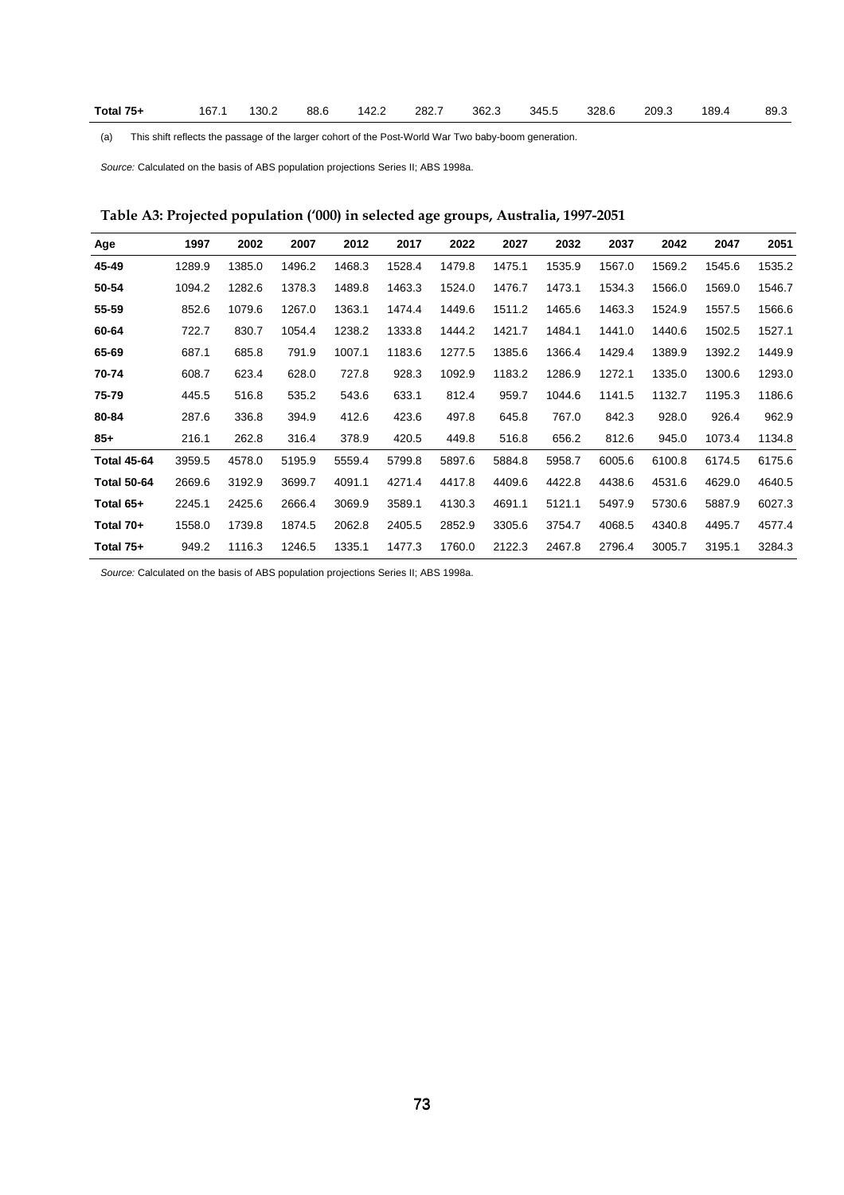| Total 75+ | 167.1 | 130.2 | 88.6 | 142.2 | 282.7 | 362.3 | 345.5 | 328.6 | 209.3 | 189.4 | 89.3 |
|---|---|---|---|---|---|---|---|---|---|---|---|

(a) This shift reflects the passage of the larger cohort of the Post-World War Two baby-boom generation.

*Source:* Calculated on the basis of ABS population projections Series II; ABS 1998a.

**Table A3: Projected population ('000) in selected age groups, Australia, 1997-2051**

| Age | 1997 | 2002 | 2007 | 2012 | 2017 | 2022 | 2027 | 2032 | 2037 | 2042 | 2047 | 2051 |
|---|---|---|---|---|---|---|---|---|---|---|---|---|
| **45-49** | 1289.9 | 1385.0 | 1496.2 | 1468.3 | 1528.4 | 1479.8 | 1475.1 | 1535.9 | 1567.0 | 1569.2 | 1545.6 | 1535.2 |
| **50-54** | 1094.2 | 1282.6 | 1378.3 | 1489.8 | 1463.3 | 1524.0 | 1476.7 | 1473.1 | 1534.3 | 1566.0 | 1569.0 | 1546.7 |
| **55-59** | 852.6 | 1079.6 | 1267.0 | 1363.1 | 1474.4 | 1449.6 | 1511.2 | 1465.6 | 1463.3 | 1524.9 | 1557.5 | 1566.6 |
| **60-64** | 722.7 | 830.7 | 1054.4 | 1238.2 | 1333.8 | 1444.2 | 1421.7 | 1484.1 | 1441.0 | 1440.6 | 1502.5 | 1527.1 |
| **65-69** | 687.1 | 685.8 | 791.9 | 1007.1 | 1183.6 | 1277.5 | 1385.6 | 1366.4 | 1429.4 | 1389.9 | 1392.2 | 1449.9 |
| **70-74** | 608.7 | 623.4 | 628.0 | 727.8 | 928.3 | 1092.9 | 1183.2 | 1286.9 | 1272.1 | 1335.0 | 1300.6 | 1293.0 |
| **75-79** | 445.5 | 516.8 | 535.2 | 543.6 | 633.1 | 812.4 | 959.7 | 1044.6 | 1141.5 | 1132.7 | 1195.3 | 1186.6 |
| **80-84** | 287.6 | 336.8 | 394.9 | 412.6 | 423.6 | 497.8 | 645.8 | 767.0 | 842.3 | 928.0 | 926.4 | 962.9 |
| **85+** | 216.1 | 262.8 | 316.4 | 378.9 | 420.5 | 449.8 | 516.8 | 656.2 | 812.6 | 945.0 | 1073.4 | 1134.8 |
| **Total 45-64** | 3959.5 | 4578.0 | 5195.9 | 5559.4 | 5799.8 | 5897.6 | 5884.8 | 5958.7 | 6005.6 | 6100.8 | 6174.5 | 6175.6 |
| **Total 50-64** | 2669.6 | 3192.9 | 3699.7 | 4091.1 | 4271.4 | 4417.8 | 4409.6 | 4422.8 | 4438.6 | 4531.6 | 4629.0 | 4640.5 |
| **Total 65+** | 2245.1 | 2425.6 | 2666.4 | 3069.9 | 3589.1 | 4130.3 | 4691.1 | 5121.1 | 5497.9 | 5730.6 | 5887.9 | 6027.3 |
| **Total 70+** | 1558.0 | 1739.8 | 1874.5 | 2062.8 | 2405.5 | 2852.9 | 3305.6 | 3754.7 | 4068.5 | 4340.8 | 4495.7 | 4577.4 |
| **Total 75+** | 949.2 | 1116.3 | 1246.5 | 1335.1 | 1477.3 | 1760.0 | 2122.3 | 2467.8 | 2796.4 | 3005.7 | 3195.1 | 3284.3 |

*Source:* Calculated on the basis of ABS population projections Series II; ABS 1998a.